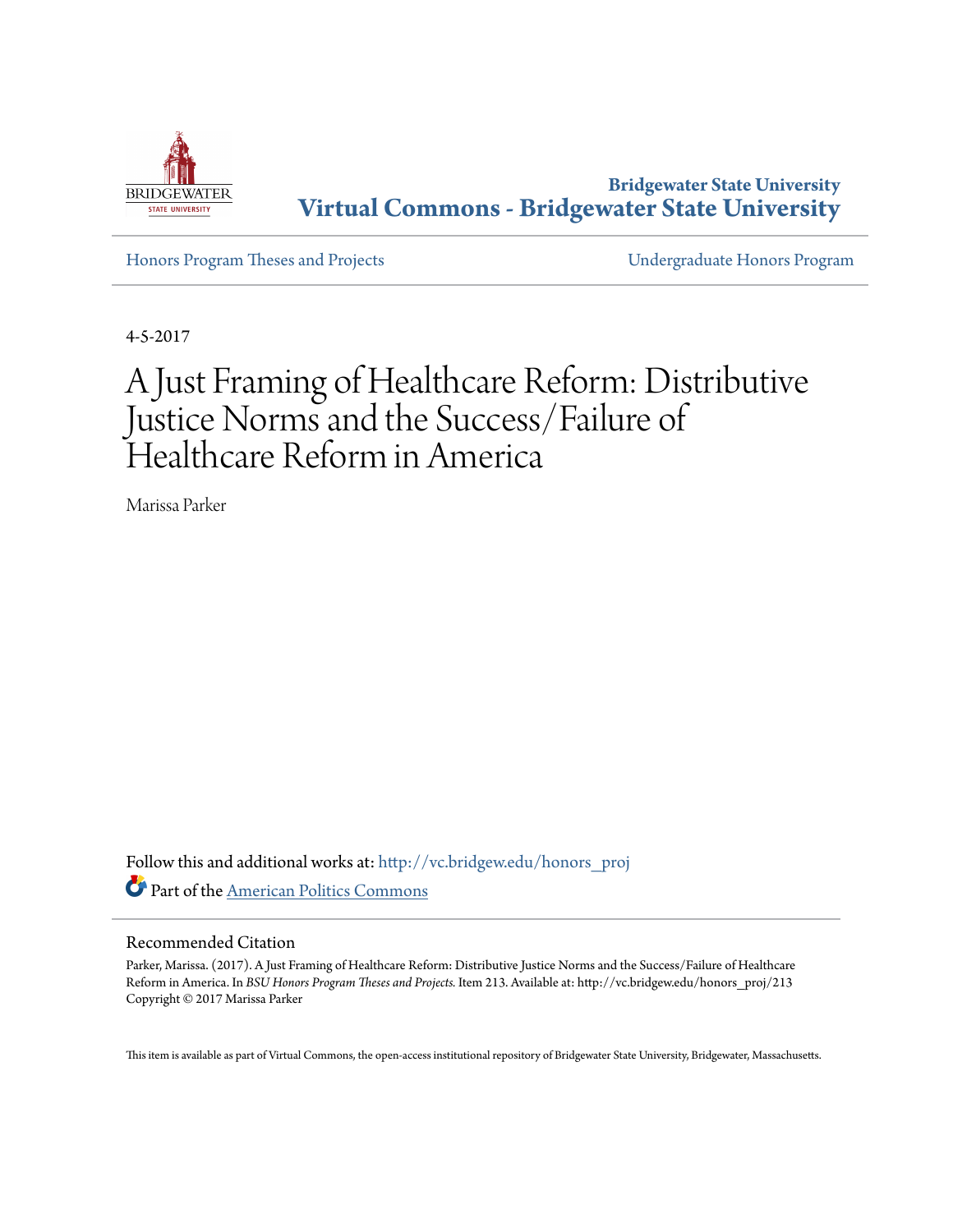Bridgewater State University

# Virtual Commons - Bridgewater State University

Honors Program Theses and Projects | Undergraduate Honors Program

4-5-2017

# A Just Framing of Healthcare Reform: Distributive Justice Norms and the Success/Failure of Healthcare Reform in America

Marissa Parker

Follow this and additional works at: http://vc.bridgew.edu/honors_proj

Part of the American Politics Commons

## Recommended Citation

Parker, Marissa. (2017). A Just Framing of Healthcare Reform: Distributive Justice Norms and the Success/Failure of Healthcare Reform in America. In *BSU Honors Program Theses and Projects.* Item 213. Available at: http://vc.bridgew.edu/honors_proj/213
Copyright © 2017 Marissa Parker

This item is available as part of Virtual Commons, the open-access institutional repository of Bridgewater State University, Bridgewater, Massachusetts.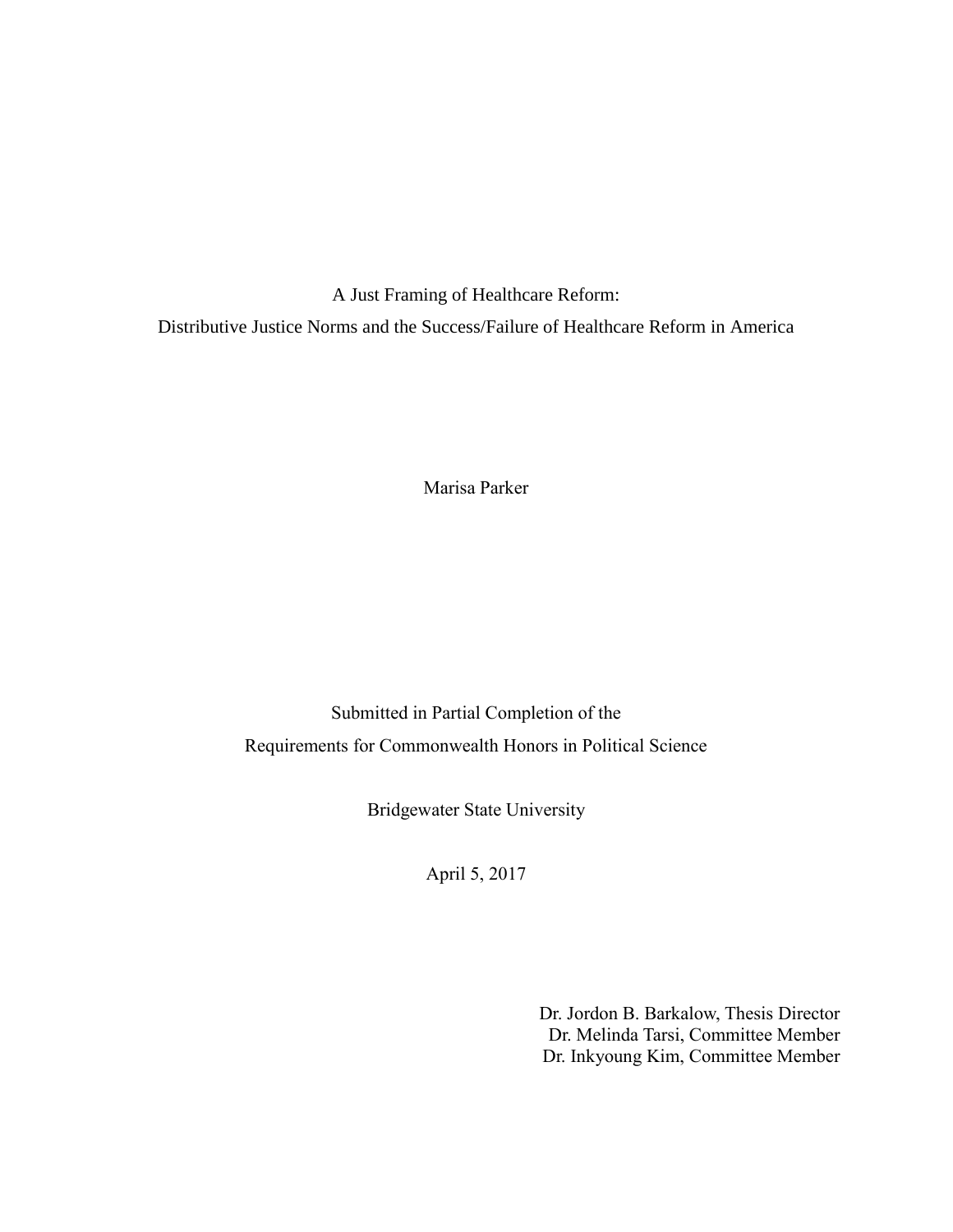# A Just Framing of Healthcare Reform:

## Distributive Justice Norms and the Success/Failure of Healthcare Reform in America

Marisa Parker

Submitted in Partial Completion of the

Requirements for Commonwealth Honors in Political Science

Bridgewater State University

April 5, 2017

Dr. Jordon B. Barkalow, Thesis Director

Dr. Melinda Tarsi, Committee Member

Dr. Inkyoung Kim, Committee Member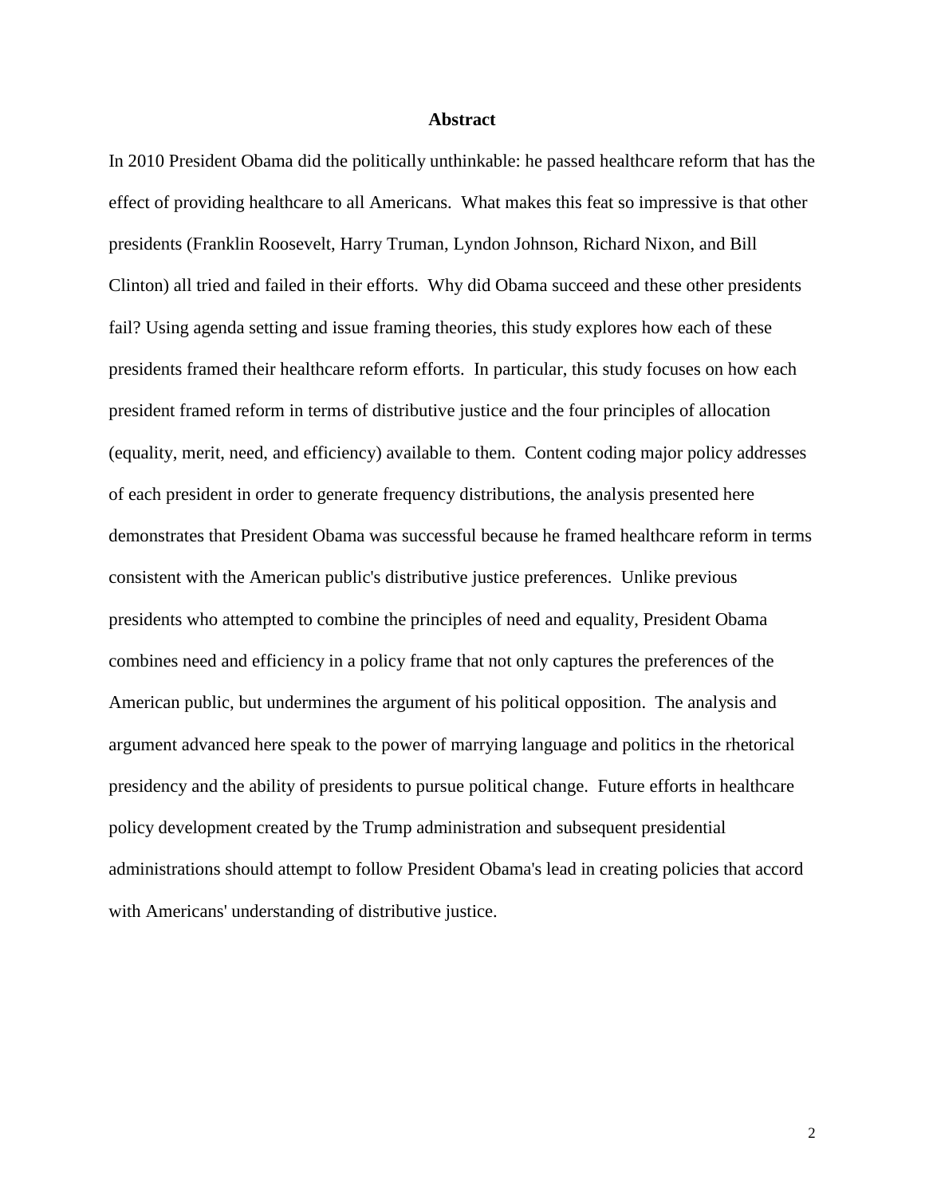# Abstract

In 2010 President Obama did the politically unthinkable: he passed healthcare reform that has the effect of providing healthcare to all Americans. What makes this feat so impressive is that other presidents (Franklin Roosevelt, Harry Truman, Lyndon Johnson, Richard Nixon, and Bill Clinton) all tried and failed in their efforts. Why did Obama succeed and these other presidents fail? Using agenda setting and issue framing theories, this study explores how each of these presidents framed their healthcare reform efforts. In particular, this study focuses on how each president framed reform in terms of distributive justice and the four principles of allocation (equality, merit, need, and efficiency) available to them. Content coding major policy addresses of each president in order to generate frequency distributions, the analysis presented here demonstrates that President Obama was successful because he framed healthcare reform in terms consistent with the American public's distributive justice preferences. Unlike previous presidents who attempted to combine the principles of need and equality, President Obama combines need and efficiency in a policy frame that not only captures the preferences of the American public, but undermines the argument of his political opposition. The analysis and argument advanced here speak to the power of marrying language and politics in the rhetorical presidency and the ability of presidents to pursue political change. Future efforts in healthcare policy development created by the Trump administration and subsequent presidential administrations should attempt to follow President Obama's lead in creating policies that accord with Americans' understanding of distributive justice.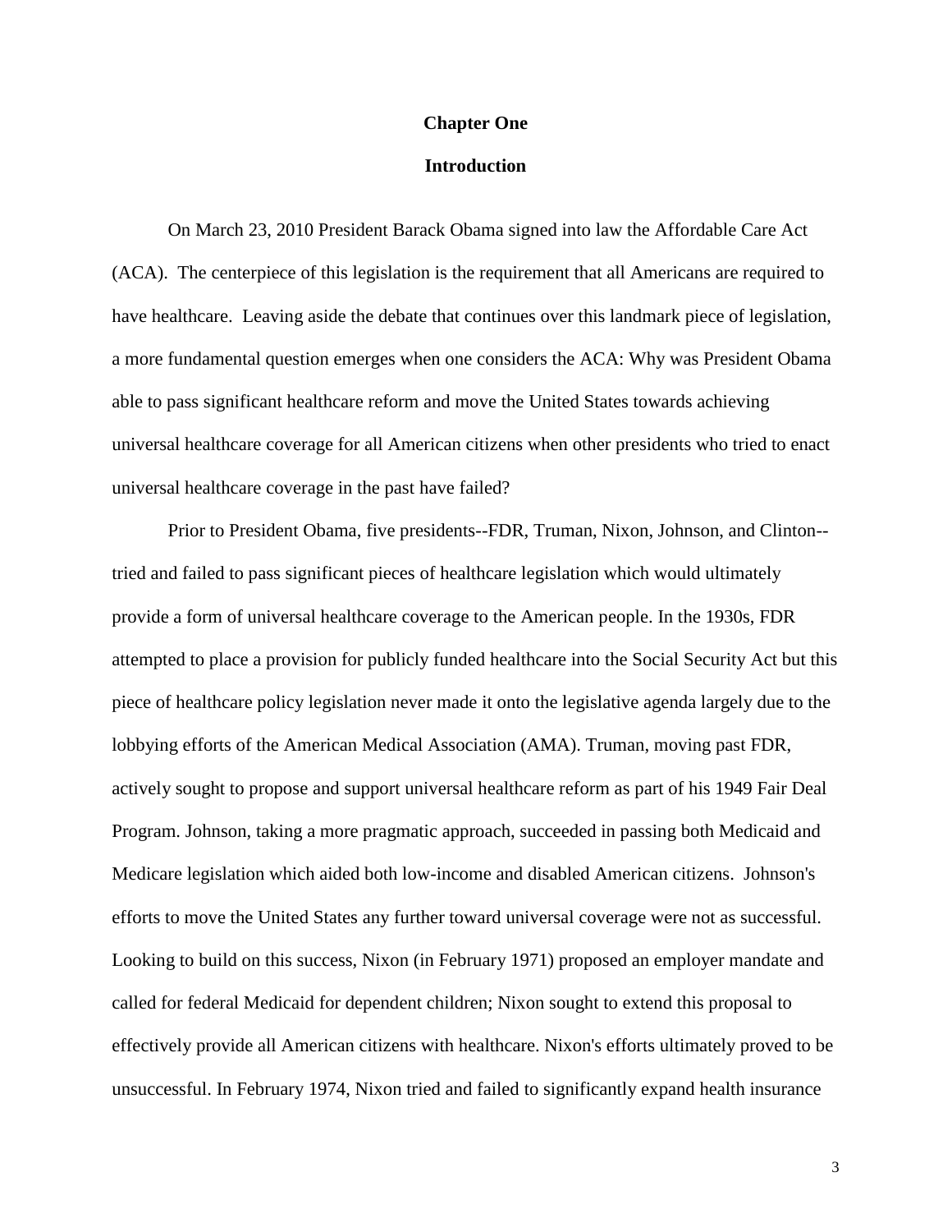# Chapter One

## Introduction

On March 23, 2010 President Barack Obama signed into law the Affordable Care Act (ACA). The centerpiece of this legislation is the requirement that all Americans are required to have healthcare. Leaving aside the debate that continues over this landmark piece of legislation, a more fundamental question emerges when one considers the ACA: Why was President Obama able to pass significant healthcare reform and move the United States towards achieving universal healthcare coverage for all American citizens when other presidents who tried to enact universal healthcare coverage in the past have failed?

Prior to President Obama, five presidents--FDR, Truman, Nixon, Johnson, and Clinton--tried and failed to pass significant pieces of healthcare legislation which would ultimately provide a form of universal healthcare coverage to the American people. In the 1930s, FDR attempted to place a provision for publicly funded healthcare into the Social Security Act but this piece of healthcare policy legislation never made it onto the legislative agenda largely due to the lobbying efforts of the American Medical Association (AMA). Truman, moving past FDR, actively sought to propose and support universal healthcare reform as part of his 1949 Fair Deal Program. Johnson, taking a more pragmatic approach, succeeded in passing both Medicaid and Medicare legislation which aided both low-income and disabled American citizens. Johnson's efforts to move the United States any further toward universal coverage were not as successful. Looking to build on this success, Nixon (in February 1971) proposed an employer mandate and called for federal Medicaid for dependent children; Nixon sought to extend this proposal to effectively provide all American citizens with healthcare. Nixon's efforts ultimately proved to be unsuccessful. In February 1974, Nixon tried and failed to significantly expand health insurance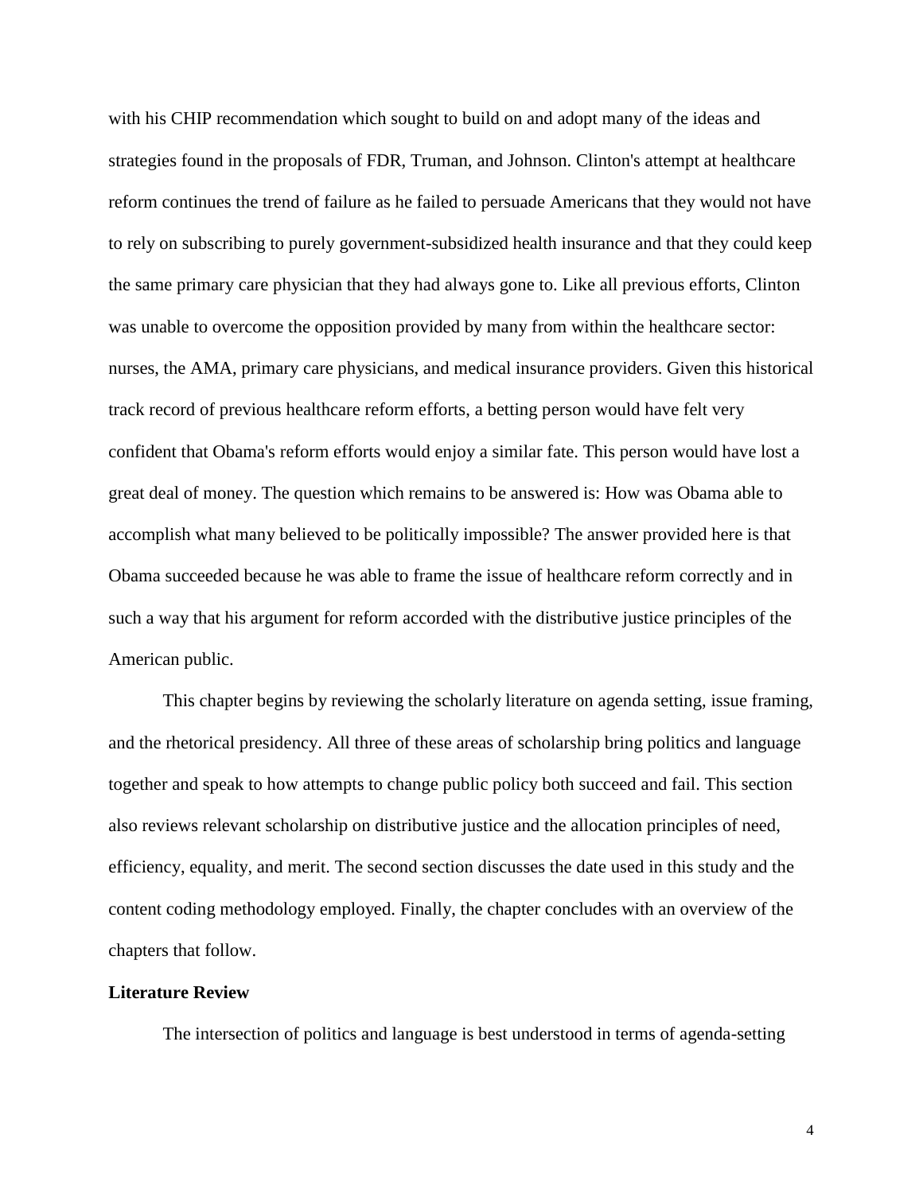with his CHIP recommendation which sought to build on and adopt many of the ideas and strategies found in the proposals of FDR, Truman, and Johnson. Clinton's attempt at healthcare reform continues the trend of failure as he failed to persuade Americans that they would not have to rely on subscribing to purely government-subsidized health insurance and that they could keep the same primary care physician that they had always gone to. Like all previous efforts, Clinton was unable to overcome the opposition provided by many from within the healthcare sector: nurses, the AMA, primary care physicians, and medical insurance providers. Given this historical track record of previous healthcare reform efforts, a betting person would have felt very confident that Obama's reform efforts would enjoy a similar fate. This person would have lost a great deal of money. The question which remains to be answered is: How was Obama able to accomplish what many believed to be politically impossible? The answer provided here is that Obama succeeded because he was able to frame the issue of healthcare reform correctly and in such a way that his argument for reform accorded with the distributive justice principles of the American public.

This chapter begins by reviewing the scholarly literature on agenda setting, issue framing, and the rhetorical presidency. All three of these areas of scholarship bring politics and language together and speak to how attempts to change public policy both succeed and fail. This section also reviews relevant scholarship on distributive justice and the allocation principles of need, efficiency, equality, and merit. The second section discusses the date used in this study and the content coding methodology employed. Finally, the chapter concludes with an overview of the chapters that follow.

**Literature Review**

The intersection of politics and language is best understood in terms of agenda-setting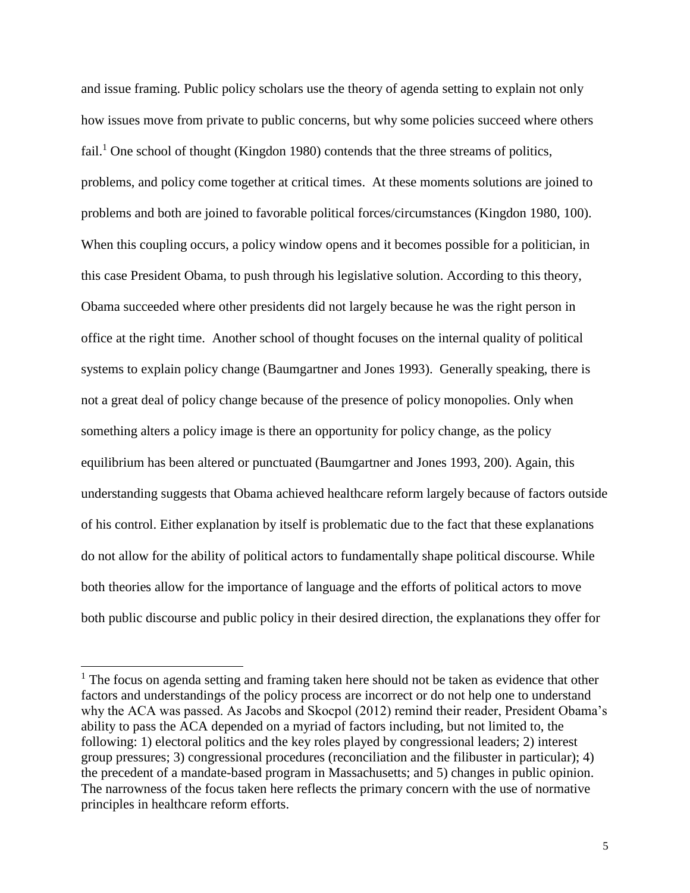and issue framing. Public policy scholars use the theory of agenda setting to explain not only how issues move from private to public concerns, but why some policies succeed where others fail.[1] One school of thought (Kingdon 1980) contends that the three streams of politics, problems, and policy come together at critical times. At these moments solutions are joined to problems and both are joined to favorable political forces/circumstances (Kingdon 1980, 100). When this coupling occurs, a policy window opens and it becomes possible for a politician, in this case President Obama, to push through his legislative solution. According to this theory, Obama succeeded where other presidents did not largely because he was the right person in office at the right time. Another school of thought focuses on the internal quality of political systems to explain policy change (Baumgartner and Jones 1993). Generally speaking, there is not a great deal of policy change because of the presence of policy monopolies. Only when something alters a policy image is there an opportunity for policy change, as the policy equilibrium has been altered or punctuated (Baumgartner and Jones 1993, 200). Again, this understanding suggests that Obama achieved healthcare reform largely because of factors outside of his control. Either explanation by itself is problematic due to the fact that these explanations do not allow for the ability of political actors to fundamentally shape political discourse. While both theories allow for the importance of language and the efforts of political actors to move both public discourse and public policy in their desired direction, the explanations they offer for

[1] The focus on agenda setting and framing taken here should not be taken as evidence that other factors and understandings of the policy process are incorrect or do not help one to understand why the ACA was passed. As Jacobs and Skocpol (2012) remind their reader, President Obama's ability to pass the ACA depended on a myriad of factors including, but not limited to, the following: 1) electoral politics and the key roles played by congressional leaders; 2) interest group pressures; 3) congressional procedures (reconciliation and the filibuster in particular); 4) the precedent of a mandate-based program in Massachusetts; and 5) changes in public opinion. The narrowness of the focus taken here reflects the primary concern with the use of normative principles in healthcare reform efforts.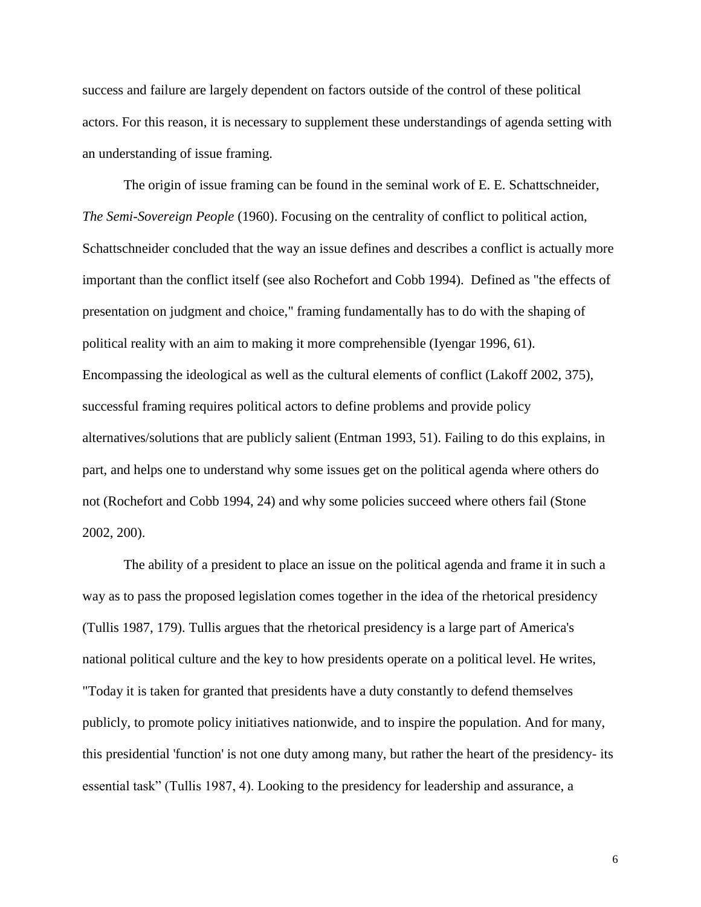success and failure are largely dependent on factors outside of the control of these political actors. For this reason, it is necessary to supplement these understandings of agenda setting with an understanding of issue framing.

The origin of issue framing can be found in the seminal work of E. E. Schattschneider, *The Semi-Sovereign People* (1960). Focusing on the centrality of conflict to political action, Schattschneider concluded that the way an issue defines and describes a conflict is actually more important than the conflict itself (see also Rochefort and Cobb 1994). Defined as "the effects of presentation on judgment and choice," framing fundamentally has to do with the shaping of political reality with an aim to making it more comprehensible (Iyengar 1996, 61). Encompassing the ideological as well as the cultural elements of conflict (Lakoff 2002, 375), successful framing requires political actors to define problems and provide policy alternatives/solutions that are publicly salient (Entman 1993, 51). Failing to do this explains, in part, and helps one to understand why some issues get on the political agenda where others do not (Rochefort and Cobb 1994, 24) and why some policies succeed where others fail (Stone 2002, 200).

The ability of a president to place an issue on the political agenda and frame it in such a way as to pass the proposed legislation comes together in the idea of the rhetorical presidency (Tullis 1987, 179). Tullis argues that the rhetorical presidency is a large part of America's national political culture and the key to how presidents operate on a political level. He writes, "Today it is taken for granted that presidents have a duty constantly to defend themselves publicly, to promote policy initiatives nationwide, and to inspire the population. And for many, this presidential 'function' is not one duty among many, but rather the heart of the presidency- its essential task" (Tullis 1987, 4). Looking to the presidency for leadership and assurance, a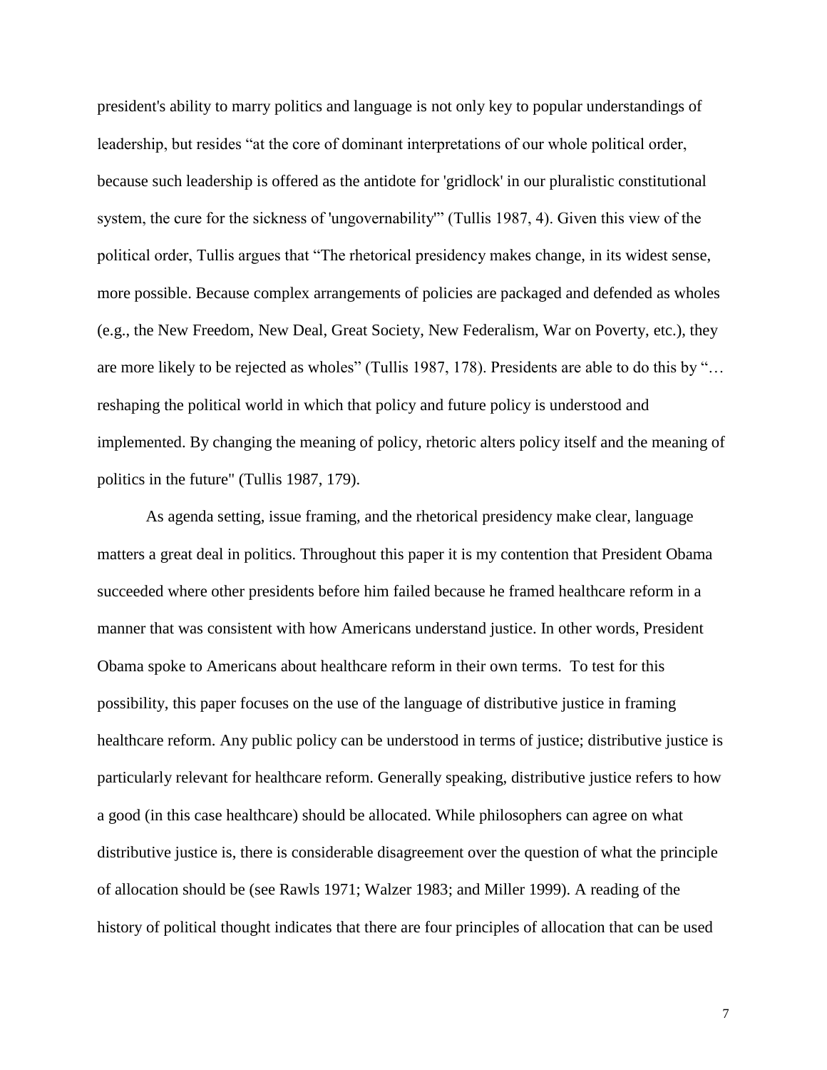president's ability to marry politics and language is not only key to popular understandings of leadership, but resides "at the core of dominant interpretations of our whole political order, because such leadership is offered as the antidote for 'gridlock' in our pluralistic constitutional system, the cure for the sickness of 'ungovernability'" (Tullis 1987, 4). Given this view of the political order, Tullis argues that "The rhetorical presidency makes change, in its widest sense, more possible. Because complex arrangements of policies are packaged and defended as wholes (e.g., the New Freedom, New Deal, Great Society, New Federalism, War on Poverty, etc.), they are more likely to be rejected as wholes" (Tullis 1987, 178). Presidents are able to do this by "… reshaping the political world in which that policy and future policy is understood and implemented. By changing the meaning of policy, rhetoric alters policy itself and the meaning of politics in the future" (Tullis 1987, 179).

As agenda setting, issue framing, and the rhetorical presidency make clear, language matters a great deal in politics. Throughout this paper it is my contention that President Obama succeeded where other presidents before him failed because he framed healthcare reform in a manner that was consistent with how Americans understand justice. In other words, President Obama spoke to Americans about healthcare reform in their own terms. To test for this possibility, this paper focuses on the use of the language of distributive justice in framing healthcare reform. Any public policy can be understood in terms of justice; distributive justice is particularly relevant for healthcare reform. Generally speaking, distributive justice refers to how a good (in this case healthcare) should be allocated. While philosophers can agree on what distributive justice is, there is considerable disagreement over the question of what the principle of allocation should be (see Rawls 1971; Walzer 1983; and Miller 1999). A reading of the history of political thought indicates that there are four principles of allocation that can be used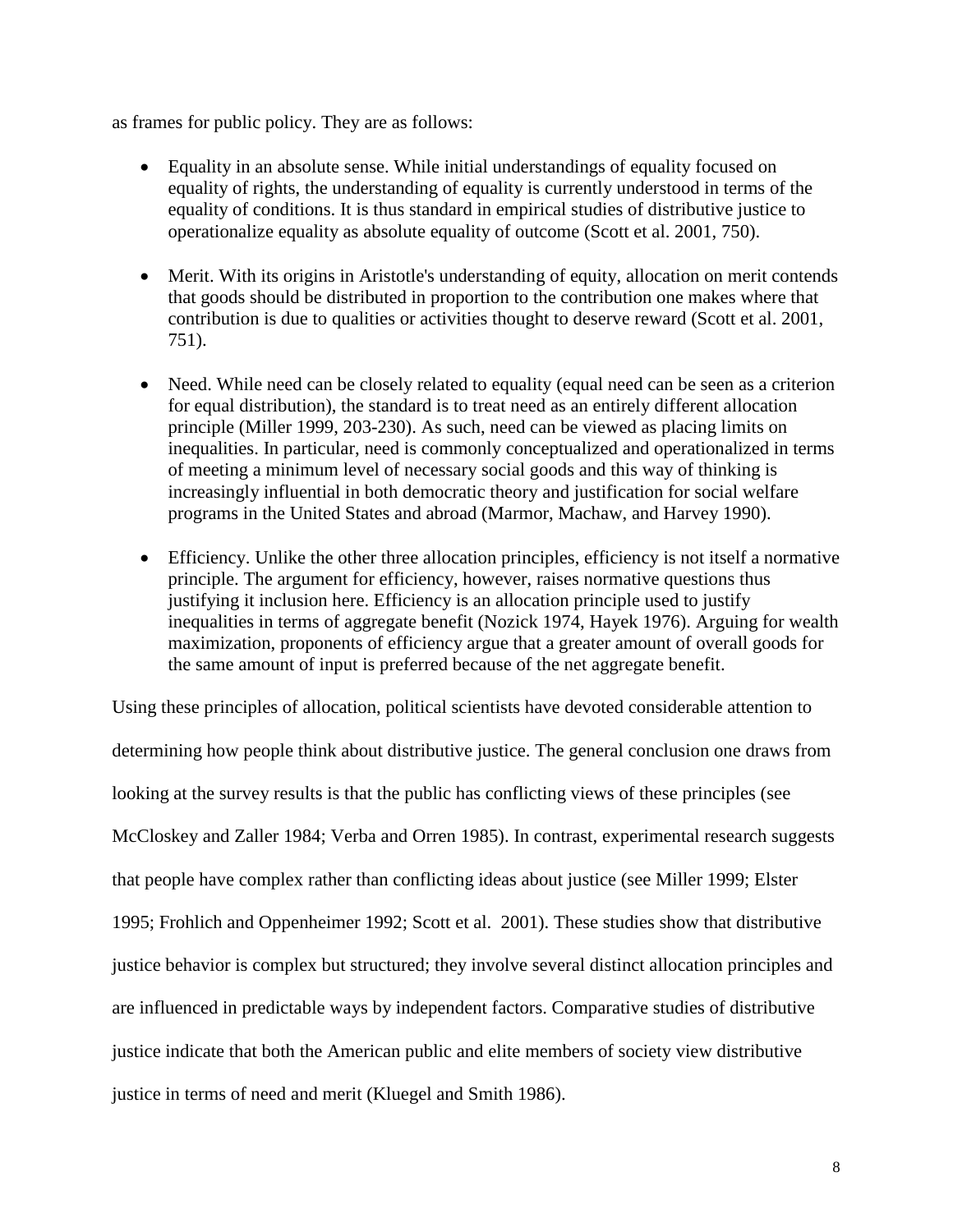as frames for public policy. They are as follows:

- Equality in an absolute sense. While initial understandings of equality focused on equality of rights, the understanding of equality is currently understood in terms of the equality of conditions. It is thus standard in empirical studies of distributive justice to operationalize equality as absolute equality of outcome (Scott et al. 2001, 750).

- Merit. With its origins in Aristotle's understanding of equity, allocation on merit contends that goods should be distributed in proportion to the contribution one makes where that contribution is due to qualities or activities thought to deserve reward (Scott et al. 2001, 751).

- Need. While need can be closely related to equality (equal need can be seen as a criterion for equal distribution), the standard is to treat need as an entirely different allocation principle (Miller 1999, 203-230). As such, need can be viewed as placing limits on inequalities. In particular, need is commonly conceptualized and operationalized in terms of meeting a minimum level of necessary social goods and this way of thinking is increasingly influential in both democratic theory and justification for social welfare programs in the United States and abroad (Marmor, Machaw, and Harvey 1990).

- Efficiency. Unlike the other three allocation principles, efficiency is not itself a normative principle. The argument for efficiency, however, raises normative questions thus justifying it inclusion here. Efficiency is an allocation principle used to justify inequalities in terms of aggregate benefit (Nozick 1974, Hayek 1976). Arguing for wealth maximization, proponents of efficiency argue that a greater amount of overall goods for the same amount of input is preferred because of the net aggregate benefit.

Using these principles of allocation, political scientists have devoted considerable attention to determining how people think about distributive justice. The general conclusion one draws from looking at the survey results is that the public has conflicting views of these principles (see McCloskey and Zaller 1984; Verba and Orren 1985). In contrast, experimental research suggests that people have complex rather than conflicting ideas about justice (see Miller 1999; Elster 1995; Frohlich and Oppenheimer 1992; Scott et al. 2001). These studies show that distributive justice behavior is complex but structured; they involve several distinct allocation principles and are influenced in predictable ways by independent factors. Comparative studies of distributive justice indicate that both the American public and elite members of society view distributive justice in terms of need and merit (Kluegel and Smith 1986).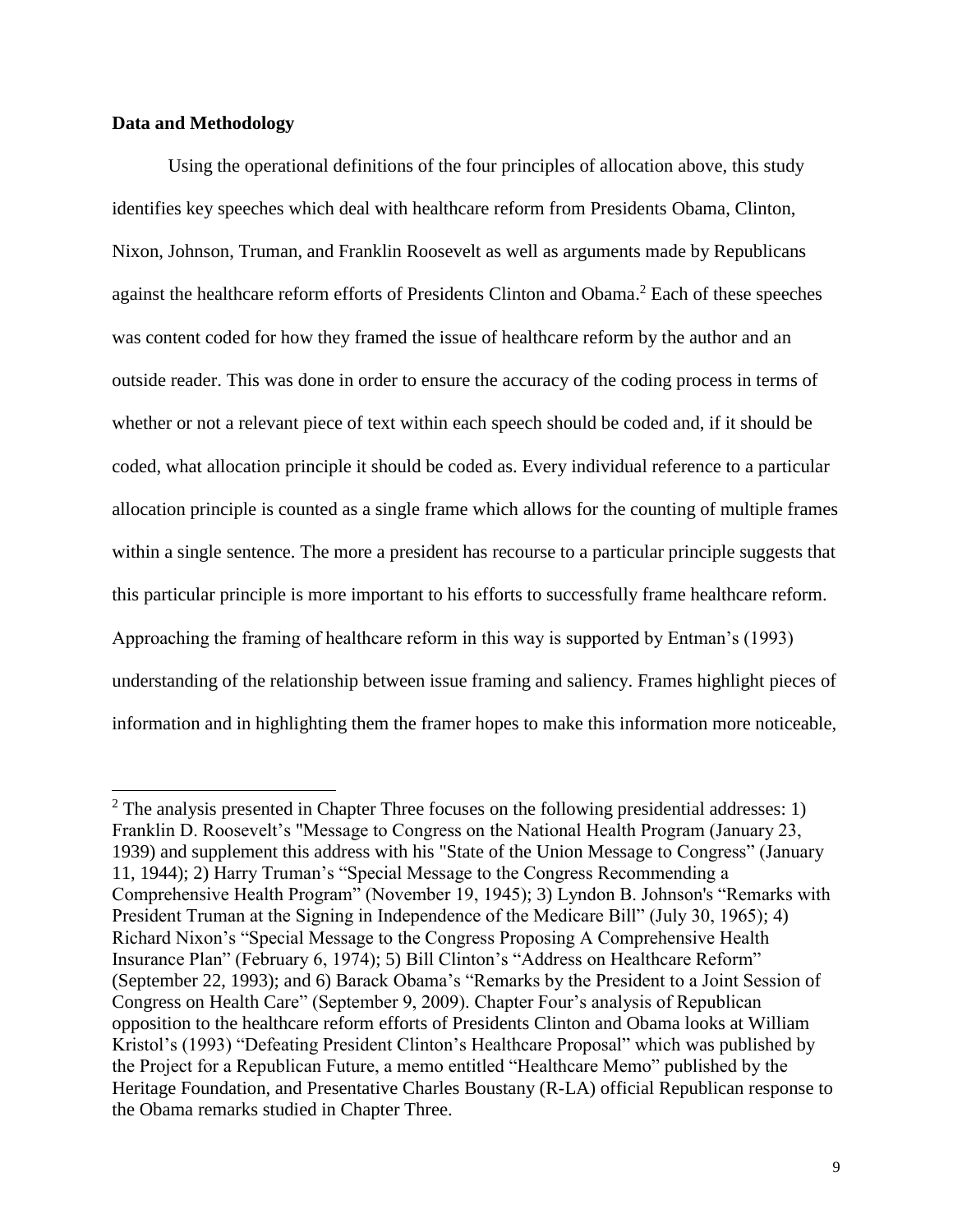**Data and Methodology**

Using the operational definitions of the four principles of allocation above, this study identifies key speeches which deal with healthcare reform from Presidents Obama, Clinton, Nixon, Johnson, Truman, and Franklin Roosevelt as well as arguments made by Republicans against the healthcare reform efforts of Presidents Clinton and Obama.[2] Each of these speeches was content coded for how they framed the issue of healthcare reform by the author and an outside reader. This was done in order to ensure the accuracy of the coding process in terms of whether or not a relevant piece of text within each speech should be coded and, if it should be coded, what allocation principle it should be coded as. Every individual reference to a particular allocation principle is counted as a single frame which allows for the counting of multiple frames within a single sentence. The more a president has recourse to a particular principle suggests that this particular principle is more important to his efforts to successfully frame healthcare reform. Approaching the framing of healthcare reform in this way is supported by Entman's (1993) understanding of the relationship between issue framing and saliency. Frames highlight pieces of information and in highlighting them the framer hopes to make this information more noticeable,

---

[2] The analysis presented in Chapter Three focuses on the following presidential addresses: 1) Franklin D. Roosevelt's "Message to Congress on the National Health Program (January 23, 1939) and supplement this address with his "State of the Union Message to Congress" (January 11, 1944); 2) Harry Truman's "Special Message to the Congress Recommending a Comprehensive Health Program" (November 19, 1945); 3) Lyndon B. Johnson's "Remarks with President Truman at the Signing in Independence of the Medicare Bill" (July 30, 1965); 4) Richard Nixon's "Special Message to the Congress Proposing A Comprehensive Health Insurance Plan" (February 6, 1974); 5) Bill Clinton's "Address on Healthcare Reform" (September 22, 1993); and 6) Barack Obama's "Remarks by the President to a Joint Session of Congress on Health Care" (September 9, 2009). Chapter Four's analysis of Republican opposition to the healthcare reform efforts of Presidents Clinton and Obama looks at William Kristol's (1993) "Defeating President Clinton's Healthcare Proposal" which was published by the Project for a Republican Future, a memo entitled "Healthcare Memo" published by the Heritage Foundation, and Presentative Charles Boustany (R-LA) official Republican response to the Obama remarks studied in Chapter Three.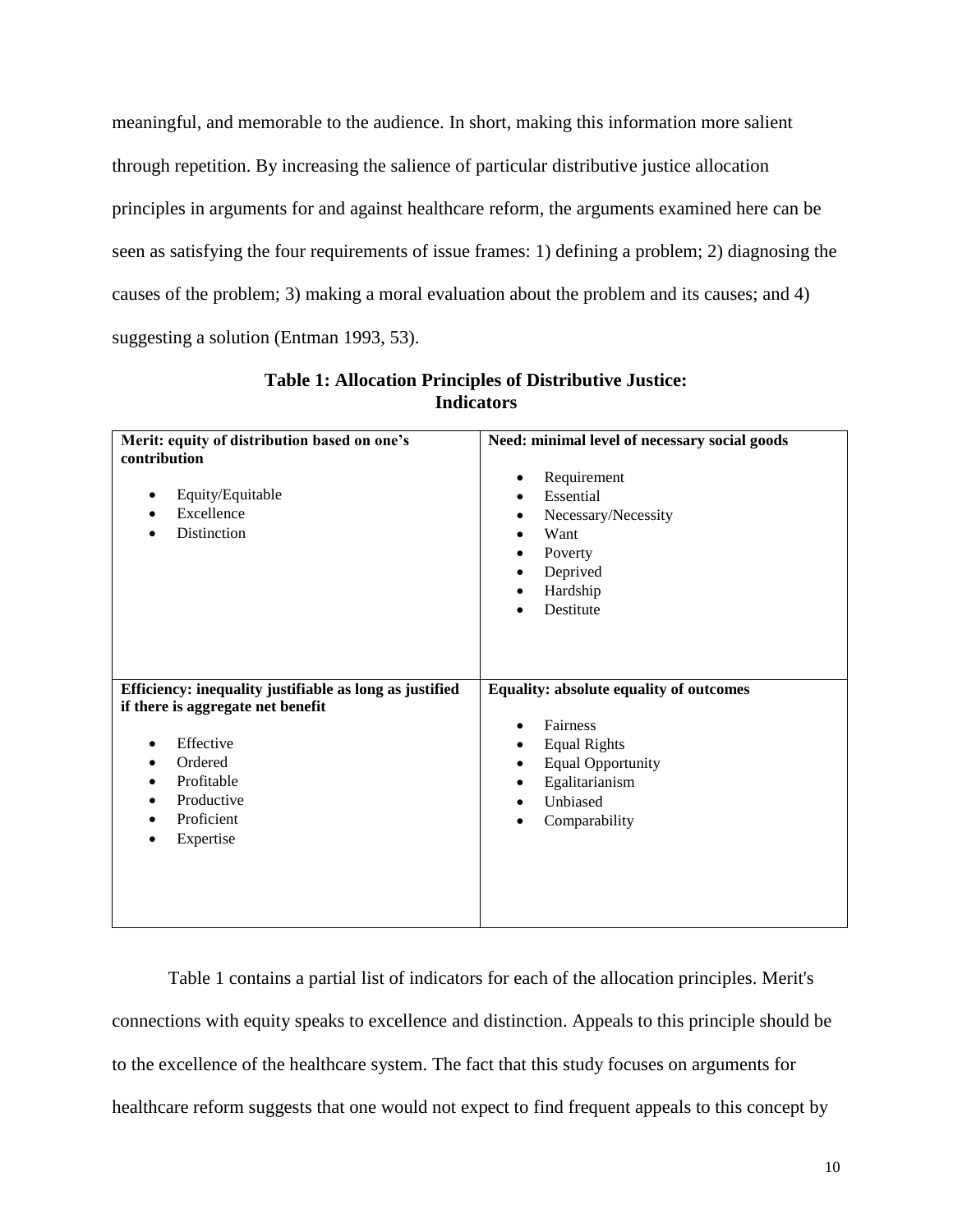meaningful, and memorable to the audience. In short, making this information more salient through repetition. By increasing the salience of particular distributive justice allocation principles in arguments for and against healthcare reform, the arguments examined here can be seen as satisfying the four requirements of issue frames: 1) defining a problem; 2) diagnosing the causes of the problem; 3) making a moral evaluation about the problem and its causes; and 4) suggesting a solution (Entman 1993, 53).

**Table 1: Allocation Principles of Distributive Justice: Indicators**

| **Merit: equity of distribution based on one's contribution** | **Need: minimal level of necessary social goods** |
|---|---|
| • Equity/Equitable<br>• Excellence<br>• Distinction | • Requirement<br>• Essential<br>• Necessary/Necessity<br>• Want<br>• Poverty<br>• Deprived<br>• Hardship<br>• Destitute |
| **Efficiency: inequality justifiable as long as justified if there is aggregate net benefit** | **Equality: absolute equality of outcomes** |
| • Effective<br>• Ordered<br>• Profitable<br>• Productive<br>• Proficient<br>• Expertise | • Fairness<br>• Equal Rights<br>• Equal Opportunity<br>• Egalitarianism<br>• Unbiased<br>• Comparability |

Table 1 contains a partial list of indicators for each of the allocation principles. Merit's connections with equity speaks to excellence and distinction. Appeals to this principle should be to the excellence of the healthcare system. The fact that this study focuses on arguments for healthcare reform suggests that one would not expect to find frequent appeals to this concept by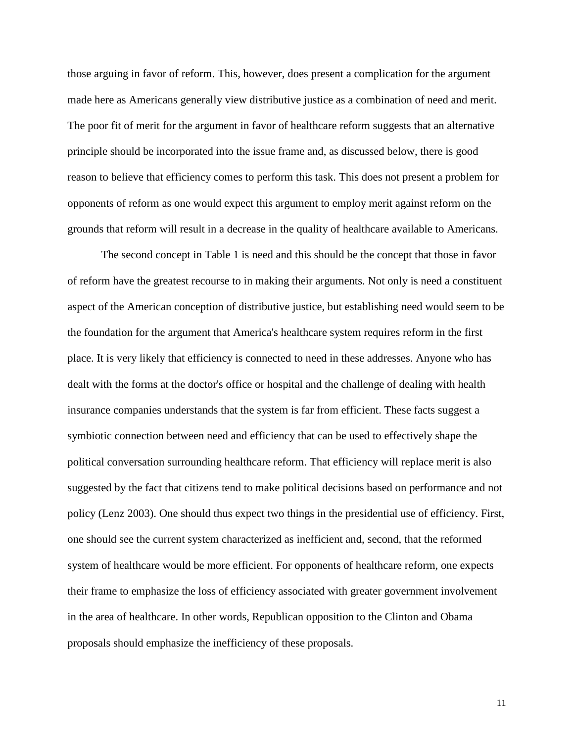those arguing in favor of reform. This, however, does present a complication for the argument made here as Americans generally view distributive justice as a combination of need and merit. The poor fit of merit for the argument in favor of healthcare reform suggests that an alternative principle should be incorporated into the issue frame and, as discussed below, there is good reason to believe that efficiency comes to perform this task. This does not present a problem for opponents of reform as one would expect this argument to employ merit against reform on the grounds that reform will result in a decrease in the quality of healthcare available to Americans.

The second concept in Table 1 is need and this should be the concept that those in favor of reform have the greatest recourse to in making their arguments. Not only is need a constituent aspect of the American conception of distributive justice, but establishing need would seem to be the foundation for the argument that America's healthcare system requires reform in the first place. It is very likely that efficiency is connected to need in these addresses. Anyone who has dealt with the forms at the doctor's office or hospital and the challenge of dealing with health insurance companies understands that the system is far from efficient. These facts suggest a symbiotic connection between need and efficiency that can be used to effectively shape the political conversation surrounding healthcare reform. That efficiency will replace merit is also suggested by the fact that citizens tend to make political decisions based on performance and not policy (Lenz 2003). One should thus expect two things in the presidential use of efficiency. First, one should see the current system characterized as inefficient and, second, that the reformed system of healthcare would be more efficient. For opponents of healthcare reform, one expects their frame to emphasize the loss of efficiency associated with greater government involvement in the area of healthcare. In other words, Republican opposition to the Clinton and Obama proposals should emphasize the inefficiency of these proposals.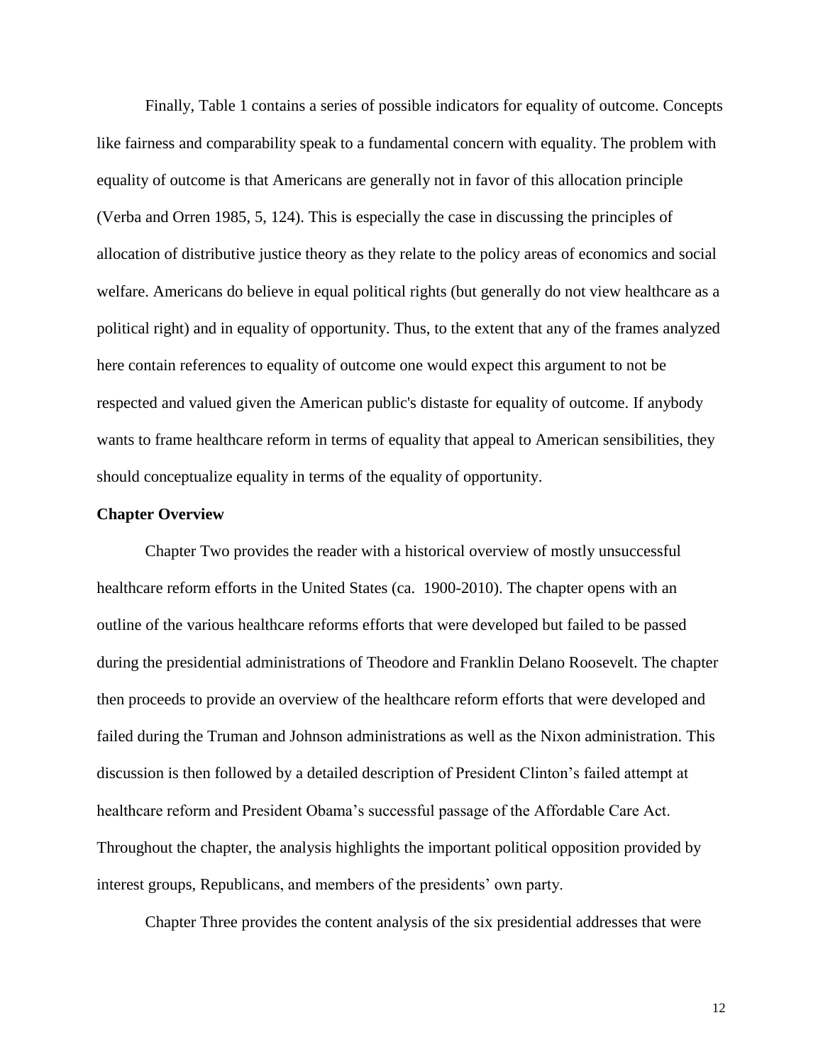Finally, Table 1 contains a series of possible indicators for equality of outcome. Concepts like fairness and comparability speak to a fundamental concern with equality. The problem with equality of outcome is that Americans are generally not in favor of this allocation principle (Verba and Orren 1985, 5, 124). This is especially the case in discussing the principles of allocation of distributive justice theory as they relate to the policy areas of economics and social welfare. Americans do believe in equal political rights (but generally do not view healthcare as a political right) and in equality of opportunity. Thus, to the extent that any of the frames analyzed here contain references to equality of outcome one would expect this argument to not be respected and valued given the American public's distaste for equality of outcome. If anybody wants to frame healthcare reform in terms of equality that appeal to American sensibilities, they should conceptualize equality in terms of the equality of opportunity.

**Chapter Overview**

Chapter Two provides the reader with a historical overview of mostly unsuccessful healthcare reform efforts in the United States (ca. 1900-2010). The chapter opens with an outline of the various healthcare reforms efforts that were developed but failed to be passed during the presidential administrations of Theodore and Franklin Delano Roosevelt. The chapter then proceeds to provide an overview of the healthcare reform efforts that were developed and failed during the Truman and Johnson administrations as well as the Nixon administration. This discussion is then followed by a detailed description of President Clinton's failed attempt at healthcare reform and President Obama's successful passage of the Affordable Care Act. Throughout the chapter, the analysis highlights the important political opposition provided by interest groups, Republicans, and members of the presidents' own party.

Chapter Three provides the content analysis of the six presidential addresses that were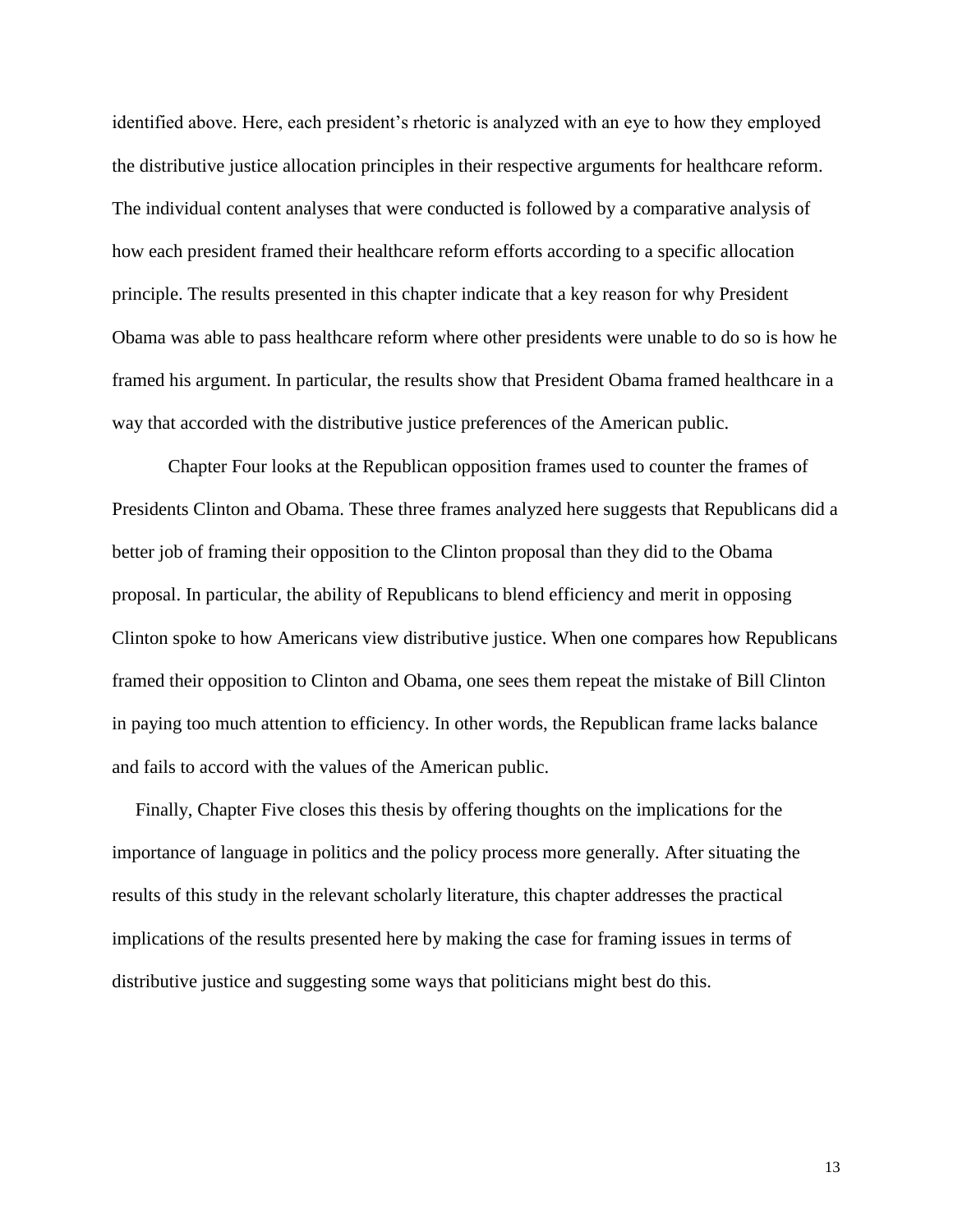identified above. Here, each president's rhetoric is analyzed with an eye to how they employed the distributive justice allocation principles in their respective arguments for healthcare reform. The individual content analyses that were conducted is followed by a comparative analysis of how each president framed their healthcare reform efforts according to a specific allocation principle. The results presented in this chapter indicate that a key reason for why President Obama was able to pass healthcare reform where other presidents were unable to do so is how he framed his argument. In particular, the results show that President Obama framed healthcare in a way that accorded with the distributive justice preferences of the American public.

Chapter Four looks at the Republican opposition frames used to counter the frames of Presidents Clinton and Obama. These three frames analyzed here suggests that Republicans did a better job of framing their opposition to the Clinton proposal than they did to the Obama proposal. In particular, the ability of Republicans to blend efficiency and merit in opposing Clinton spoke to how Americans view distributive justice. When one compares how Republicans framed their opposition to Clinton and Obama, one sees them repeat the mistake of Bill Clinton in paying too much attention to efficiency. In other words, the Republican frame lacks balance and fails to accord with the values of the American public.

Finally, Chapter Five closes this thesis by offering thoughts on the implications for the importance of language in politics and the policy process more generally. After situating the results of this study in the relevant scholarly literature, this chapter addresses the practical implications of the results presented here by making the case for framing issues in terms of distributive justice and suggesting some ways that politicians might best do this.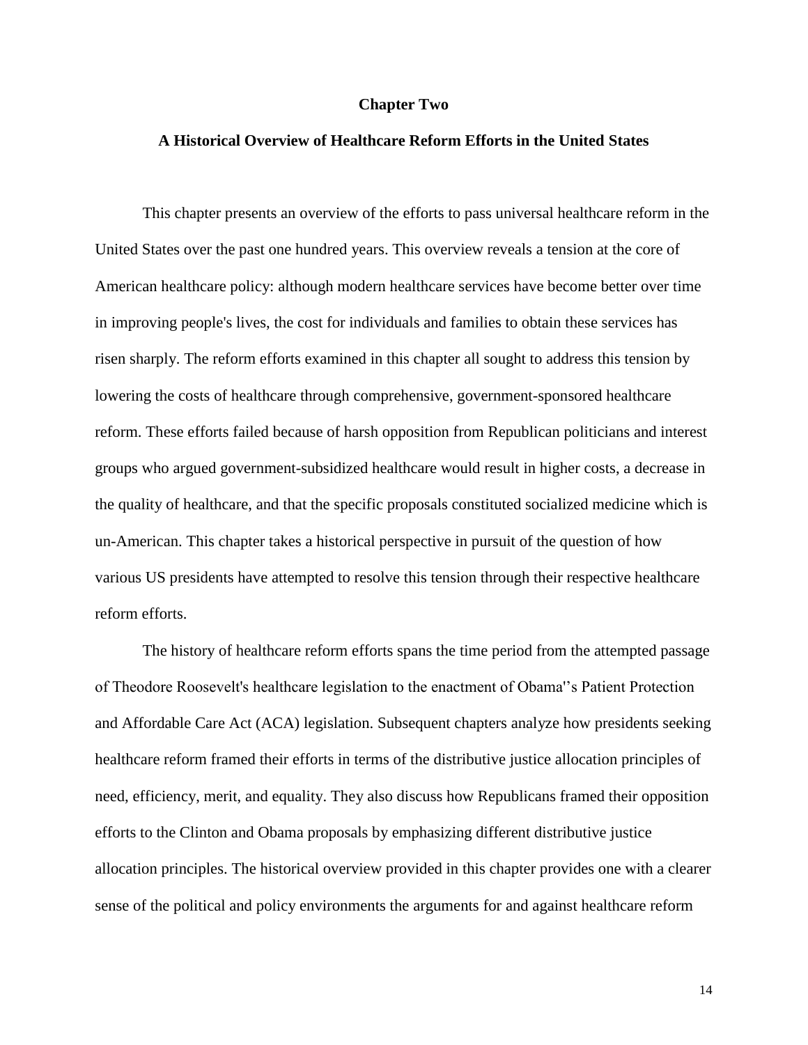# Chapter Two

## A Historical Overview of Healthcare Reform Efforts in the United States

This chapter presents an overview of the efforts to pass universal healthcare reform in the United States over the past one hundred years. This overview reveals a tension at the core of American healthcare policy: although modern healthcare services have become better over time in improving people's lives, the cost for individuals and families to obtain these services has risen sharply. The reform efforts examined in this chapter all sought to address this tension by lowering the costs of healthcare through comprehensive, government-sponsored healthcare reform. These efforts failed because of harsh opposition from Republican politicians and interest groups who argued government-subsidized healthcare would result in higher costs, a decrease in the quality of healthcare, and that the specific proposals constituted socialized medicine which is un-American. This chapter takes a historical perspective in pursuit of the question of how various US presidents have attempted to resolve this tension through their respective healthcare reform efforts.

The history of healthcare reform efforts spans the time period from the attempted passage of Theodore Roosevelt's healthcare legislation to the enactment of Obama''s Patient Protection and Affordable Care Act (ACA) legislation. Subsequent chapters analyze how presidents seeking healthcare reform framed their efforts in terms of the distributive justice allocation principles of need, efficiency, merit, and equality. They also discuss how Republicans framed their opposition efforts to the Clinton and Obama proposals by emphasizing different distributive justice allocation principles. The historical overview provided in this chapter provides one with a clearer sense of the political and policy environments the arguments for and against healthcare reform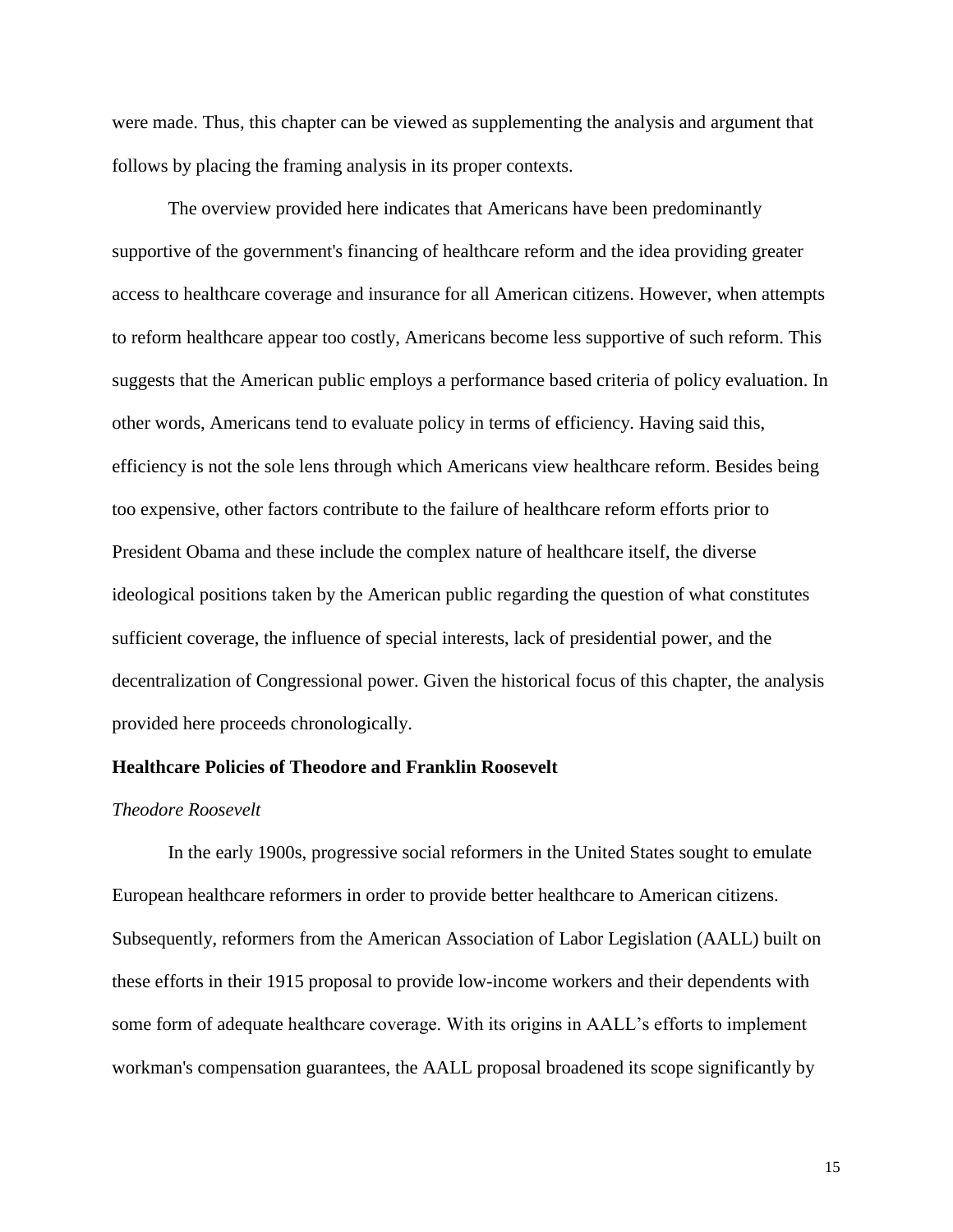were made. Thus, this chapter can be viewed as supplementing the analysis and argument that follows by placing the framing analysis in its proper contexts.

The overview provided here indicates that Americans have been predominantly supportive of the government's financing of healthcare reform and the idea providing greater access to healthcare coverage and insurance for all American citizens. However, when attempts to reform healthcare appear too costly, Americans become less supportive of such reform. This suggests that the American public employs a performance based criteria of policy evaluation. In other words, Americans tend to evaluate policy in terms of efficiency. Having said this, efficiency is not the sole lens through which Americans view healthcare reform. Besides being too expensive, other factors contribute to the failure of healthcare reform efforts prior to President Obama and these include the complex nature of healthcare itself, the diverse ideological positions taken by the American public regarding the question of what constitutes sufficient coverage, the influence of special interests, lack of presidential power, and the decentralization of Congressional power. Given the historical focus of this chapter, the analysis provided here proceeds chronologically.

## Healthcare Policies of Theodore and Franklin Roosevelt

### *Theodore Roosevelt*

In the early 1900s, progressive social reformers in the United States sought to emulate European healthcare reformers in order to provide better healthcare to American citizens. Subsequently, reformers from the American Association of Labor Legislation (AALL) built on these efforts in their 1915 proposal to provide low-income workers and their dependents with some form of adequate healthcare coverage. With its origins in AALL's efforts to implement workman's compensation guarantees, the AALL proposal broadened its scope significantly by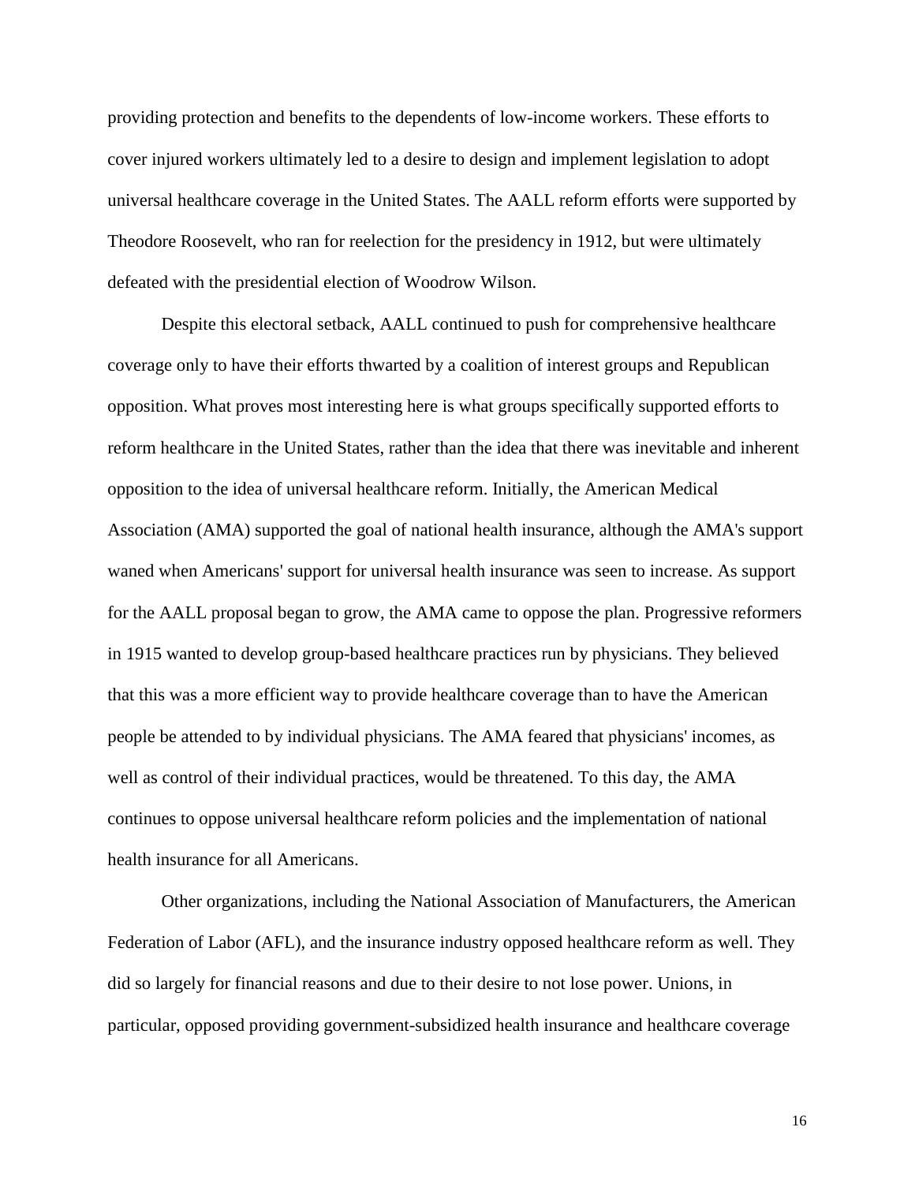providing protection and benefits to the dependents of low-income workers. These efforts to cover injured workers ultimately led to a desire to design and implement legislation to adopt universal healthcare coverage in the United States. The AALL reform efforts were supported by Theodore Roosevelt, who ran for reelection for the presidency in 1912, but were ultimately defeated with the presidential election of Woodrow Wilson.

Despite this electoral setback, AALL continued to push for comprehensive healthcare coverage only to have their efforts thwarted by a coalition of interest groups and Republican opposition. What proves most interesting here is what groups specifically supported efforts to reform healthcare in the United States, rather than the idea that there was inevitable and inherent opposition to the idea of universal healthcare reform. Initially, the American Medical Association (AMA) supported the goal of national health insurance, although the AMA's support waned when Americans' support for universal health insurance was seen to increase. As support for the AALL proposal began to grow, the AMA came to oppose the plan. Progressive reformers in 1915 wanted to develop group-based healthcare practices run by physicians. They believed that this was a more efficient way to provide healthcare coverage than to have the American people be attended to by individual physicians. The AMA feared that physicians' incomes, as well as control of their individual practices, would be threatened. To this day, the AMA continues to oppose universal healthcare reform policies and the implementation of national health insurance for all Americans.

Other organizations, including the National Association of Manufacturers, the American Federation of Labor (AFL), and the insurance industry opposed healthcare reform as well. They did so largely for financial reasons and due to their desire to not lose power. Unions, in particular, opposed providing government-subsidized health insurance and healthcare coverage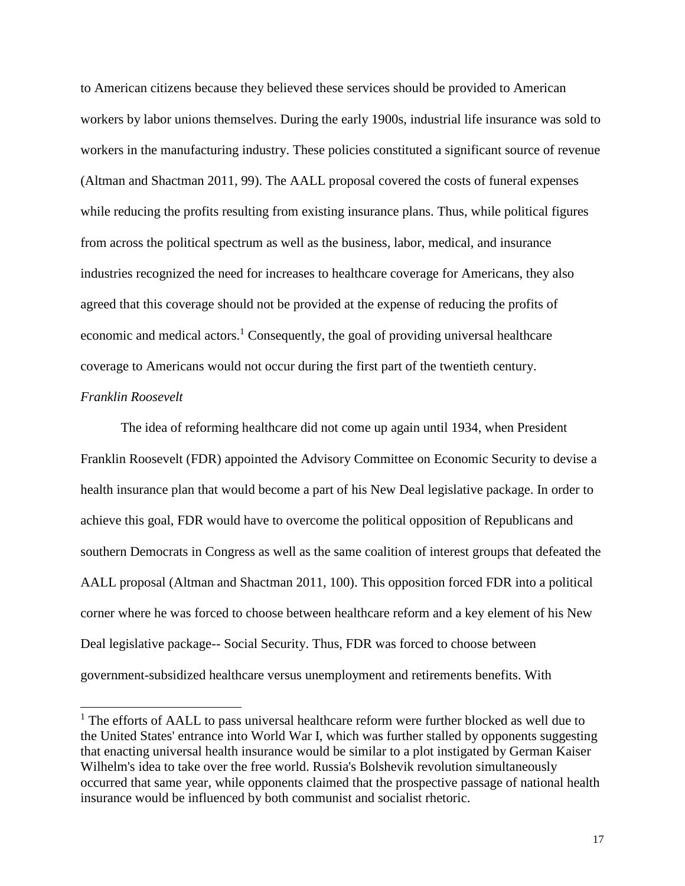to American citizens because they believed these services should be provided to American workers by labor unions themselves. During the early 1900s, industrial life insurance was sold to workers in the manufacturing industry. These policies constituted a significant source of revenue (Altman and Shactman 2011, 99). The AALL proposal covered the costs of funeral expenses while reducing the profits resulting from existing insurance plans. Thus, while political figures from across the political spectrum as well as the business, labor, medical, and insurance industries recognized the need for increases to healthcare coverage for Americans, they also agreed that this coverage should not be provided at the expense of reducing the profits of economic and medical actors.[1] Consequently, the goal of providing universal healthcare coverage to Americans would not occur during the first part of the twentieth century.

*Franklin Roosevelt*

The idea of reforming healthcare did not come up again until 1934, when President Franklin Roosevelt (FDR) appointed the Advisory Committee on Economic Security to devise a health insurance plan that would become a part of his New Deal legislative package. In order to achieve this goal, FDR would have to overcome the political opposition of Republicans and southern Democrats in Congress as well as the same coalition of interest groups that defeated the AALL proposal (Altman and Shactman 2011, 100). This opposition forced FDR into a political corner where he was forced to choose between healthcare reform and a key element of his New Deal legislative package-- Social Security. Thus, FDR was forced to choose between government-subsidized healthcare versus unemployment and retirements benefits. With

[1] The efforts of AALL to pass universal healthcare reform were further blocked as well due to the United States' entrance into World War I, which was further stalled by opponents suggesting that enacting universal health insurance would be similar to a plot instigated by German Kaiser Wilhelm's idea to take over the free world. Russia's Bolshevik revolution simultaneously occurred that same year, while opponents claimed that the prospective passage of national health insurance would be influenced by both communist and socialist rhetoric.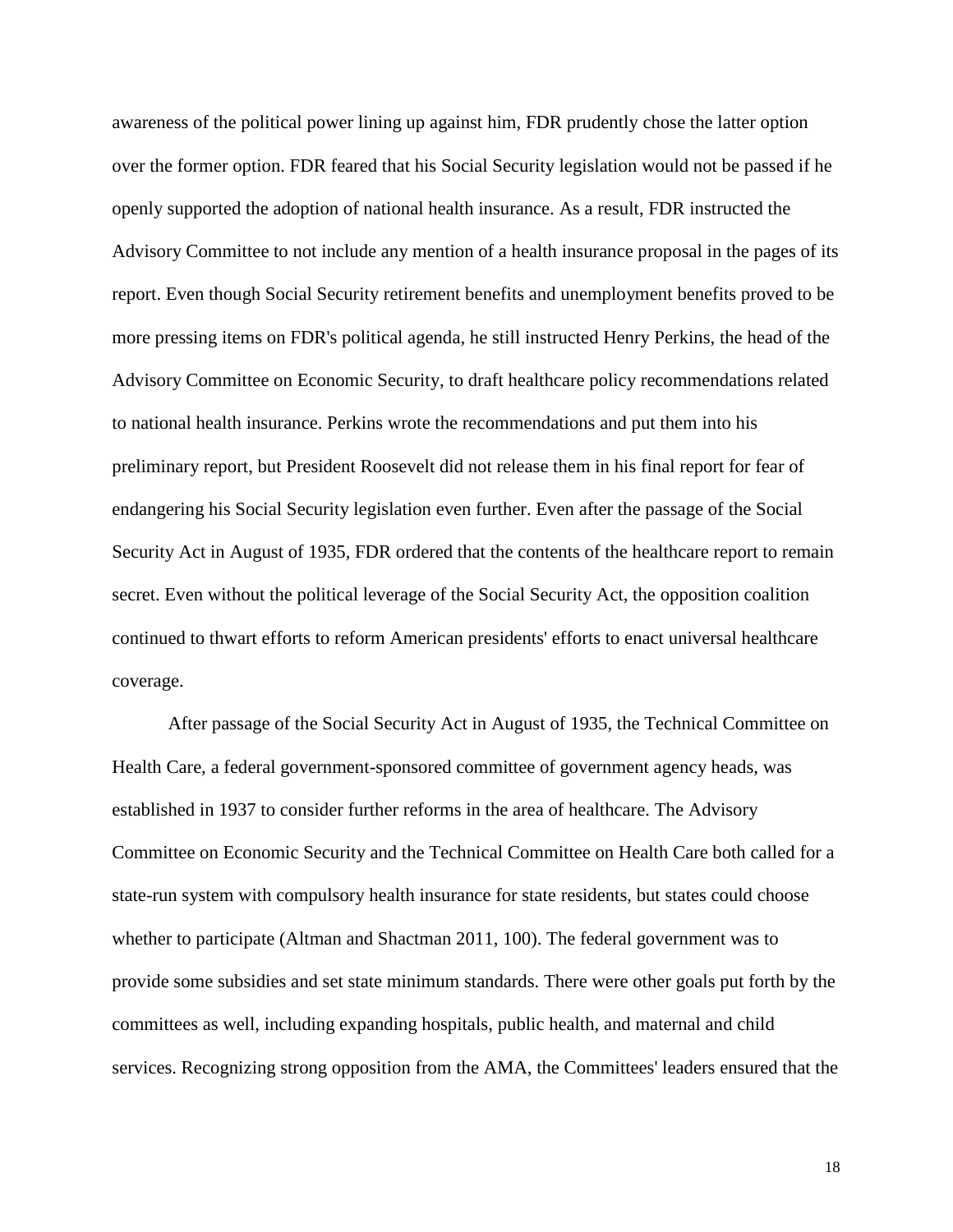awareness of the political power lining up against him, FDR prudently chose the latter option over the former option. FDR feared that his Social Security legislation would not be passed if he openly supported the adoption of national health insurance. As a result, FDR instructed the Advisory Committee to not include any mention of a health insurance proposal in the pages of its report. Even though Social Security retirement benefits and unemployment benefits proved to be more pressing items on FDR's political agenda, he still instructed Henry Perkins, the head of the Advisory Committee on Economic Security, to draft healthcare policy recommendations related to national health insurance. Perkins wrote the recommendations and put them into his preliminary report, but President Roosevelt did not release them in his final report for fear of endangering his Social Security legislation even further. Even after the passage of the Social Security Act in August of 1935, FDR ordered that the contents of the healthcare report to remain secret. Even without the political leverage of the Social Security Act, the opposition coalition continued to thwart efforts to reform American presidents' efforts to enact universal healthcare coverage.

After passage of the Social Security Act in August of 1935, the Technical Committee on Health Care, a federal government-sponsored committee of government agency heads, was established in 1937 to consider further reforms in the area of healthcare. The Advisory Committee on Economic Security and the Technical Committee on Health Care both called for a state-run system with compulsory health insurance for state residents, but states could choose whether to participate (Altman and Shactman 2011, 100). The federal government was to provide some subsidies and set state minimum standards. There were other goals put forth by the committees as well, including expanding hospitals, public health, and maternal and child services. Recognizing strong opposition from the AMA, the Committees' leaders ensured that the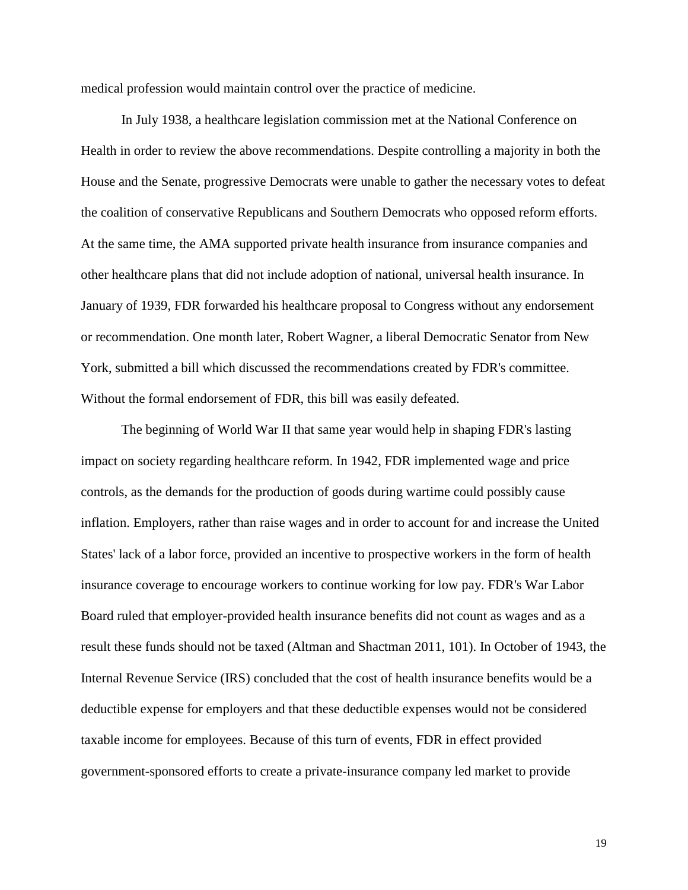medical profession would maintain control over the practice of medicine.

In July 1938, a healthcare legislation commission met at the National Conference on Health in order to review the above recommendations. Despite controlling a majority in both the House and the Senate, progressive Democrats were unable to gather the necessary votes to defeat the coalition of conservative Republicans and Southern Democrats who opposed reform efforts. At the same time, the AMA supported private health insurance from insurance companies and other healthcare plans that did not include adoption of national, universal health insurance. In January of 1939, FDR forwarded his healthcare proposal to Congress without any endorsement or recommendation. One month later, Robert Wagner, a liberal Democratic Senator from New York, submitted a bill which discussed the recommendations created by FDR's committee. Without the formal endorsement of FDR, this bill was easily defeated.

The beginning of World War II that same year would help in shaping FDR's lasting impact on society regarding healthcare reform. In 1942, FDR implemented wage and price controls, as the demands for the production of goods during wartime could possibly cause inflation. Employers, rather than raise wages and in order to account for and increase the United States' lack of a labor force, provided an incentive to prospective workers in the form of health insurance coverage to encourage workers to continue working for low pay. FDR's War Labor Board ruled that employer-provided health insurance benefits did not count as wages and as a result these funds should not be taxed (Altman and Shactman 2011, 101). In October of 1943, the Internal Revenue Service (IRS) concluded that the cost of health insurance benefits would be a deductible expense for employers and that these deductible expenses would not be considered taxable income for employees. Because of this turn of events, FDR in effect provided government-sponsored efforts to create a private-insurance company led market to provide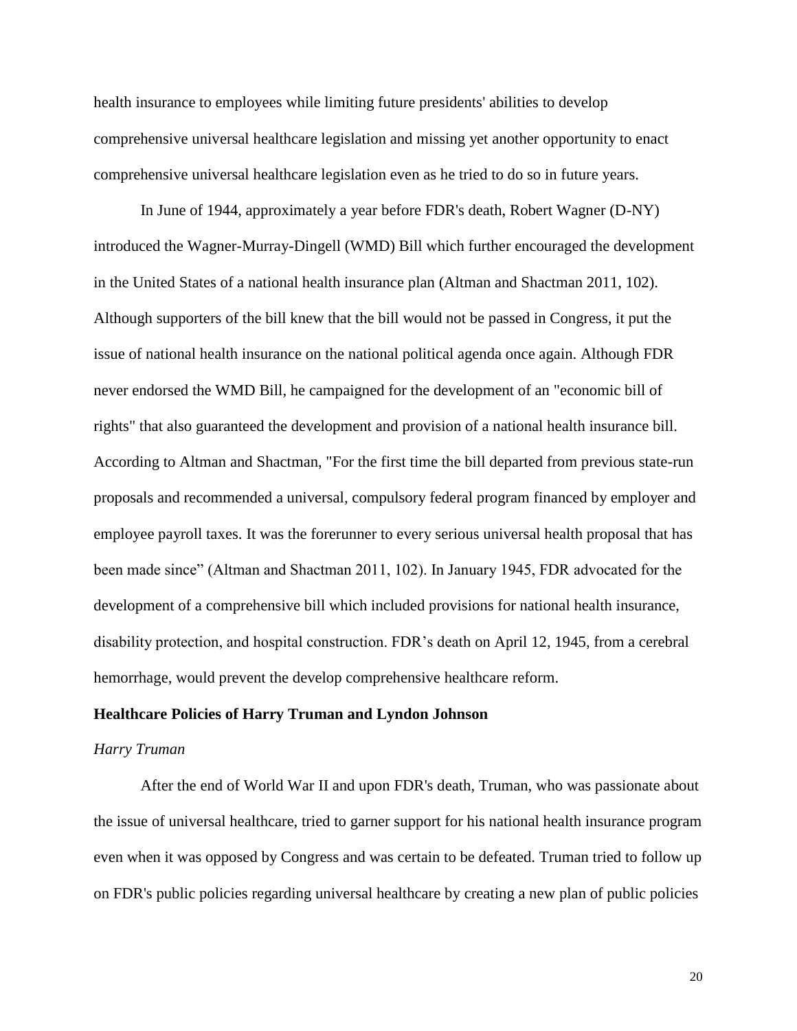health insurance to employees while limiting future presidents' abilities to develop comprehensive universal healthcare legislation and missing yet another opportunity to enact comprehensive universal healthcare legislation even as he tried to do so in future years.

In June of 1944, approximately a year before FDR's death, Robert Wagner (D-NY) introduced the Wagner-Murray-Dingell (WMD) Bill which further encouraged the development in the United States of a national health insurance plan (Altman and Shactman 2011, 102). Although supporters of the bill knew that the bill would not be passed in Congress, it put the issue of national health insurance on the national political agenda once again. Although FDR never endorsed the WMD Bill, he campaigned for the development of an "economic bill of rights" that also guaranteed the development and provision of a national health insurance bill. According to Altman and Shactman, "For the first time the bill departed from previous state-run proposals and recommended a universal, compulsory federal program financed by employer and employee payroll taxes. It was the forerunner to every serious universal health proposal that has been made since" (Altman and Shactman 2011, 102). In January 1945, FDR advocated for the development of a comprehensive bill which included provisions for national health insurance, disability protection, and hospital construction. FDR's death on April 12, 1945, from a cerebral hemorrhage, would prevent the develop comprehensive healthcare reform.

## Healthcare Policies of Harry Truman and Lyndon Johnson

### *Harry Truman*

After the end of World War II and upon FDR's death, Truman, who was passionate about the issue of universal healthcare, tried to garner support for his national health insurance program even when it was opposed by Congress and was certain to be defeated. Truman tried to follow up on FDR's public policies regarding universal healthcare by creating a new plan of public policies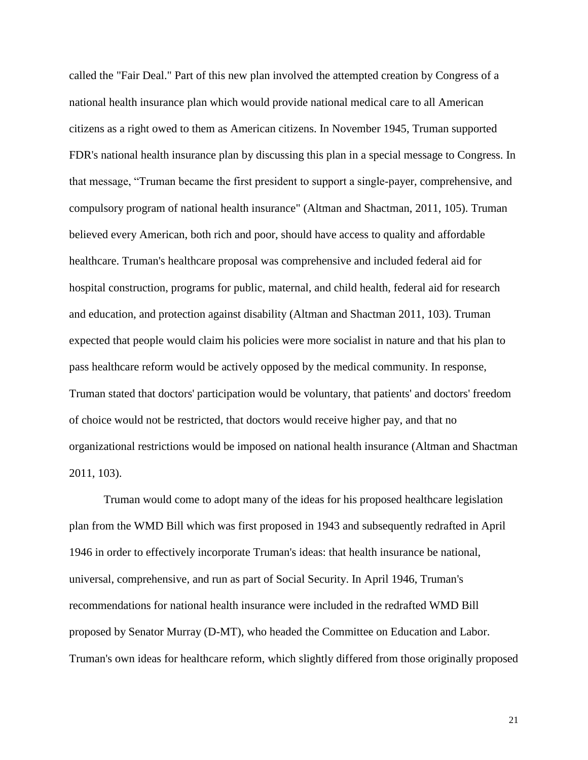called the "Fair Deal." Part of this new plan involved the attempted creation by Congress of a national health insurance plan which would provide national medical care to all American citizens as a right owed to them as American citizens. In November 1945, Truman supported FDR's national health insurance plan by discussing this plan in a special message to Congress. In that message, "Truman became the first president to support a single-payer, comprehensive, and compulsory program of national health insurance" (Altman and Shactman, 2011, 105). Truman believed every American, both rich and poor, should have access to quality and affordable healthcare. Truman's healthcare proposal was comprehensive and included federal aid for hospital construction, programs for public, maternal, and child health, federal aid for research and education, and protection against disability (Altman and Shactman 2011, 103). Truman expected that people would claim his policies were more socialist in nature and that his plan to pass healthcare reform would be actively opposed by the medical community. In response, Truman stated that doctors' participation would be voluntary, that patients' and doctors' freedom of choice would not be restricted, that doctors would receive higher pay, and that no organizational restrictions would be imposed on national health insurance (Altman and Shactman 2011, 103).

Truman would come to adopt many of the ideas for his proposed healthcare legislation plan from the WMD Bill which was first proposed in 1943 and subsequently redrafted in April 1946 in order to effectively incorporate Truman's ideas: that health insurance be national, universal, comprehensive, and run as part of Social Security. In April 1946, Truman's recommendations for national health insurance were included in the redrafted WMD Bill proposed by Senator Murray (D-MT), who headed the Committee on Education and Labor. Truman's own ideas for healthcare reform, which slightly differed from those originally proposed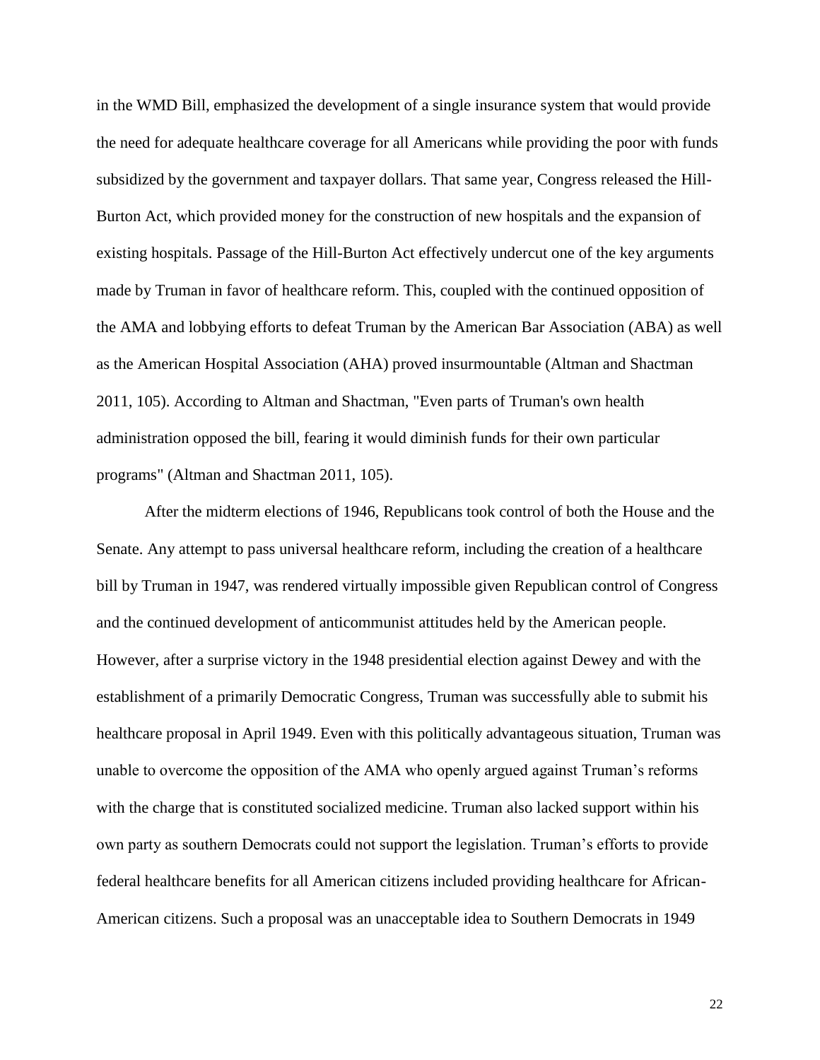in the WMD Bill, emphasized the development of a single insurance system that would provide the need for adequate healthcare coverage for all Americans while providing the poor with funds subsidized by the government and taxpayer dollars. That same year, Congress released the Hill-Burton Act, which provided money for the construction of new hospitals and the expansion of existing hospitals. Passage of the Hill-Burton Act effectively undercut one of the key arguments made by Truman in favor of healthcare reform. This, coupled with the continued opposition of the AMA and lobbying efforts to defeat Truman by the American Bar Association (ABA) as well as the American Hospital Association (AHA) proved insurmountable (Altman and Shactman 2011, 105). According to Altman and Shactman, "Even parts of Truman's own health administration opposed the bill, fearing it would diminish funds for their own particular programs" (Altman and Shactman 2011, 105).

After the midterm elections of 1946, Republicans took control of both the House and the Senate. Any attempt to pass universal healthcare reform, including the creation of a healthcare bill by Truman in 1947, was rendered virtually impossible given Republican control of Congress and the continued development of anticommunist attitudes held by the American people. However, after a surprise victory in the 1948 presidential election against Dewey and with the establishment of a primarily Democratic Congress, Truman was successfully able to submit his healthcare proposal in April 1949. Even with this politically advantageous situation, Truman was unable to overcome the opposition of the AMA who openly argued against Truman's reforms with the charge that is constituted socialized medicine. Truman also lacked support within his own party as southern Democrats could not support the legislation. Truman's efforts to provide federal healthcare benefits for all American citizens included providing healthcare for African-American citizens. Such a proposal was an unacceptable idea to Southern Democrats in 1949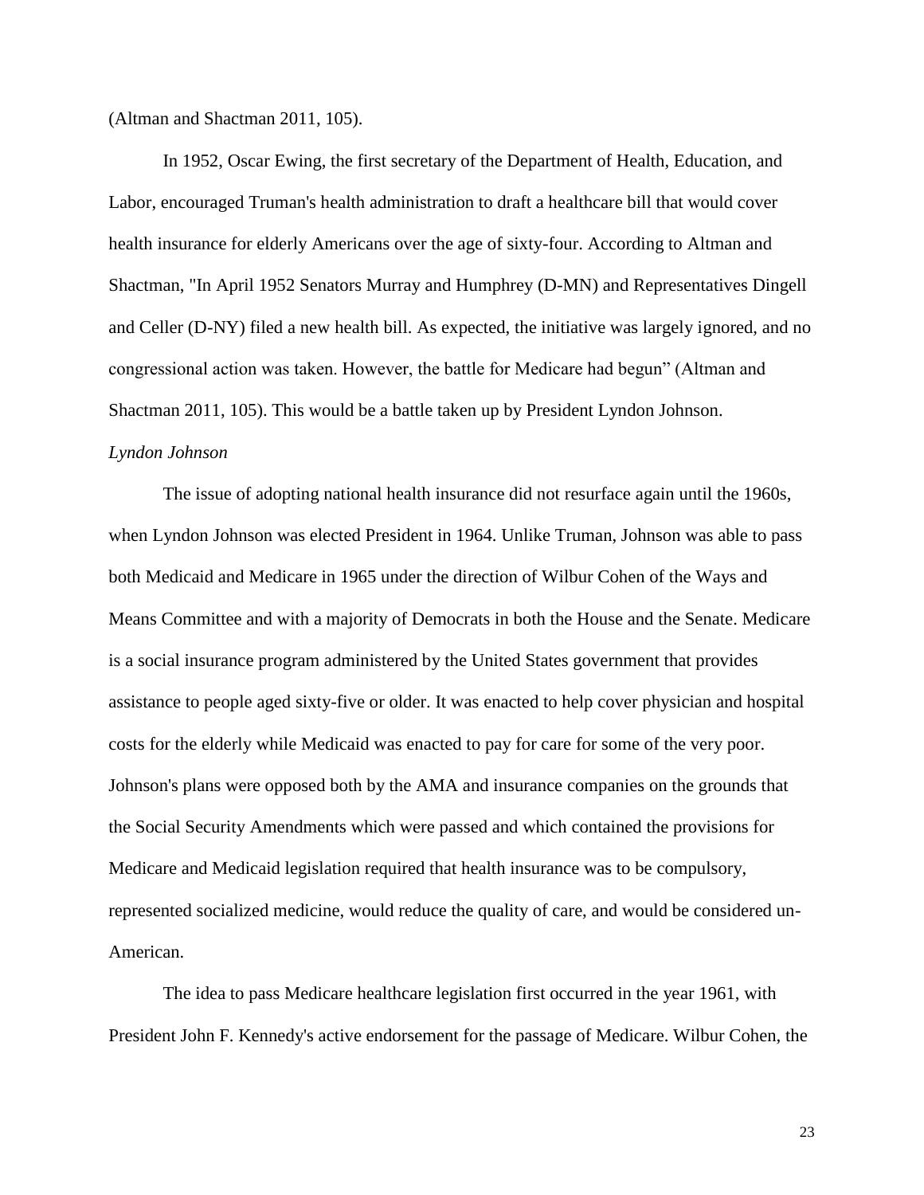(Altman and Shactman 2011, 105).

In 1952, Oscar Ewing, the first secretary of the Department of Health, Education, and Labor, encouraged Truman's health administration to draft a healthcare bill that would cover health insurance for elderly Americans over the age of sixty-four. According to Altman and Shactman, "In April 1952 Senators Murray and Humphrey (D-MN) and Representatives Dingell and Celler (D-NY) filed a new health bill. As expected, the initiative was largely ignored, and no congressional action was taken. However, the battle for Medicare had begun" (Altman and Shactman 2011, 105). This would be a battle taken up by President Lyndon Johnson.

*Lyndon Johnson*

The issue of adopting national health insurance did not resurface again until the 1960s, when Lyndon Johnson was elected President in 1964. Unlike Truman, Johnson was able to pass both Medicaid and Medicare in 1965 under the direction of Wilbur Cohen of the Ways and Means Committee and with a majority of Democrats in both the House and the Senate. Medicare is a social insurance program administered by the United States government that provides assistance to people aged sixty-five or older. It was enacted to help cover physician and hospital costs for the elderly while Medicaid was enacted to pay for care for some of the very poor. Johnson's plans were opposed both by the AMA and insurance companies on the grounds that the Social Security Amendments which were passed and which contained the provisions for Medicare and Medicaid legislation required that health insurance was to be compulsory, represented socialized medicine, would reduce the quality of care, and would be considered un-American.

The idea to pass Medicare healthcare legislation first occurred in the year 1961, with President John F. Kennedy's active endorsement for the passage of Medicare. Wilbur Cohen, the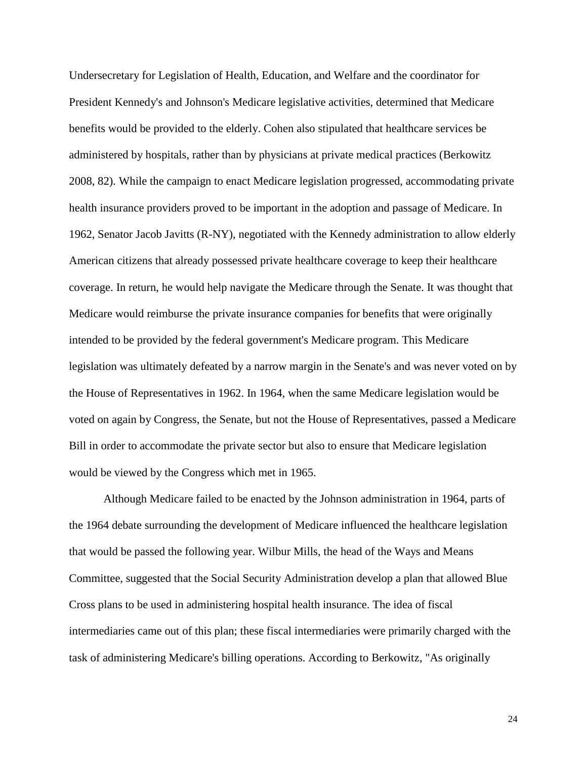Undersecretary for Legislation of Health, Education, and Welfare and the coordinator for President Kennedy's and Johnson's Medicare legislative activities, determined that Medicare benefits would be provided to the elderly. Cohen also stipulated that healthcare services be administered by hospitals, rather than by physicians at private medical practices (Berkowitz 2008, 82). While the campaign to enact Medicare legislation progressed, accommodating private health insurance providers proved to be important in the adoption and passage of Medicare. In 1962, Senator Jacob Javitts (R-NY), negotiated with the Kennedy administration to allow elderly American citizens that already possessed private healthcare coverage to keep their healthcare coverage. In return, he would help navigate the Medicare through the Senate. It was thought that Medicare would reimburse the private insurance companies for benefits that were originally intended to be provided by the federal government's Medicare program. This Medicare legislation was ultimately defeated by a narrow margin in the Senate's and was never voted on by the House of Representatives in 1962. In 1964, when the same Medicare legislation would be voted on again by Congress, the Senate, but not the House of Representatives, passed a Medicare Bill in order to accommodate the private sector but also to ensure that Medicare legislation would be viewed by the Congress which met in 1965.

Although Medicare failed to be enacted by the Johnson administration in 1964, parts of the 1964 debate surrounding the development of Medicare influenced the healthcare legislation that would be passed the following year. Wilbur Mills, the head of the Ways and Means Committee, suggested that the Social Security Administration develop a plan that allowed Blue Cross plans to be used in administering hospital health insurance. The idea of fiscal intermediaries came out of this plan; these fiscal intermediaries were primarily charged with the task of administering Medicare's billing operations. According to Berkowitz, "As originally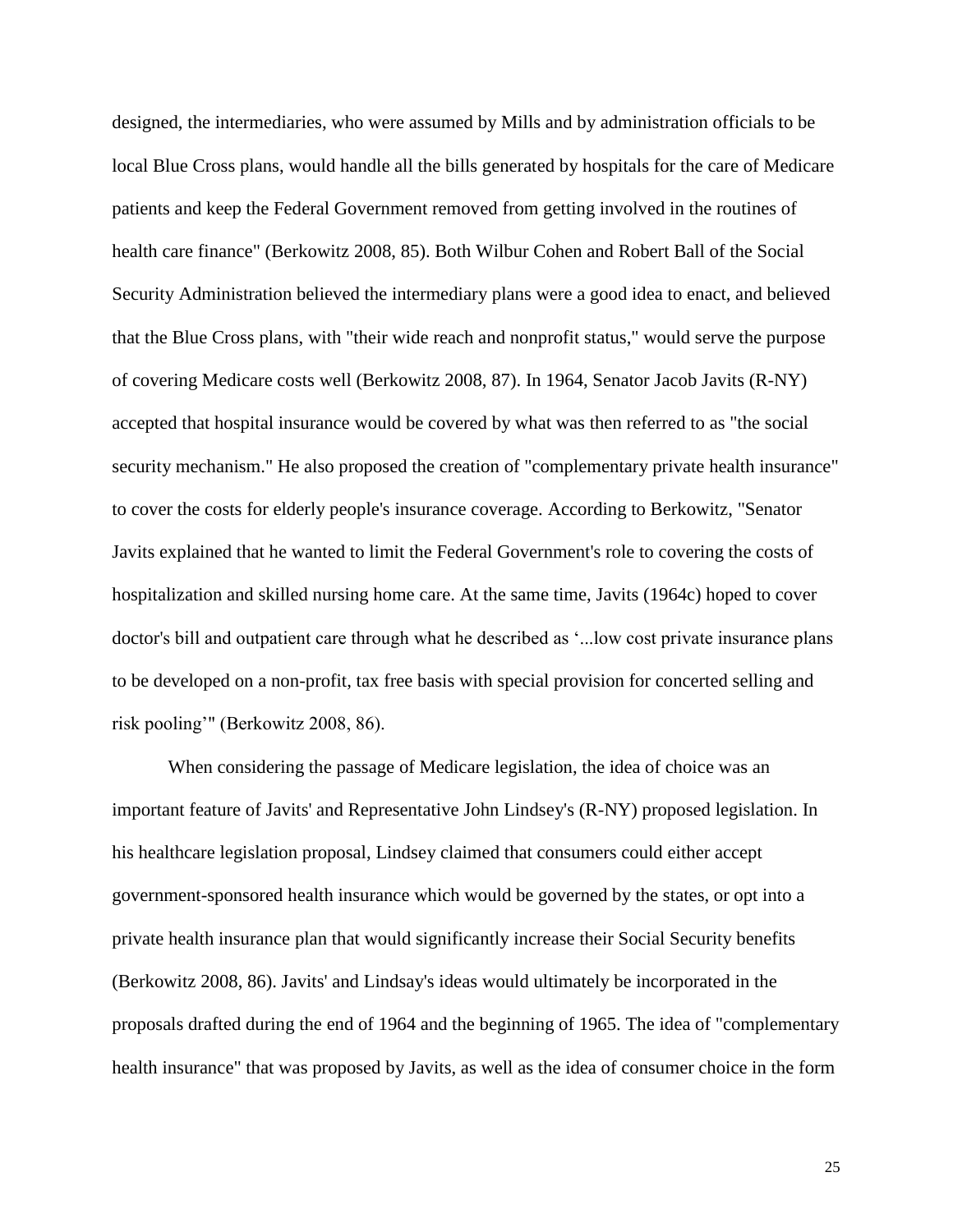designed, the intermediaries, who were assumed by Mills and by administration officials to be local Blue Cross plans, would handle all the bills generated by hospitals for the care of Medicare patients and keep the Federal Government removed from getting involved in the routines of health care finance" (Berkowitz 2008, 85). Both Wilbur Cohen and Robert Ball of the Social Security Administration believed the intermediary plans were a good idea to enact, and believed that the Blue Cross plans, with "their wide reach and nonprofit status," would serve the purpose of covering Medicare costs well (Berkowitz 2008, 87). In 1964, Senator Jacob Javits (R-NY) accepted that hospital insurance would be covered by what was then referred to as "the social security mechanism." He also proposed the creation of "complementary private health insurance" to cover the costs for elderly people's insurance coverage. According to Berkowitz, "Senator Javits explained that he wanted to limit the Federal Government's role to covering the costs of hospitalization and skilled nursing home care. At the same time, Javits (1964c) hoped to cover doctor's bill and outpatient care through what he described as '...low cost private insurance plans to be developed on a non-profit, tax free basis with special provision for concerted selling and risk pooling'" (Berkowitz 2008, 86).

When considering the passage of Medicare legislation, the idea of choice was an important feature of Javits' and Representative John Lindsey's (R-NY) proposed legislation. In his healthcare legislation proposal, Lindsey claimed that consumers could either accept government-sponsored health insurance which would be governed by the states, or opt into a private health insurance plan that would significantly increase their Social Security benefits (Berkowitz 2008, 86). Javits' and Lindsay's ideas would ultimately be incorporated in the proposals drafted during the end of 1964 and the beginning of 1965. The idea of "complementary health insurance" that was proposed by Javits, as well as the idea of consumer choice in the form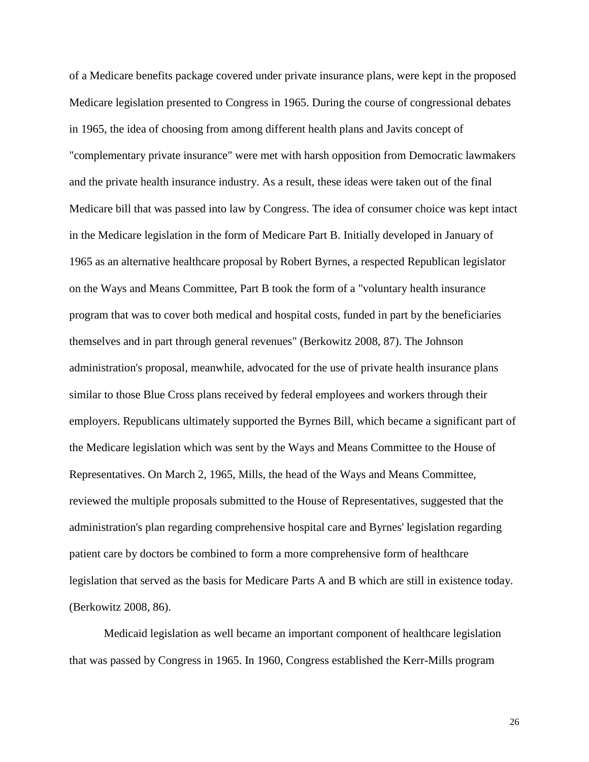of a Medicare benefits package covered under private insurance plans, were kept in the proposed Medicare legislation presented to Congress in 1965. During the course of congressional debates in 1965, the idea of choosing from among different health plans and Javits concept of "complementary private insurance" were met with harsh opposition from Democratic lawmakers and the private health insurance industry. As a result, these ideas were taken out of the final Medicare bill that was passed into law by Congress. The idea of consumer choice was kept intact in the Medicare legislation in the form of Medicare Part B. Initially developed in January of 1965 as an alternative healthcare proposal by Robert Byrnes, a respected Republican legislator on the Ways and Means Committee, Part B took the form of a "voluntary health insurance program that was to cover both medical and hospital costs, funded in part by the beneficiaries themselves and in part through general revenues" (Berkowitz 2008, 87). The Johnson administration's proposal, meanwhile, advocated for the use of private health insurance plans similar to those Blue Cross plans received by federal employees and workers through their employers. Republicans ultimately supported the Byrnes Bill, which became a significant part of the Medicare legislation which was sent by the Ways and Means Committee to the House of Representatives. On March 2, 1965, Mills, the head of the Ways and Means Committee, reviewed the multiple proposals submitted to the House of Representatives, suggested that the administration's plan regarding comprehensive hospital care and Byrnes' legislation regarding patient care by doctors be combined to form a more comprehensive form of healthcare legislation that served as the basis for Medicare Parts A and B which are still in existence today. (Berkowitz 2008, 86).

Medicaid legislation as well became an important component of healthcare legislation that was passed by Congress in 1965. In 1960, Congress established the Kerr-Mills program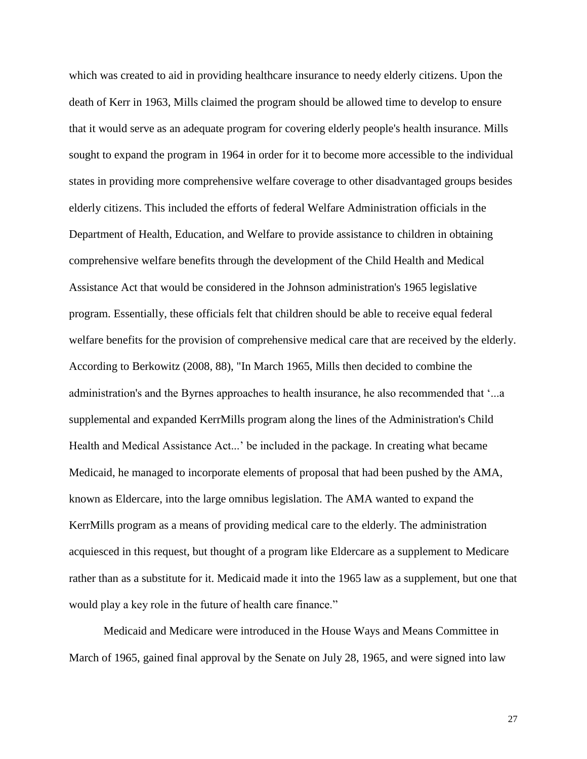which was created to aid in providing healthcare insurance to needy elderly citizens. Upon the death of Kerr in 1963, Mills claimed the program should be allowed time to develop to ensure that it would serve as an adequate program for covering elderly people's health insurance. Mills sought to expand the program in 1964 in order for it to become more accessible to the individual states in providing more comprehensive welfare coverage to other disadvantaged groups besides elderly citizens. This included the efforts of federal Welfare Administration officials in the Department of Health, Education, and Welfare to provide assistance to children in obtaining comprehensive welfare benefits through the development of the Child Health and Medical Assistance Act that would be considered in the Johnson administration's 1965 legislative program. Essentially, these officials felt that children should be able to receive equal federal welfare benefits for the provision of comprehensive medical care that are received by the elderly. According to Berkowitz (2008, 88), "In March 1965, Mills then decided to combine the administration's and the Byrnes approaches to health insurance, he also recommended that '...a supplemental and expanded KerrMills program along the lines of the Administration's Child Health and Medical Assistance Act...' be included in the package. In creating what became Medicaid, he managed to incorporate elements of proposal that had been pushed by the AMA, known as Eldercare, into the large omnibus legislation. The AMA wanted to expand the KerrMills program as a means of providing medical care to the elderly. The administration acquiesced in this request, but thought of a program like Eldercare as a supplement to Medicare rather than as a substitute for it. Medicaid made it into the 1965 law as a supplement, but one that would play a key role in the future of health care finance."

Medicaid and Medicare were introduced in the House Ways and Means Committee in March of 1965, gained final approval by the Senate on July 28, 1965, and were signed into law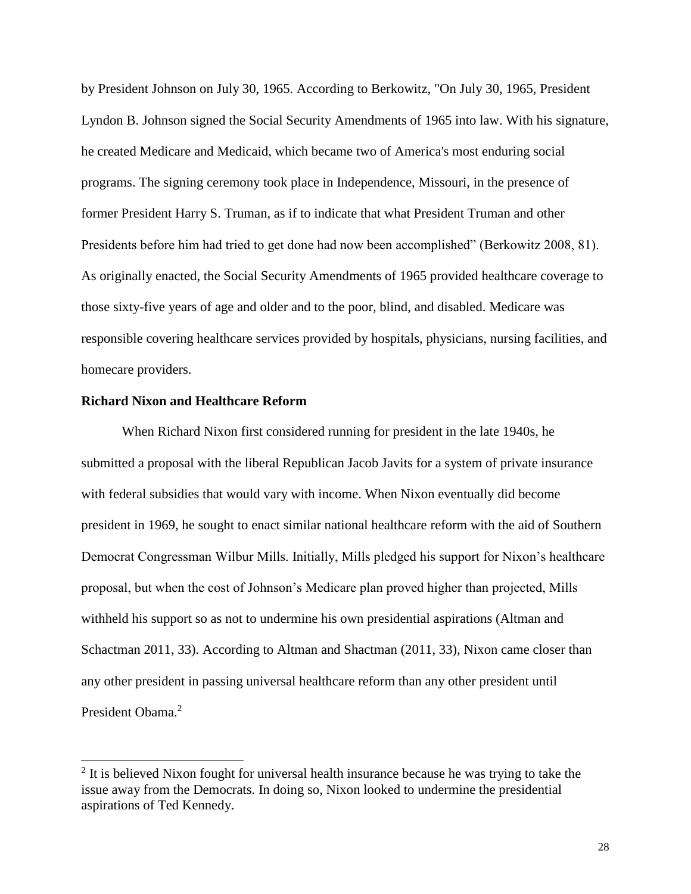by President Johnson on July 30, 1965. According to Berkowitz, "On July 30, 1965, President Lyndon B. Johnson signed the Social Security Amendments of 1965 into law. With his signature, he created Medicare and Medicaid, which became two of America's most enduring social programs. The signing ceremony took place in Independence, Missouri, in the presence of former President Harry S. Truman, as if to indicate that what President Truman and other Presidents before him had tried to get done had now been accomplished" (Berkowitz 2008, 81). As originally enacted, the Social Security Amendments of 1965 provided healthcare coverage to those sixty-five years of age and older and to the poor, blind, and disabled. Medicare was responsible covering healthcare services provided by hospitals, physicians, nursing facilities, and homecare providers.

**Richard Nixon and Healthcare Reform**

When Richard Nixon first considered running for president in the late 1940s, he submitted a proposal with the liberal Republican Jacob Javits for a system of private insurance with federal subsidies that would vary with income. When Nixon eventually did become president in 1969, he sought to enact similar national healthcare reform with the aid of Southern Democrat Congressman Wilbur Mills. Initially, Mills pledged his support for Nixon's healthcare proposal, but when the cost of Johnson's Medicare plan proved higher than projected, Mills withheld his support so as not to undermine his own presidential aspirations (Altman and Schactman 2011, 33). According to Altman and Shactman (2011, 33), Nixon came closer than any other president in passing universal healthcare reform than any other president until President Obama.[2]

[2] It is believed Nixon fought for universal health insurance because he was trying to take the issue away from the Democrats. In doing so, Nixon looked to undermine the presidential aspirations of Ted Kennedy.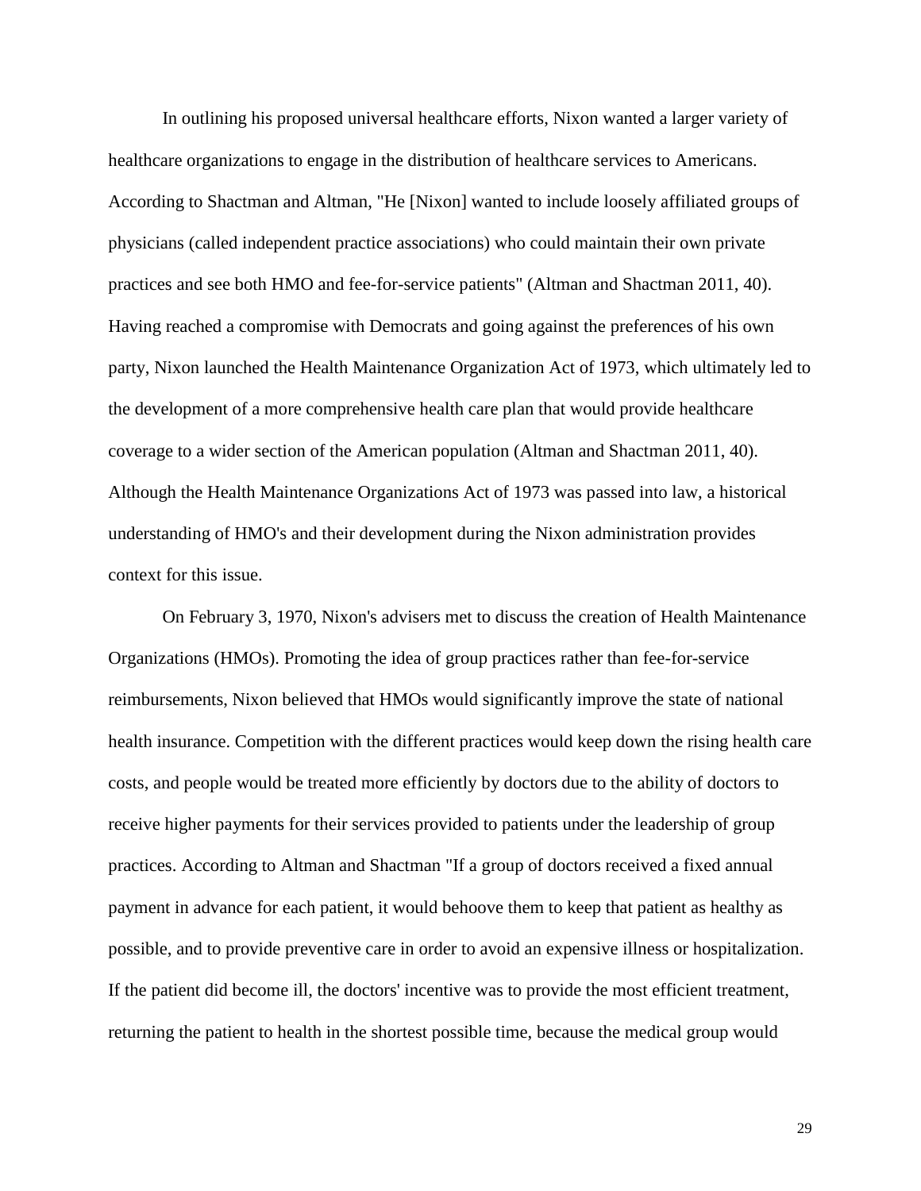In outlining his proposed universal healthcare efforts, Nixon wanted a larger variety of healthcare organizations to engage in the distribution of healthcare services to Americans. According to Shactman and Altman, "He [Nixon] wanted to include loosely affiliated groups of physicians (called independent practice associations) who could maintain their own private practices and see both HMO and fee-for-service patients" (Altman and Shactman 2011, 40). Having reached a compromise with Democrats and going against the preferences of his own party, Nixon launched the Health Maintenance Organization Act of 1973, which ultimately led to the development of a more comprehensive health care plan that would provide healthcare coverage to a wider section of the American population (Altman and Shactman 2011, 40). Although the Health Maintenance Organizations Act of 1973 was passed into law, a historical understanding of HMO's and their development during the Nixon administration provides context for this issue.

On February 3, 1970, Nixon's advisers met to discuss the creation of Health Maintenance Organizations (HMOs). Promoting the idea of group practices rather than fee-for-service reimbursements, Nixon believed that HMOs would significantly improve the state of national health insurance. Competition with the different practices would keep down the rising health care costs, and people would be treated more efficiently by doctors due to the ability of doctors to receive higher payments for their services provided to patients under the leadership of group practices. According to Altman and Shactman "If a group of doctors received a fixed annual payment in advance for each patient, it would behoove them to keep that patient as healthy as possible, and to provide preventive care in order to avoid an expensive illness or hospitalization. If the patient did become ill, the doctors' incentive was to provide the most efficient treatment, returning the patient to health in the shortest possible time, because the medical group would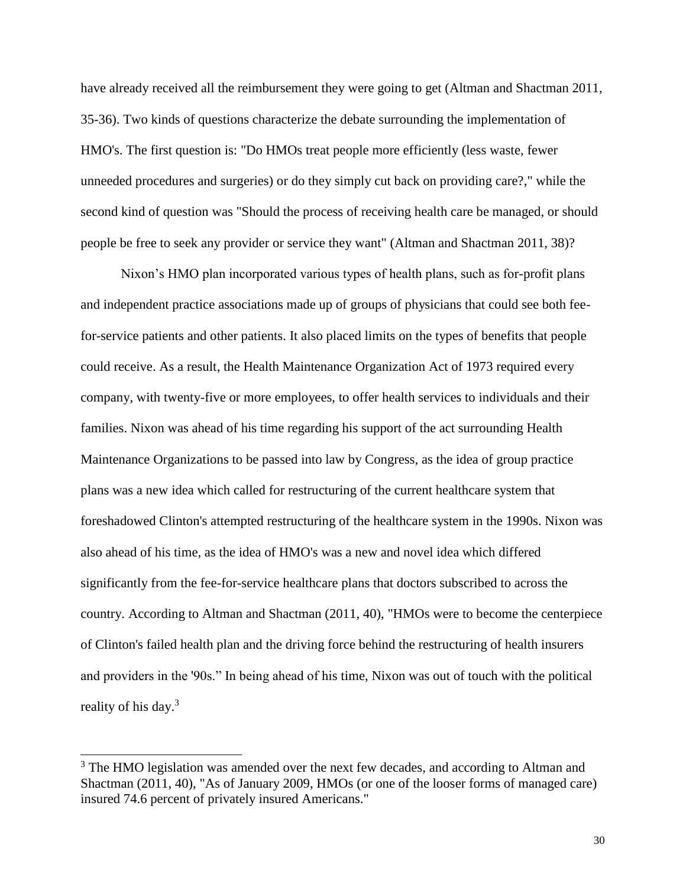have already received all the reimbursement they were going to get (Altman and Shactman 2011, 35-36). Two kinds of questions characterize the debate surrounding the implementation of HMO's. The first question is: "Do HMOs treat people more efficiently (less waste, fewer unneeded procedures and surgeries) or do they simply cut back on providing care?," while the second kind of question was "Should the process of receiving health care be managed, or should people be free to seek any provider or service they want" (Altman and Shactman 2011, 38)?

Nixon's HMO plan incorporated various types of health plans, such as for-profit plans and independent practice associations made up of groups of physicians that could see both fee-for-service patients and other patients. It also placed limits on the types of benefits that people could receive. As a result, the Health Maintenance Organization Act of 1973 required every company, with twenty-five or more employees, to offer health services to individuals and their families. Nixon was ahead of his time regarding his support of the act surrounding Health Maintenance Organizations to be passed into law by Congress, as the idea of group practice plans was a new idea which called for restructuring of the current healthcare system that foreshadowed Clinton's attempted restructuring of the healthcare system in the 1990s. Nixon was also ahead of his time, as the idea of HMO's was a new and novel idea which differed significantly from the fee-for-service healthcare plans that doctors subscribed to across the country. According to Altman and Shactman (2011, 40), "HMOs were to become the centerpiece of Clinton's failed health plan and the driving force behind the restructuring of health insurers and providers in the '90s." In being ahead of his time, Nixon was out of touch with the political reality of his day.[3]

[3] The HMO legislation was amended over the next few decades, and according to Altman and Shactman (2011, 40), "As of January 2009, HMOs (or one of the looser forms of managed care) insured 74.6 percent of privately insured Americans."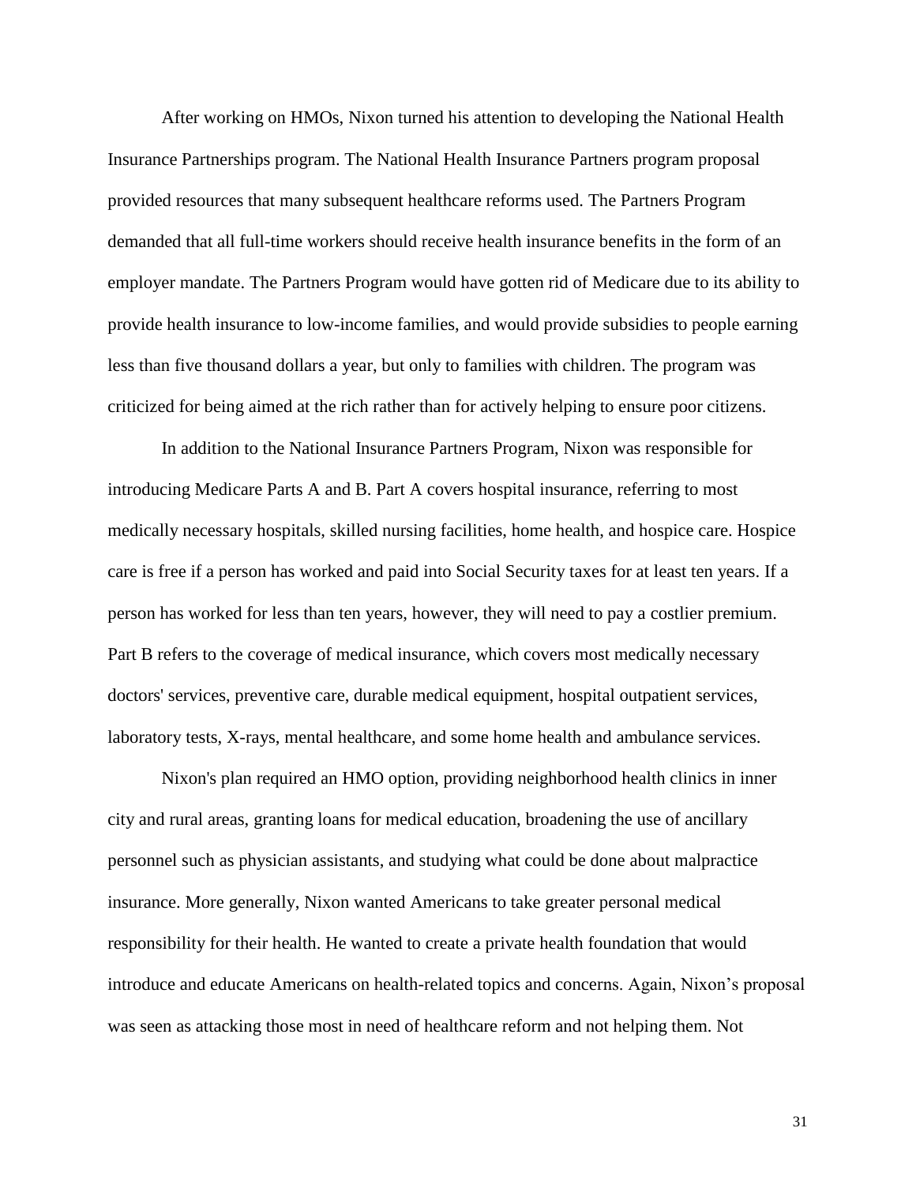After working on HMOs, Nixon turned his attention to developing the National Health Insurance Partnerships program. The National Health Insurance Partners program proposal provided resources that many subsequent healthcare reforms used. The Partners Program demanded that all full-time workers should receive health insurance benefits in the form of an employer mandate. The Partners Program would have gotten rid of Medicare due to its ability to provide health insurance to low-income families, and would provide subsidies to people earning less than five thousand dollars a year, but only to families with children. The program was criticized for being aimed at the rich rather than for actively helping to ensure poor citizens.

In addition to the National Insurance Partners Program, Nixon was responsible for introducing Medicare Parts A and B. Part A covers hospital insurance, referring to most medically necessary hospitals, skilled nursing facilities, home health, and hospice care. Hospice care is free if a person has worked and paid into Social Security taxes for at least ten years. If a person has worked for less than ten years, however, they will need to pay a costlier premium. Part B refers to the coverage of medical insurance, which covers most medically necessary doctors' services, preventive care, durable medical equipment, hospital outpatient services, laboratory tests, X-rays, mental healthcare, and some home health and ambulance services.

Nixon's plan required an HMO option, providing neighborhood health clinics in inner city and rural areas, granting loans for medical education, broadening the use of ancillary personnel such as physician assistants, and studying what could be done about malpractice insurance. More generally, Nixon wanted Americans to take greater personal medical responsibility for their health. He wanted to create a private health foundation that would introduce and educate Americans on health-related topics and concerns. Again, Nixon's proposal was seen as attacking those most in need of healthcare reform and not helping them. Not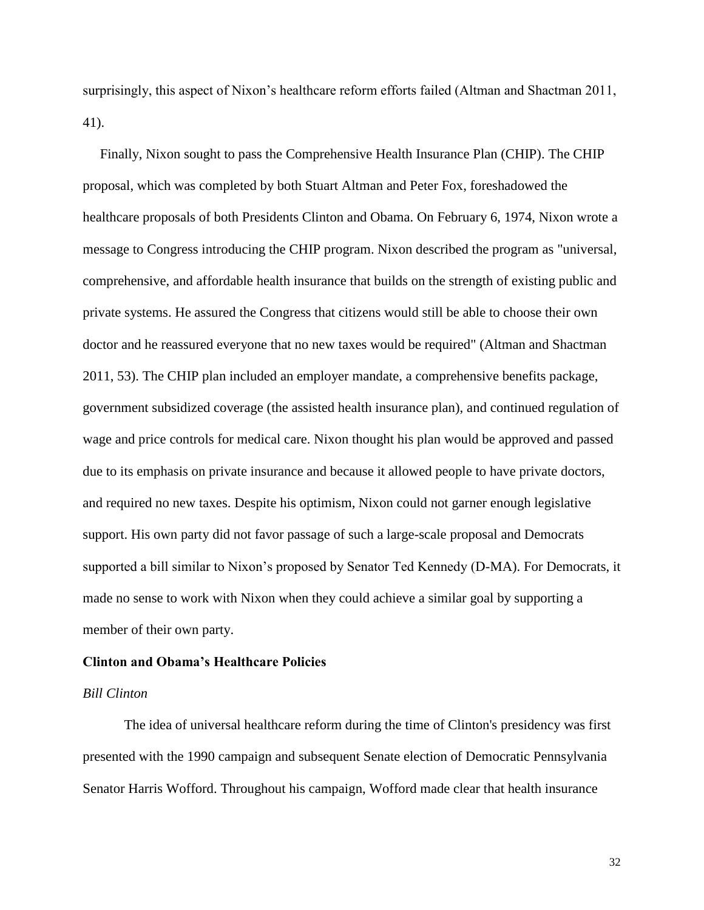surprisingly, this aspect of Nixon's healthcare reform efforts failed (Altman and Shactman 2011, 41).

Finally, Nixon sought to pass the Comprehensive Health Insurance Plan (CHIP). The CHIP proposal, which was completed by both Stuart Altman and Peter Fox, foreshadowed the healthcare proposals of both Presidents Clinton and Obama. On February 6, 1974, Nixon wrote a message to Congress introducing the CHIP program. Nixon described the program as "universal, comprehensive, and affordable health insurance that builds on the strength of existing public and private systems. He assured the Congress that citizens would still be able to choose their own doctor and he reassured everyone that no new taxes would be required" (Altman and Shactman 2011, 53). The CHIP plan included an employer mandate, a comprehensive benefits package, government subsidized coverage (the assisted health insurance plan), and continued regulation of wage and price controls for medical care. Nixon thought his plan would be approved and passed due to its emphasis on private insurance and because it allowed people to have private doctors, and required no new taxes. Despite his optimism, Nixon could not garner enough legislative support. His own party did not favor passage of such a large-scale proposal and Democrats supported a bill similar to Nixon's proposed by Senator Ted Kennedy (D-MA). For Democrats, it made no sense to work with Nixon when they could achieve a similar goal by supporting a member of their own party.

## Clinton and Obama's Healthcare Policies

### *Bill Clinton*

The idea of universal healthcare reform during the time of Clinton's presidency was first presented with the 1990 campaign and subsequent Senate election of Democratic Pennsylvania Senator Harris Wofford. Throughout his campaign, Wofford made clear that health insurance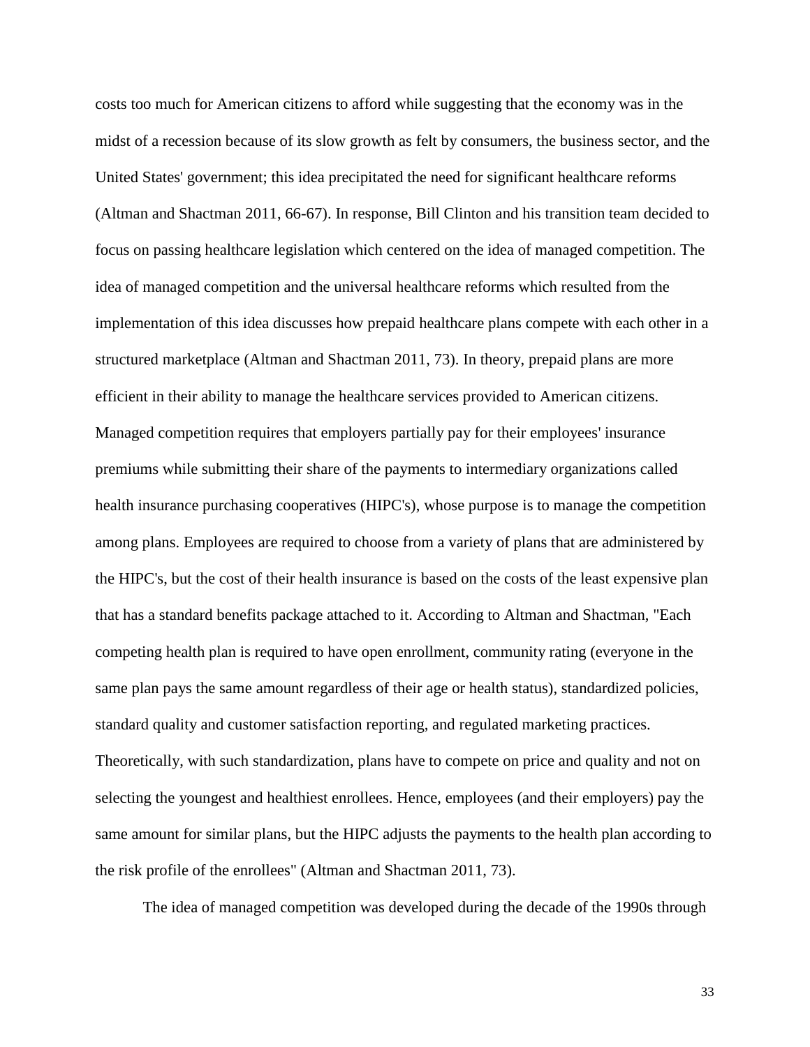costs too much for American citizens to afford while suggesting that the economy was in the midst of a recession because of its slow growth as felt by consumers, the business sector, and the United States' government; this idea precipitated the need for significant healthcare reforms (Altman and Shactman 2011, 66-67). In response, Bill Clinton and his transition team decided to focus on passing healthcare legislation which centered on the idea of managed competition. The idea of managed competition and the universal healthcare reforms which resulted from the implementation of this idea discusses how prepaid healthcare plans compete with each other in a structured marketplace (Altman and Shactman 2011, 73). In theory, prepaid plans are more efficient in their ability to manage the healthcare services provided to American citizens. Managed competition requires that employers partially pay for their employees' insurance premiums while submitting their share of the payments to intermediary organizations called health insurance purchasing cooperatives (HIPC's), whose purpose is to manage the competition among plans. Employees are required to choose from a variety of plans that are administered by the HIPC's, but the cost of their health insurance is based on the costs of the least expensive plan that has a standard benefits package attached to it. According to Altman and Shactman, "Each competing health plan is required to have open enrollment, community rating (everyone in the same plan pays the same amount regardless of their age or health status), standardized policies, standard quality and customer satisfaction reporting, and regulated marketing practices. Theoretically, with such standardization, plans have to compete on price and quality and not on selecting the youngest and healthiest enrollees. Hence, employees (and their employers) pay the same amount for similar plans, but the HIPC adjusts the payments to the health plan according to the risk profile of the enrollees" (Altman and Shactman 2011, 73).

The idea of managed competition was developed during the decade of the 1990s through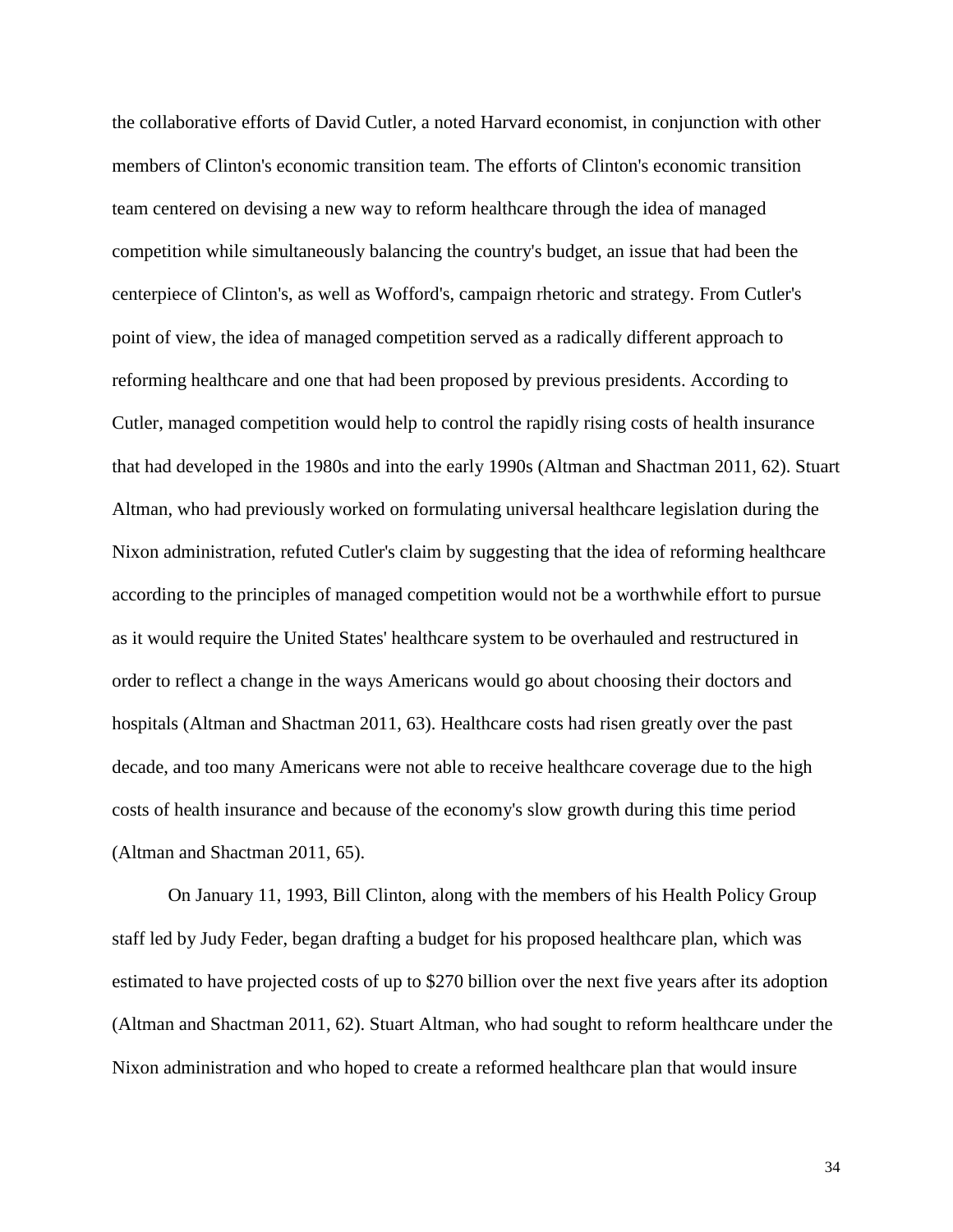the collaborative efforts of David Cutler, a noted Harvard economist, in conjunction with other members of Clinton's economic transition team. The efforts of Clinton's economic transition team centered on devising a new way to reform healthcare through the idea of managed competition while simultaneously balancing the country's budget, an issue that had been the centerpiece of Clinton's, as well as Wofford's, campaign rhetoric and strategy. From Cutler's point of view, the idea of managed competition served as a radically different approach to reforming healthcare and one that had been proposed by previous presidents. According to Cutler, managed competition would help to control the rapidly rising costs of health insurance that had developed in the 1980s and into the early 1990s (Altman and Shactman 2011, 62). Stuart Altman, who had previously worked on formulating universal healthcare legislation during the Nixon administration, refuted Cutler's claim by suggesting that the idea of reforming healthcare according to the principles of managed competition would not be a worthwhile effort to pursue as it would require the United States' healthcare system to be overhauled and restructured in order to reflect a change in the ways Americans would go about choosing their doctors and hospitals (Altman and Shactman 2011, 63). Healthcare costs had risen greatly over the past decade, and too many Americans were not able to receive healthcare coverage due to the high costs of health insurance and because of the economy's slow growth during this time period (Altman and Shactman 2011, 65).

On January 11, 1993, Bill Clinton, along with the members of his Health Policy Group staff led by Judy Feder, began drafting a budget for his proposed healthcare plan, which was estimated to have projected costs of up to $270 billion over the next five years after its adoption (Altman and Shactman 2011, 62). Stuart Altman, who had sought to reform healthcare under the Nixon administration and who hoped to create a reformed healthcare plan that would insure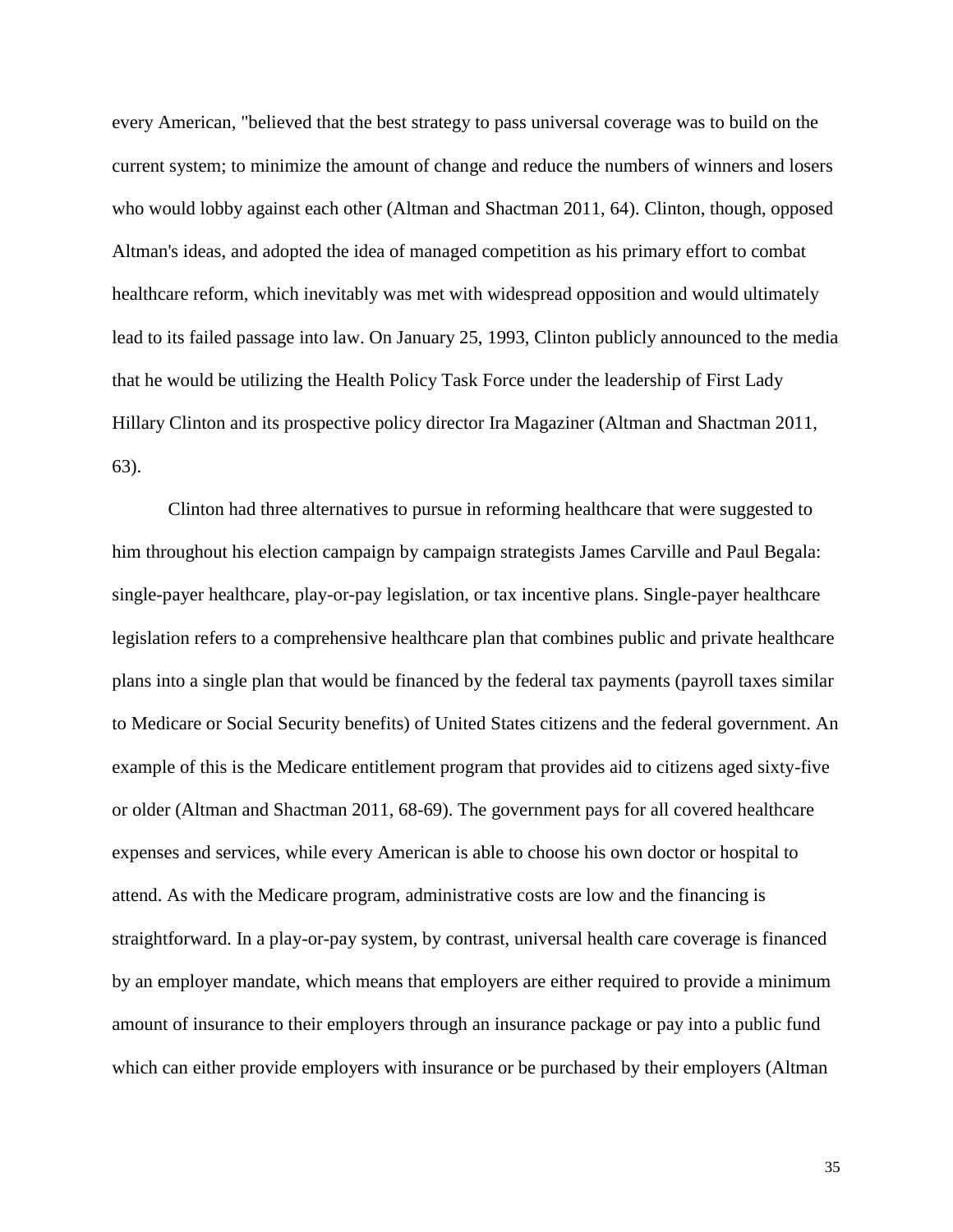every American, "believed that the best strategy to pass universal coverage was to build on the current system; to minimize the amount of change and reduce the numbers of winners and losers who would lobby against each other (Altman and Shactman 2011, 64). Clinton, though, opposed Altman's ideas, and adopted the idea of managed competition as his primary effort to combat healthcare reform, which inevitably was met with widespread opposition and would ultimately lead to its failed passage into law. On January 25, 1993, Clinton publicly announced to the media that he would be utilizing the Health Policy Task Force under the leadership of First Lady Hillary Clinton and its prospective policy director Ira Magaziner (Altman and Shactman 2011, 63).

Clinton had three alternatives to pursue in reforming healthcare that were suggested to him throughout his election campaign by campaign strategists James Carville and Paul Begala: single-payer healthcare, play-or-pay legislation, or tax incentive plans. Single-payer healthcare legislation refers to a comprehensive healthcare plan that combines public and private healthcare plans into a single plan that would be financed by the federal tax payments (payroll taxes similar to Medicare or Social Security benefits) of United States citizens and the federal government. An example of this is the Medicare entitlement program that provides aid to citizens aged sixty-five or older (Altman and Shactman 2011, 68-69). The government pays for all covered healthcare expenses and services, while every American is able to choose his own doctor or hospital to attend. As with the Medicare program, administrative costs are low and the financing is straightforward. In a play-or-pay system, by contrast, universal health care coverage is financed by an employer mandate, which means that employers are either required to provide a minimum amount of insurance to their employers through an insurance package or pay into a public fund which can either provide employers with insurance or be purchased by their employers (Altman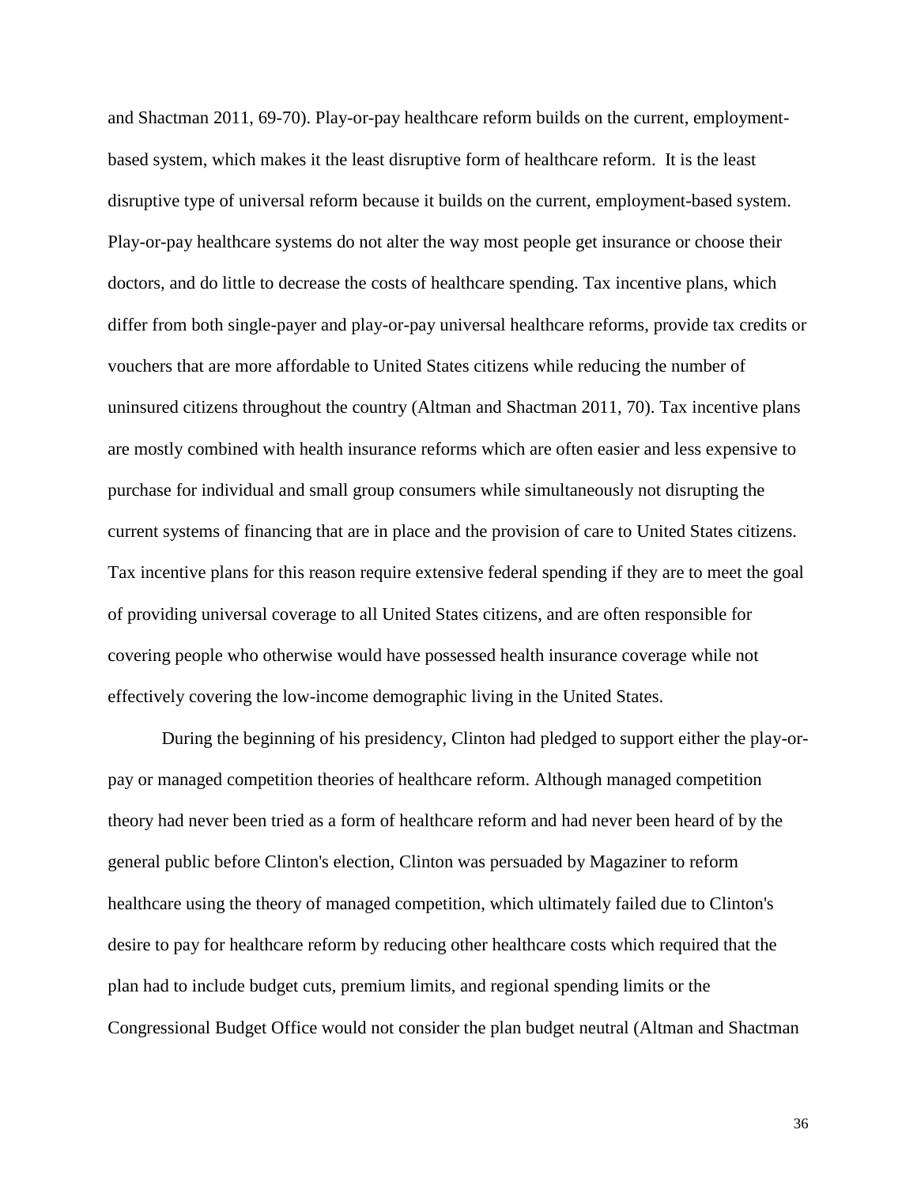and Shactman 2011, 69-70). Play-or-pay healthcare reform builds on the current, employment-based system, which makes it the least disruptive form of healthcare reform. It is the least disruptive type of universal reform because it builds on the current, employment-based system. Play-or-pay healthcare systems do not alter the way most people get insurance or choose their doctors, and do little to decrease the costs of healthcare spending. Tax incentive plans, which differ from both single-payer and play-or-pay universal healthcare reforms, provide tax credits or vouchers that are more affordable to United States citizens while reducing the number of uninsured citizens throughout the country (Altman and Shactman 2011, 70). Tax incentive plans are mostly combined with health insurance reforms which are often easier and less expensive to purchase for individual and small group consumers while simultaneously not disrupting the current systems of financing that are in place and the provision of care to United States citizens. Tax incentive plans for this reason require extensive federal spending if they are to meet the goal of providing universal coverage to all United States citizens, and are often responsible for covering people who otherwise would have possessed health insurance coverage while not effectively covering the low-income demographic living in the United States.

During the beginning of his presidency, Clinton had pledged to support either the play-or-pay or managed competition theories of healthcare reform. Although managed competition theory had never been tried as a form of healthcare reform and had never been heard of by the general public before Clinton's election, Clinton was persuaded by Magaziner to reform healthcare using the theory of managed competition, which ultimately failed due to Clinton's desire to pay for healthcare reform by reducing other healthcare costs which required that the plan had to include budget cuts, premium limits, and regional spending limits or the Congressional Budget Office would not consider the plan budget neutral (Altman and Shactman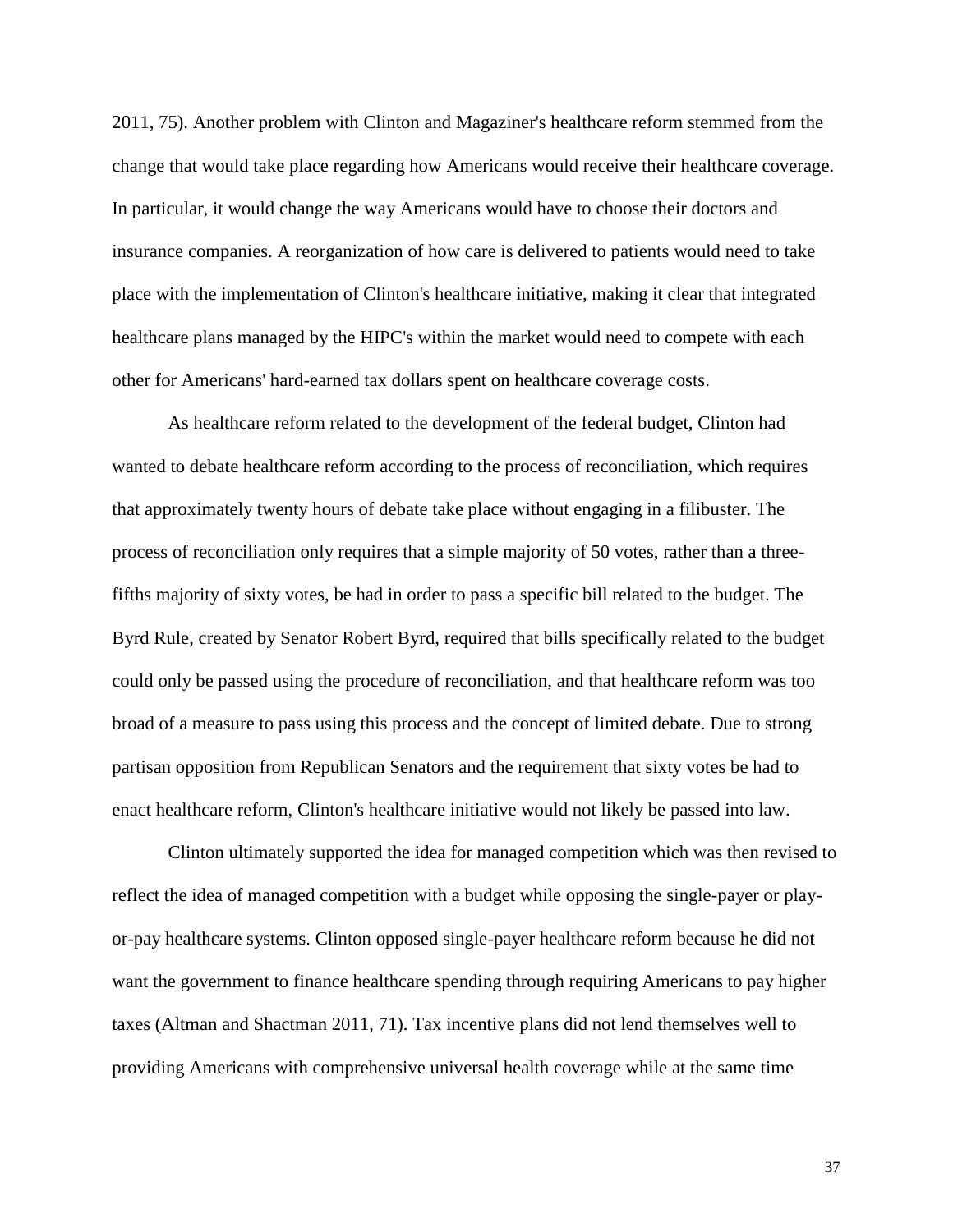2011, 75). Another problem with Clinton and Magaziner's healthcare reform stemmed from the change that would take place regarding how Americans would receive their healthcare coverage. In particular, it would change the way Americans would have to choose their doctors and insurance companies. A reorganization of how care is delivered to patients would need to take place with the implementation of Clinton's healthcare initiative, making it clear that integrated healthcare plans managed by the HIPC's within the market would need to compete with each other for Americans' hard-earned tax dollars spent on healthcare coverage costs.

As healthcare reform related to the development of the federal budget, Clinton had wanted to debate healthcare reform according to the process of reconciliation, which requires that approximately twenty hours of debate take place without engaging in a filibuster. The process of reconciliation only requires that a simple majority of 50 votes, rather than a three-fifths majority of sixty votes, be had in order to pass a specific bill related to the budget. The Byrd Rule, created by Senator Robert Byrd, required that bills specifically related to the budget could only be passed using the procedure of reconciliation, and that healthcare reform was too broad of a measure to pass using this process and the concept of limited debate. Due to strong partisan opposition from Republican Senators and the requirement that sixty votes be had to enact healthcare reform, Clinton's healthcare initiative would not likely be passed into law.

Clinton ultimately supported the idea for managed competition which was then revised to reflect the idea of managed competition with a budget while opposing the single-payer or play-or-pay healthcare systems. Clinton opposed single-payer healthcare reform because he did not want the government to finance healthcare spending through requiring Americans to pay higher taxes (Altman and Shactman 2011, 71). Tax incentive plans did not lend themselves well to providing Americans with comprehensive universal health coverage while at the same time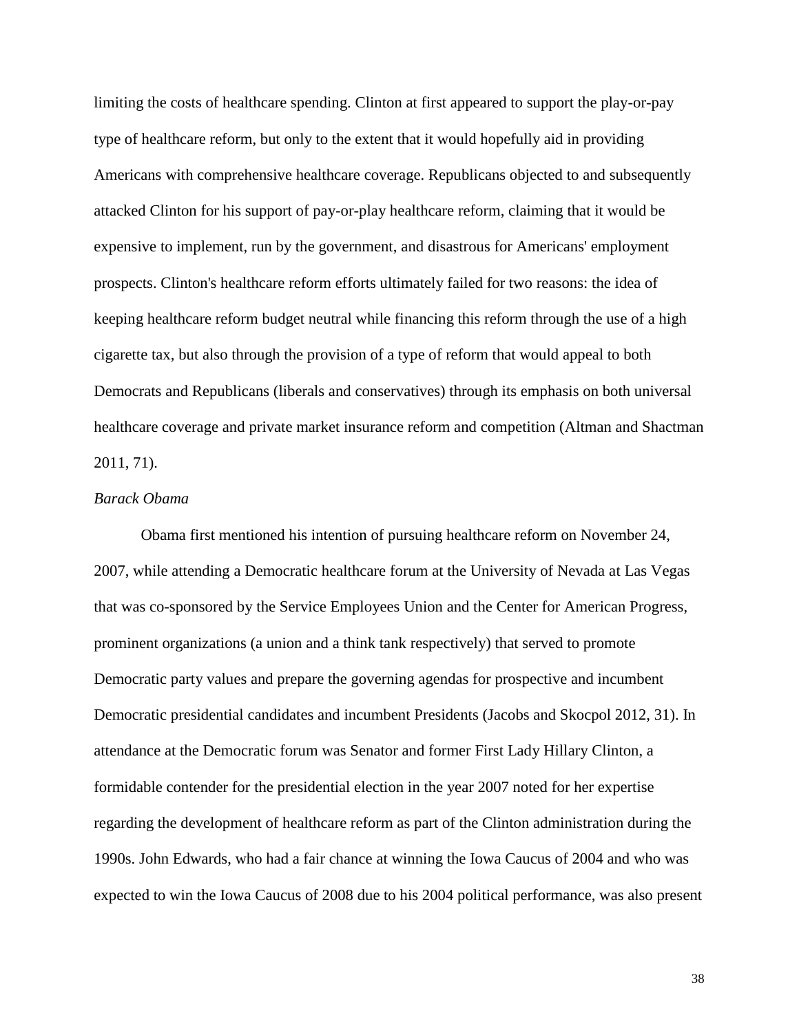limiting the costs of healthcare spending. Clinton at first appeared to support the play-or-pay type of healthcare reform, but only to the extent that it would hopefully aid in providing Americans with comprehensive healthcare coverage. Republicans objected to and subsequently attacked Clinton for his support of pay-or-play healthcare reform, claiming that it would be expensive to implement, run by the government, and disastrous for Americans' employment prospects. Clinton's healthcare reform efforts ultimately failed for two reasons: the idea of keeping healthcare reform budget neutral while financing this reform through the use of a high cigarette tax, but also through the provision of a type of reform that would appeal to both Democrats and Republicans (liberals and conservatives) through its emphasis on both universal healthcare coverage and private market insurance reform and competition (Altman and Shactman 2011, 71).

*Barack Obama*

Obama first mentioned his intention of pursuing healthcare reform on November 24, 2007, while attending a Democratic healthcare forum at the University of Nevada at Las Vegas that was co-sponsored by the Service Employees Union and the Center for American Progress, prominent organizations (a union and a think tank respectively) that served to promote Democratic party values and prepare the governing agendas for prospective and incumbent Democratic presidential candidates and incumbent Presidents (Jacobs and Skocpol 2012, 31). In attendance at the Democratic forum was Senator and former First Lady Hillary Clinton, a formidable contender for the presidential election in the year 2007 noted for her expertise regarding the development of healthcare reform as part of the Clinton administration during the 1990s. John Edwards, who had a fair chance at winning the Iowa Caucus of 2004 and who was expected to win the Iowa Caucus of 2008 due to his 2004 political performance, was also present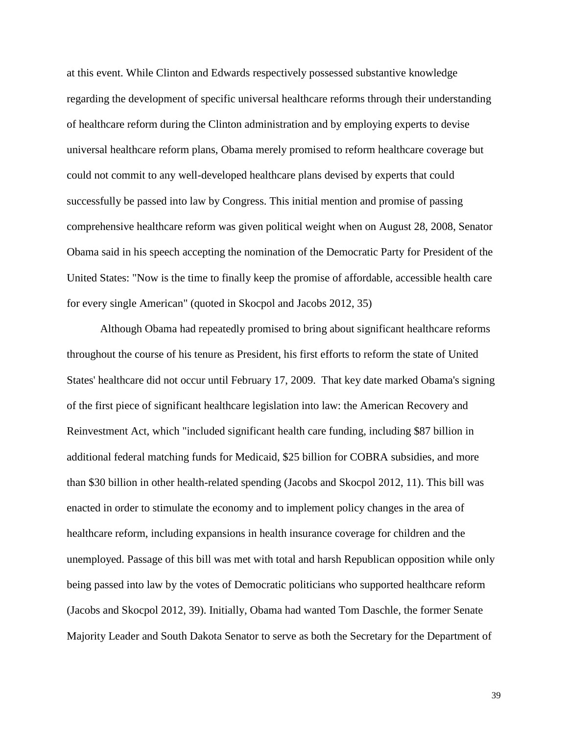at this event. While Clinton and Edwards respectively possessed substantive knowledge regarding the development of specific universal healthcare reforms through their understanding of healthcare reform during the Clinton administration and by employing experts to devise universal healthcare reform plans, Obama merely promised to reform healthcare coverage but could not commit to any well-developed healthcare plans devised by experts that could successfully be passed into law by Congress. This initial mention and promise of passing comprehensive healthcare reform was given political weight when on August 28, 2008, Senator Obama said in his speech accepting the nomination of the Democratic Party for President of the United States: "Now is the time to finally keep the promise of affordable, accessible health care for every single American" (quoted in Skocpol and Jacobs 2012, 35)

Although Obama had repeatedly promised to bring about significant healthcare reforms throughout the course of his tenure as President, his first efforts to reform the state of United States' healthcare did not occur until February 17, 2009. That key date marked Obama's signing of the first piece of significant healthcare legislation into law: the American Recovery and Reinvestment Act, which "included significant health care funding, including $87 billion in additional federal matching funds for Medicaid, $25 billion for COBRA subsidies, and more than $30 billion in other health-related spending (Jacobs and Skocpol 2012, 11). This bill was enacted in order to stimulate the economy and to implement policy changes in the area of healthcare reform, including expansions in health insurance coverage for children and the unemployed. Passage of this bill was met with total and harsh Republican opposition while only being passed into law by the votes of Democratic politicians who supported healthcare reform (Jacobs and Skocpol 2012, 39). Initially, Obama had wanted Tom Daschle, the former Senate Majority Leader and South Dakota Senator to serve as both the Secretary for the Department of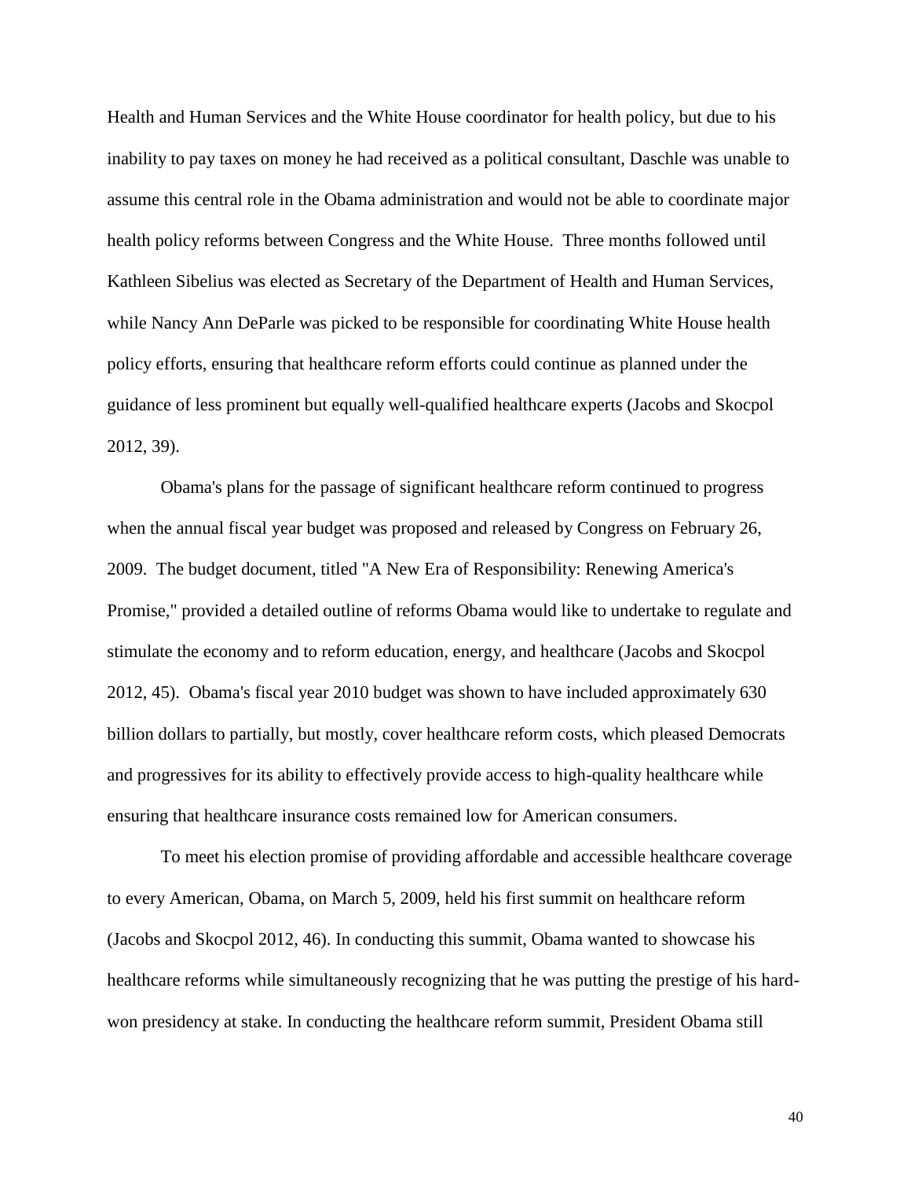Health and Human Services and the White House coordinator for health policy, but due to his inability to pay taxes on money he had received as a political consultant, Daschle was unable to assume this central role in the Obama administration and would not be able to coordinate major health policy reforms between Congress and the White House. Three months followed until Kathleen Sibelius was elected as Secretary of the Department of Health and Human Services, while Nancy Ann DeParle was picked to be responsible for coordinating White House health policy efforts, ensuring that healthcare reform efforts could continue as planned under the guidance of less prominent but equally well-qualified healthcare experts (Jacobs and Skocpol 2012, 39).

Obama's plans for the passage of significant healthcare reform continued to progress when the annual fiscal year budget was proposed and released by Congress on February 26, 2009. The budget document, titled "A New Era of Responsibility: Renewing America's Promise," provided a detailed outline of reforms Obama would like to undertake to regulate and stimulate the economy and to reform education, energy, and healthcare (Jacobs and Skocpol 2012, 45). Obama's fiscal year 2010 budget was shown to have included approximately 630 billion dollars to partially, but mostly, cover healthcare reform costs, which pleased Democrats and progressives for its ability to effectively provide access to high-quality healthcare while ensuring that healthcare insurance costs remained low for American consumers.

To meet his election promise of providing affordable and accessible healthcare coverage to every American, Obama, on March 5, 2009, held his first summit on healthcare reform (Jacobs and Skocpol 2012, 46). In conducting this summit, Obama wanted to showcase his healthcare reforms while simultaneously recognizing that he was putting the prestige of his hard-won presidency at stake. In conducting the healthcare reform summit, President Obama still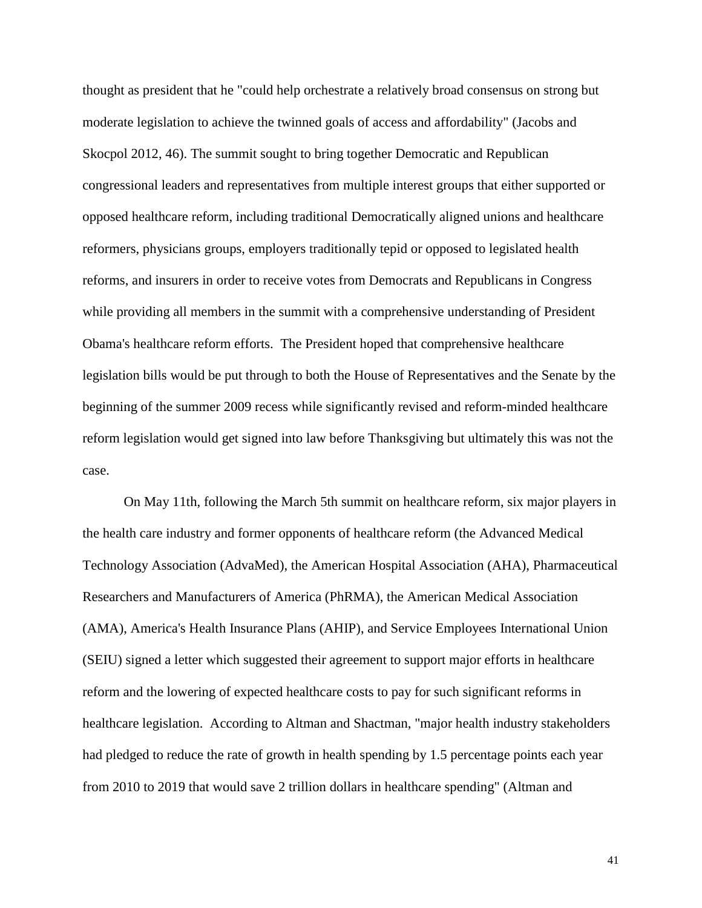thought as president that he "could help orchestrate a relatively broad consensus on strong but moderate legislation to achieve the twinned goals of access and affordability" (Jacobs and Skocpol 2012, 46). The summit sought to bring together Democratic and Republican congressional leaders and representatives from multiple interest groups that either supported or opposed healthcare reform, including traditional Democratically aligned unions and healthcare reformers, physicians groups, employers traditionally tepid or opposed to legislated health reforms, and insurers in order to receive votes from Democrats and Republicans in Congress while providing all members in the summit with a comprehensive understanding of President Obama's healthcare reform efforts. The President hoped that comprehensive healthcare legislation bills would be put through to both the House of Representatives and the Senate by the beginning of the summer 2009 recess while significantly revised and reform-minded healthcare reform legislation would get signed into law before Thanksgiving but ultimately this was not the case.

On May 11th, following the March 5th summit on healthcare reform, six major players in the health care industry and former opponents of healthcare reform (the Advanced Medical Technology Association (AdvaMed), the American Hospital Association (AHA), Pharmaceutical Researchers and Manufacturers of America (PhRMA), the American Medical Association (AMA), America's Health Insurance Plans (AHIP), and Service Employees International Union (SEIU) signed a letter which suggested their agreement to support major efforts in healthcare reform and the lowering of expected healthcare costs to pay for such significant reforms in healthcare legislation. According to Altman and Shactman, "major health industry stakeholders had pledged to reduce the rate of growth in health spending by 1.5 percentage points each year from 2010 to 2019 that would save 2 trillion dollars in healthcare spending" (Altman and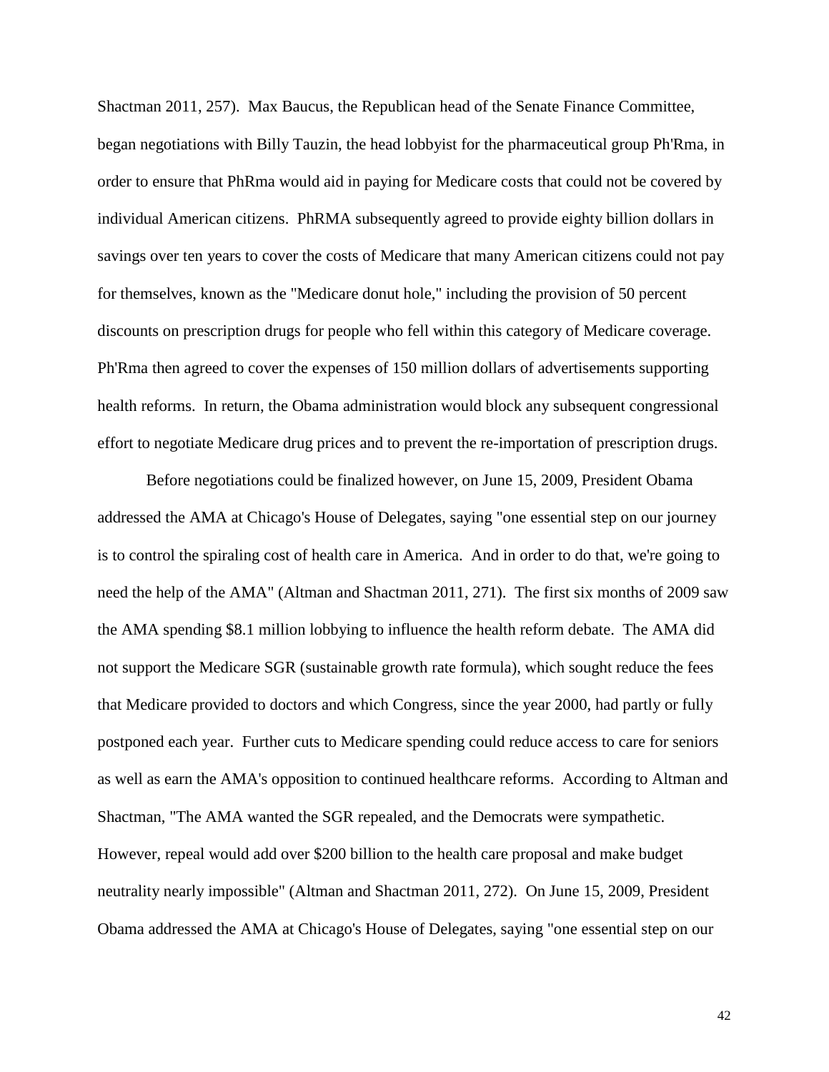Shactman 2011, 257). Max Baucus, the Republican head of the Senate Finance Committee, began negotiations with Billy Tauzin, the head lobbyist for the pharmaceutical group Ph'Rma, in order to ensure that PhRma would aid in paying for Medicare costs that could not be covered by individual American citizens. PhRMA subsequently agreed to provide eighty billion dollars in savings over ten years to cover the costs of Medicare that many American citizens could not pay for themselves, known as the "Medicare donut hole," including the provision of 50 percent discounts on prescription drugs for people who fell within this category of Medicare coverage. Ph'Rma then agreed to cover the expenses of 150 million dollars of advertisements supporting health reforms. In return, the Obama administration would block any subsequent congressional effort to negotiate Medicare drug prices and to prevent the re-importation of prescription drugs.

Before negotiations could be finalized however, on June 15, 2009, President Obama addressed the AMA at Chicago's House of Delegates, saying "one essential step on our journey is to control the spiraling cost of health care in America. And in order to do that, we're going to need the help of the AMA" (Altman and Shactman 2011, 271). The first six months of 2009 saw the AMA spending $8.1 million lobbying to influence the health reform debate. The AMA did not support the Medicare SGR (sustainable growth rate formula), which sought reduce the fees that Medicare provided to doctors and which Congress, since the year 2000, had partly or fully postponed each year. Further cuts to Medicare spending could reduce access to care for seniors as well as earn the AMA's opposition to continued healthcare reforms. According to Altman and Shactman, "The AMA wanted the SGR repealed, and the Democrats were sympathetic. However, repeal would add over $200 billion to the health care proposal and make budget neutrality nearly impossible" (Altman and Shactman 2011, 272). On June 15, 2009, President Obama addressed the AMA at Chicago's House of Delegates, saying "one essential step on our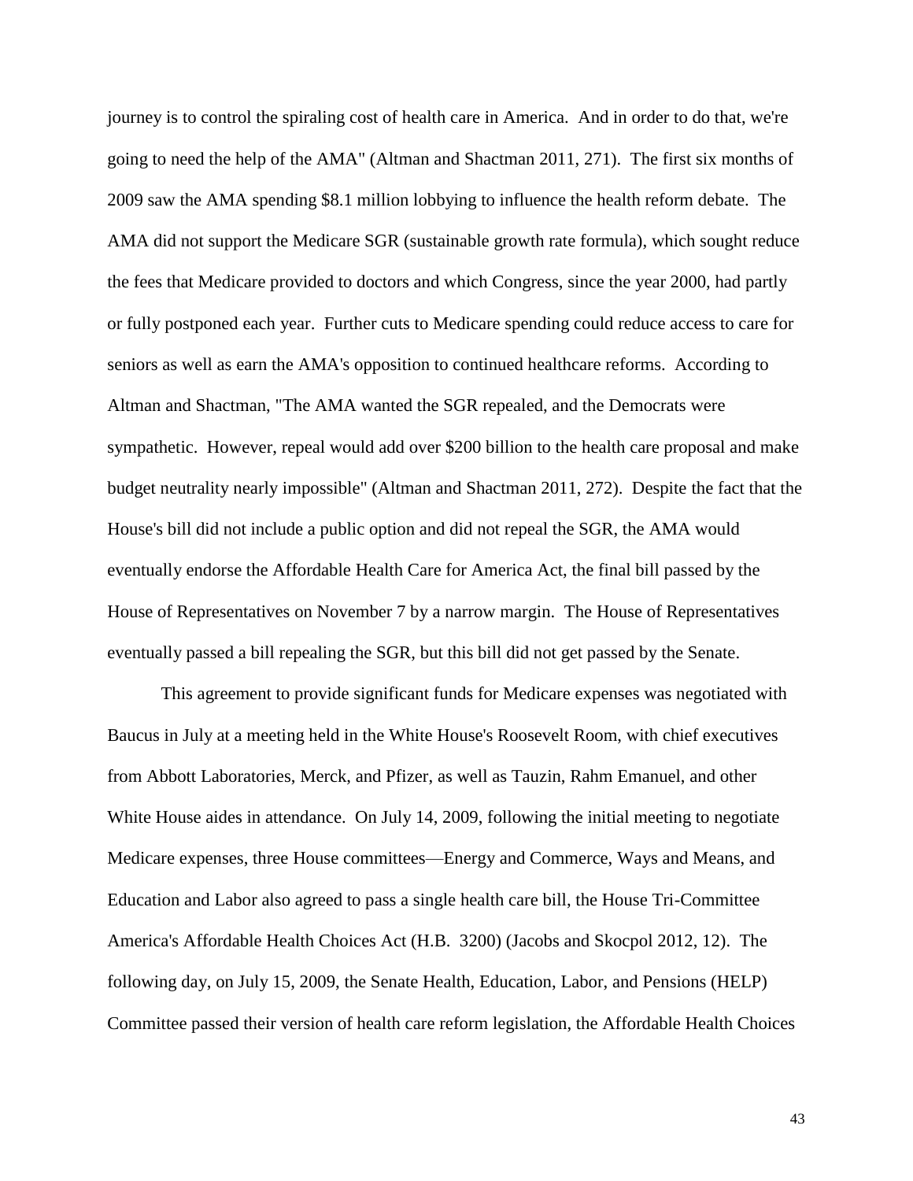journey is to control the spiraling cost of health care in America. And in order to do that, we're going to need the help of the AMA" (Altman and Shactman 2011, 271). The first six months of 2009 saw the AMA spending $8.1 million lobbying to influence the health reform debate. The AMA did not support the Medicare SGR (sustainable growth rate formula), which sought reduce the fees that Medicare provided to doctors and which Congress, since the year 2000, had partly or fully postponed each year. Further cuts to Medicare spending could reduce access to care for seniors as well as earn the AMA's opposition to continued healthcare reforms. According to Altman and Shactman, "The AMA wanted the SGR repealed, and the Democrats were sympathetic. However, repeal would add over $200 billion to the health care proposal and make budget neutrality nearly impossible" (Altman and Shactman 2011, 272). Despite the fact that the House's bill did not include a public option and did not repeal the SGR, the AMA would eventually endorse the Affordable Health Care for America Act, the final bill passed by the House of Representatives on November 7 by a narrow margin. The House of Representatives eventually passed a bill repealing the SGR, but this bill did not get passed by the Senate.

This agreement to provide significant funds for Medicare expenses was negotiated with Baucus in July at a meeting held in the White House's Roosevelt Room, with chief executives from Abbott Laboratories, Merck, and Pfizer, as well as Tauzin, Rahm Emanuel, and other White House aides in attendance. On July 14, 2009, following the initial meeting to negotiate Medicare expenses, three House committees—Energy and Commerce, Ways and Means, and Education and Labor also agreed to pass a single health care bill, the House Tri-Committee America's Affordable Health Choices Act (H.B. 3200) (Jacobs and Skocpol 2012, 12). The following day, on July 15, 2009, the Senate Health, Education, Labor, and Pensions (HELP) Committee passed their version of health care reform legislation, the Affordable Health Choices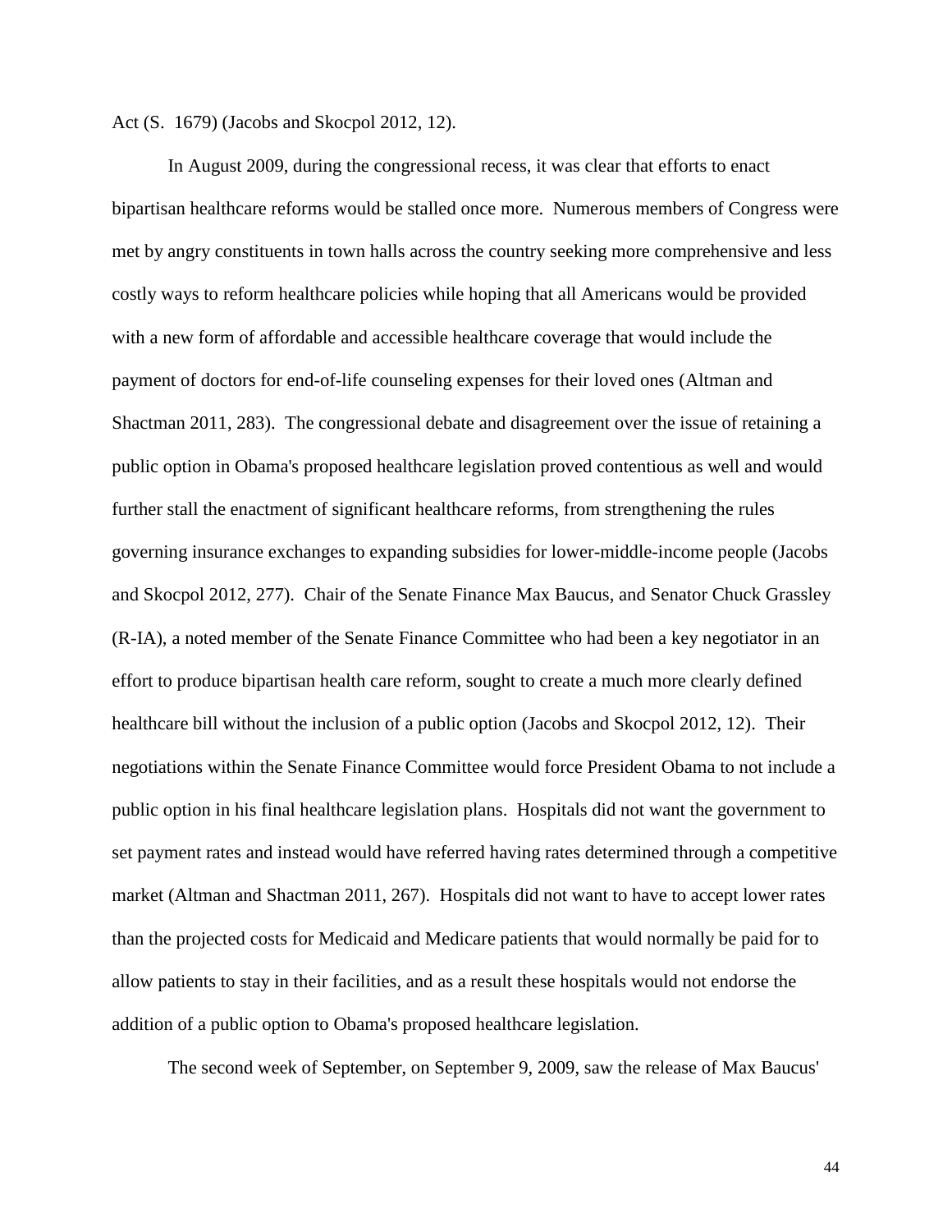Act (S. 1679) (Jacobs and Skocpol 2012, 12).

In August 2009, during the congressional recess, it was clear that efforts to enact bipartisan healthcare reforms would be stalled once more. Numerous members of Congress were met by angry constituents in town halls across the country seeking more comprehensive and less costly ways to reform healthcare policies while hoping that all Americans would be provided with a new form of affordable and accessible healthcare coverage that would include the payment of doctors for end-of-life counseling expenses for their loved ones (Altman and Shactman 2011, 283). The congressional debate and disagreement over the issue of retaining a public option in Obama's proposed healthcare legislation proved contentious as well and would further stall the enactment of significant healthcare reforms, from strengthening the rules governing insurance exchanges to expanding subsidies for lower-middle-income people (Jacobs and Skocpol 2012, 277). Chair of the Senate Finance Max Baucus, and Senator Chuck Grassley (R-IA), a noted member of the Senate Finance Committee who had been a key negotiator in an effort to produce bipartisan health care reform, sought to create a much more clearly defined healthcare bill without the inclusion of a public option (Jacobs and Skocpol 2012, 12). Their negotiations within the Senate Finance Committee would force President Obama to not include a public option in his final healthcare legislation plans. Hospitals did not want the government to set payment rates and instead would have referred having rates determined through a competitive market (Altman and Shactman 2011, 267). Hospitals did not want to have to accept lower rates than the projected costs for Medicaid and Medicare patients that would normally be paid for to allow patients to stay in their facilities, and as a result these hospitals would not endorse the addition of a public option to Obama's proposed healthcare legislation.

The second week of September, on September 9, 2009, saw the release of Max Baucus'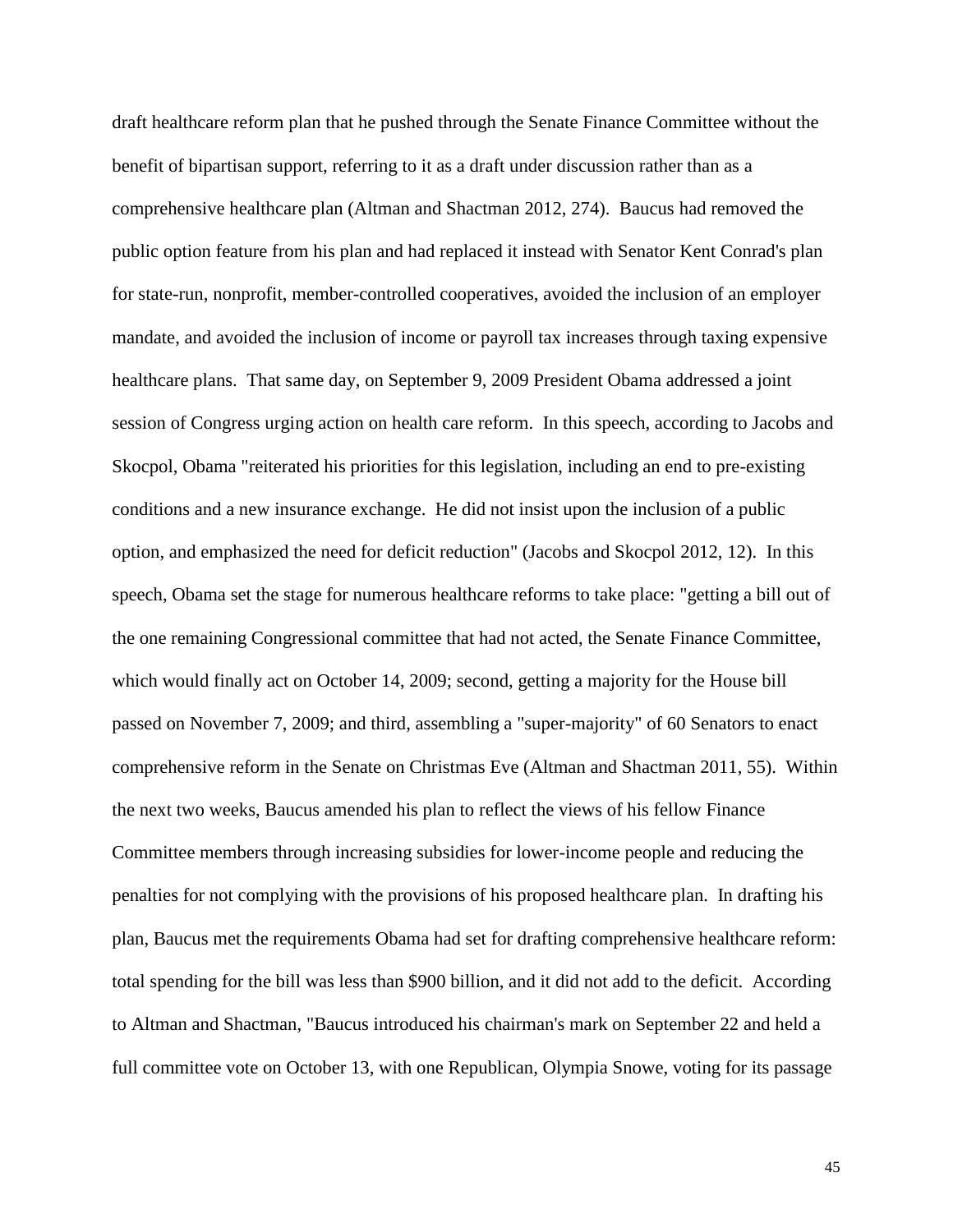draft healthcare reform plan that he pushed through the Senate Finance Committee without the benefit of bipartisan support, referring to it as a draft under discussion rather than as a comprehensive healthcare plan (Altman and Shactman 2012, 274). Baucus had removed the public option feature from his plan and had replaced it instead with Senator Kent Conrad's plan for state-run, nonprofit, member-controlled cooperatives, avoided the inclusion of an employer mandate, and avoided the inclusion of income or payroll tax increases through taxing expensive healthcare plans. That same day, on September 9, 2009 President Obama addressed a joint session of Congress urging action on health care reform. In this speech, according to Jacobs and Skocpol, Obama "reiterated his priorities for this legislation, including an end to pre-existing conditions and a new insurance exchange. He did not insist upon the inclusion of a public option, and emphasized the need for deficit reduction" (Jacobs and Skocpol 2012, 12). In this speech, Obama set the stage for numerous healthcare reforms to take place: "getting a bill out of the one remaining Congressional committee that had not acted, the Senate Finance Committee, which would finally act on October 14, 2009; second, getting a majority for the House bill passed on November 7, 2009; and third, assembling a "super-majority" of 60 Senators to enact comprehensive reform in the Senate on Christmas Eve (Altman and Shactman 2011, 55). Within the next two weeks, Baucus amended his plan to reflect the views of his fellow Finance Committee members through increasing subsidies for lower-income people and reducing the penalties for not complying with the provisions of his proposed healthcare plan. In drafting his plan, Baucus met the requirements Obama had set for drafting comprehensive healthcare reform: total spending for the bill was less than $900 billion, and it did not add to the deficit. According to Altman and Shactman, "Baucus introduced his chairman's mark on September 22 and held a full committee vote on October 13, with one Republican, Olympia Snowe, voting for its passage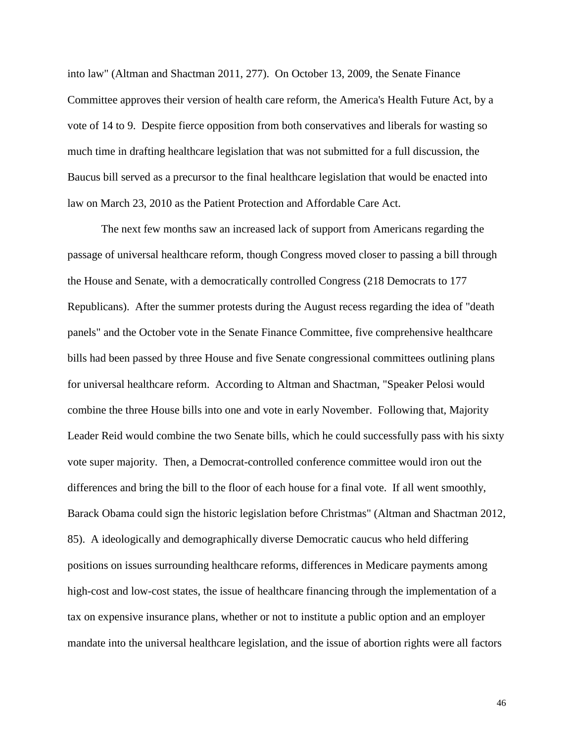into law" (Altman and Shactman 2011, 277). On October 13, 2009, the Senate Finance Committee approves their version of health care reform, the America's Health Future Act, by a vote of 14 to 9. Despite fierce opposition from both conservatives and liberals for wasting so much time in drafting healthcare legislation that was not submitted for a full discussion, the Baucus bill served as a precursor to the final healthcare legislation that would be enacted into law on March 23, 2010 as the Patient Protection and Affordable Care Act.

The next few months saw an increased lack of support from Americans regarding the passage of universal healthcare reform, though Congress moved closer to passing a bill through the House and Senate, with a democratically controlled Congress (218 Democrats to 177 Republicans). After the summer protests during the August recess regarding the idea of "death panels" and the October vote in the Senate Finance Committee, five comprehensive healthcare bills had been passed by three House and five Senate congressional committees outlining plans for universal healthcare reform. According to Altman and Shactman, "Speaker Pelosi would combine the three House bills into one and vote in early November. Following that, Majority Leader Reid would combine the two Senate bills, which he could successfully pass with his sixty vote super majority. Then, a Democrat-controlled conference committee would iron out the differences and bring the bill to the floor of each house for a final vote. If all went smoothly, Barack Obama could sign the historic legislation before Christmas" (Altman and Shactman 2012, 85). A ideologically and demographically diverse Democratic caucus who held differing positions on issues surrounding healthcare reforms, differences in Medicare payments among high-cost and low-cost states, the issue of healthcare financing through the implementation of a tax on expensive insurance plans, whether or not to institute a public option and an employer mandate into the universal healthcare legislation, and the issue of abortion rights were all factors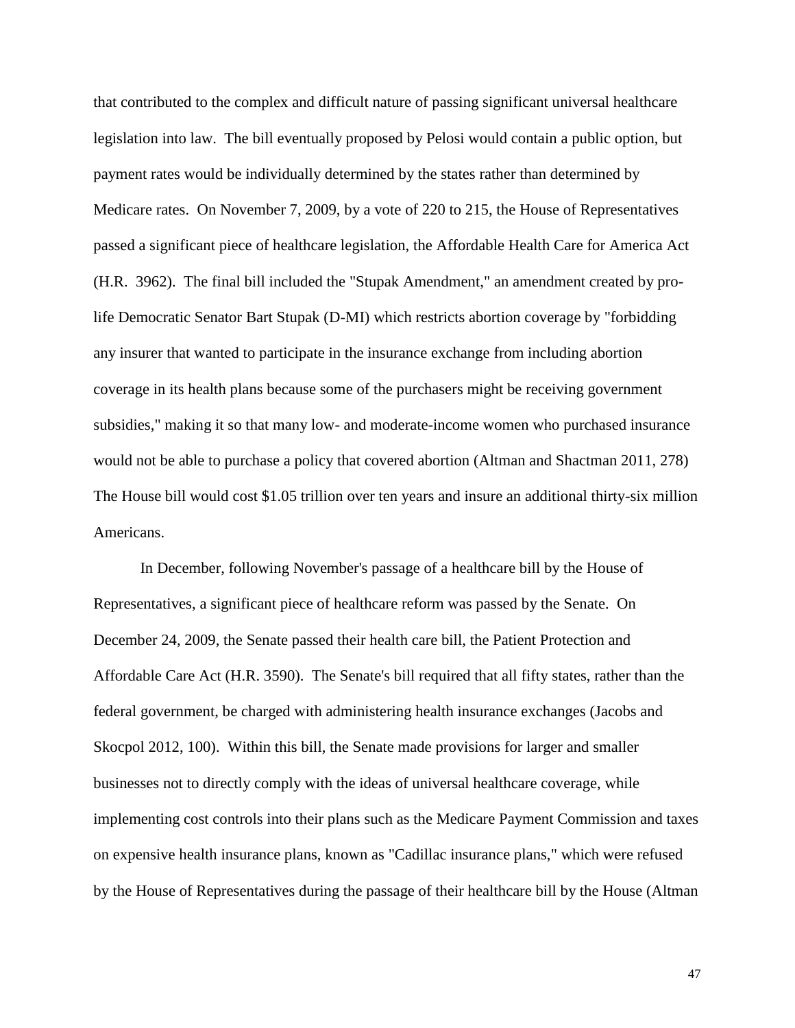that contributed to the complex and difficult nature of passing significant universal healthcare legislation into law. The bill eventually proposed by Pelosi would contain a public option, but payment rates would be individually determined by the states rather than determined by Medicare rates. On November 7, 2009, by a vote of 220 to 215, the House of Representatives passed a significant piece of healthcare legislation, the Affordable Health Care for America Act (H.R. 3962). The final bill included the "Stupak Amendment," an amendment created by pro-life Democratic Senator Bart Stupak (D-MI) which restricts abortion coverage by "forbidding any insurer that wanted to participate in the insurance exchange from including abortion coverage in its health plans because some of the purchasers might be receiving government subsidies," making it so that many low- and moderate-income women who purchased insurance would not be able to purchase a policy that covered abortion (Altman and Shactman 2011, 278) The House bill would cost $1.05 trillion over ten years and insure an additional thirty-six million Americans.

In December, following November's passage of a healthcare bill by the House of Representatives, a significant piece of healthcare reform was passed by the Senate. On December 24, 2009, the Senate passed their health care bill, the Patient Protection and Affordable Care Act (H.R. 3590). The Senate's bill required that all fifty states, rather than the federal government, be charged with administering health insurance exchanges (Jacobs and Skocpol 2012, 100). Within this bill, the Senate made provisions for larger and smaller businesses not to directly comply with the ideas of universal healthcare coverage, while implementing cost controls into their plans such as the Medicare Payment Commission and taxes on expensive health insurance plans, known as "Cadillac insurance plans," which were refused by the House of Representatives during the passage of their healthcare bill by the House (Altman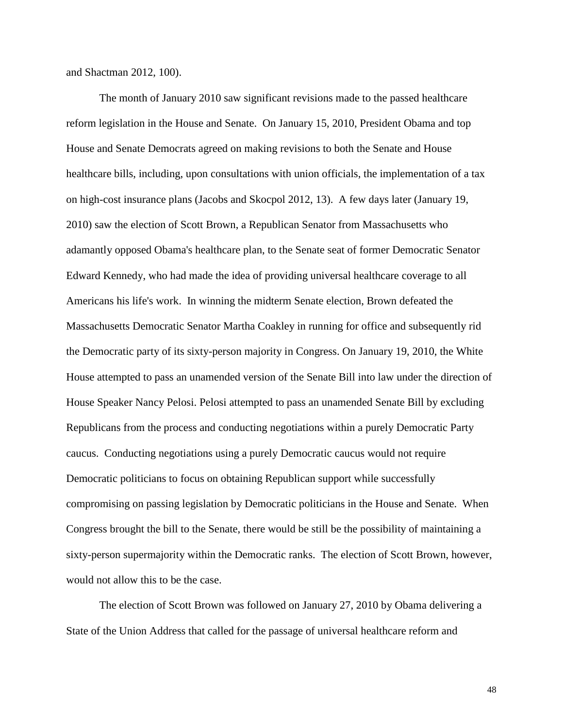and Shactman 2012, 100).

The month of January 2010 saw significant revisions made to the passed healthcare reform legislation in the House and Senate. On January 15, 2010, President Obama and top House and Senate Democrats agreed on making revisions to both the Senate and House healthcare bills, including, upon consultations with union officials, the implementation of a tax on high-cost insurance plans (Jacobs and Skocpol 2012, 13). A few days later (January 19, 2010) saw the election of Scott Brown, a Republican Senator from Massachusetts who adamantly opposed Obama's healthcare plan, to the Senate seat of former Democratic Senator Edward Kennedy, who had made the idea of providing universal healthcare coverage to all Americans his life's work. In winning the midterm Senate election, Brown defeated the Massachusetts Democratic Senator Martha Coakley in running for office and subsequently rid the Democratic party of its sixty-person majority in Congress. On January 19, 2010, the White House attempted to pass an unamended version of the Senate Bill into law under the direction of House Speaker Nancy Pelosi. Pelosi attempted to pass an unamended Senate Bill by excluding Republicans from the process and conducting negotiations within a purely Democratic Party caucus. Conducting negotiations using a purely Democratic caucus would not require Democratic politicians to focus on obtaining Republican support while successfully compromising on passing legislation by Democratic politicians in the House and Senate. When Congress brought the bill to the Senate, there would be still be the possibility of maintaining a sixty-person supermajority within the Democratic ranks. The election of Scott Brown, however, would not allow this to be the case.

The election of Scott Brown was followed on January 27, 2010 by Obama delivering a State of the Union Address that called for the passage of universal healthcare reform and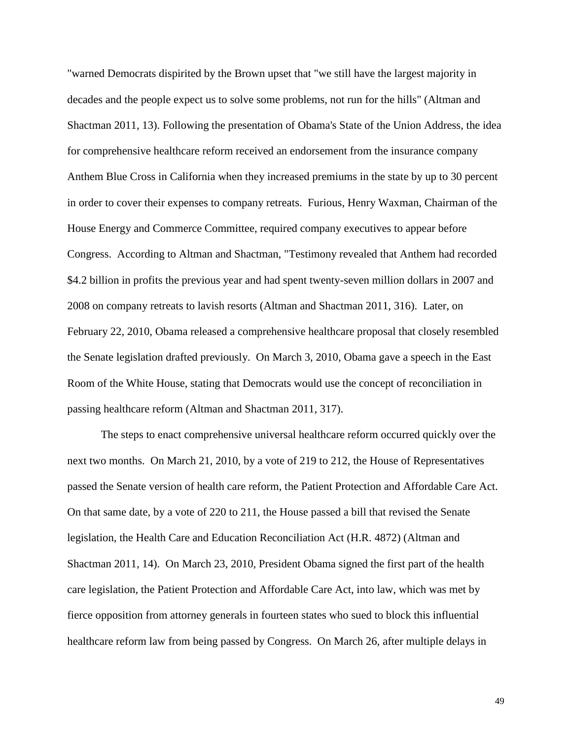"warned Democrats dispirited by the Brown upset that "we still have the largest majority in decades and the people expect us to solve some problems, not run for the hills" (Altman and Shactman 2011, 13). Following the presentation of Obama's State of the Union Address, the idea for comprehensive healthcare reform received an endorsement from the insurance company Anthem Blue Cross in California when they increased premiums in the state by up to 30 percent in order to cover their expenses to company retreats. Furious, Henry Waxman, Chairman of the House Energy and Commerce Committee, required company executives to appear before Congress. According to Altman and Shactman, "Testimony revealed that Anthem had recorded $4.2 billion in profits the previous year and had spent twenty-seven million dollars in 2007 and 2008 on company retreats to lavish resorts (Altman and Shactman 2011, 316). Later, on February 22, 2010, Obama released a comprehensive healthcare proposal that closely resembled the Senate legislation drafted previously. On March 3, 2010, Obama gave a speech in the East Room of the White House, stating that Democrats would use the concept of reconciliation in passing healthcare reform (Altman and Shactman 2011, 317).

The steps to enact comprehensive universal healthcare reform occurred quickly over the next two months. On March 21, 2010, by a vote of 219 to 212, the House of Representatives passed the Senate version of health care reform, the Patient Protection and Affordable Care Act. On that same date, by a vote of 220 to 211, the House passed a bill that revised the Senate legislation, the Health Care and Education Reconciliation Act (H.R. 4872) (Altman and Shactman 2011, 14). On March 23, 2010, President Obama signed the first part of the health care legislation, the Patient Protection and Affordable Care Act, into law, which was met by fierce opposition from attorney generals in fourteen states who sued to block this influential healthcare reform law from being passed by Congress. On March 26, after multiple delays in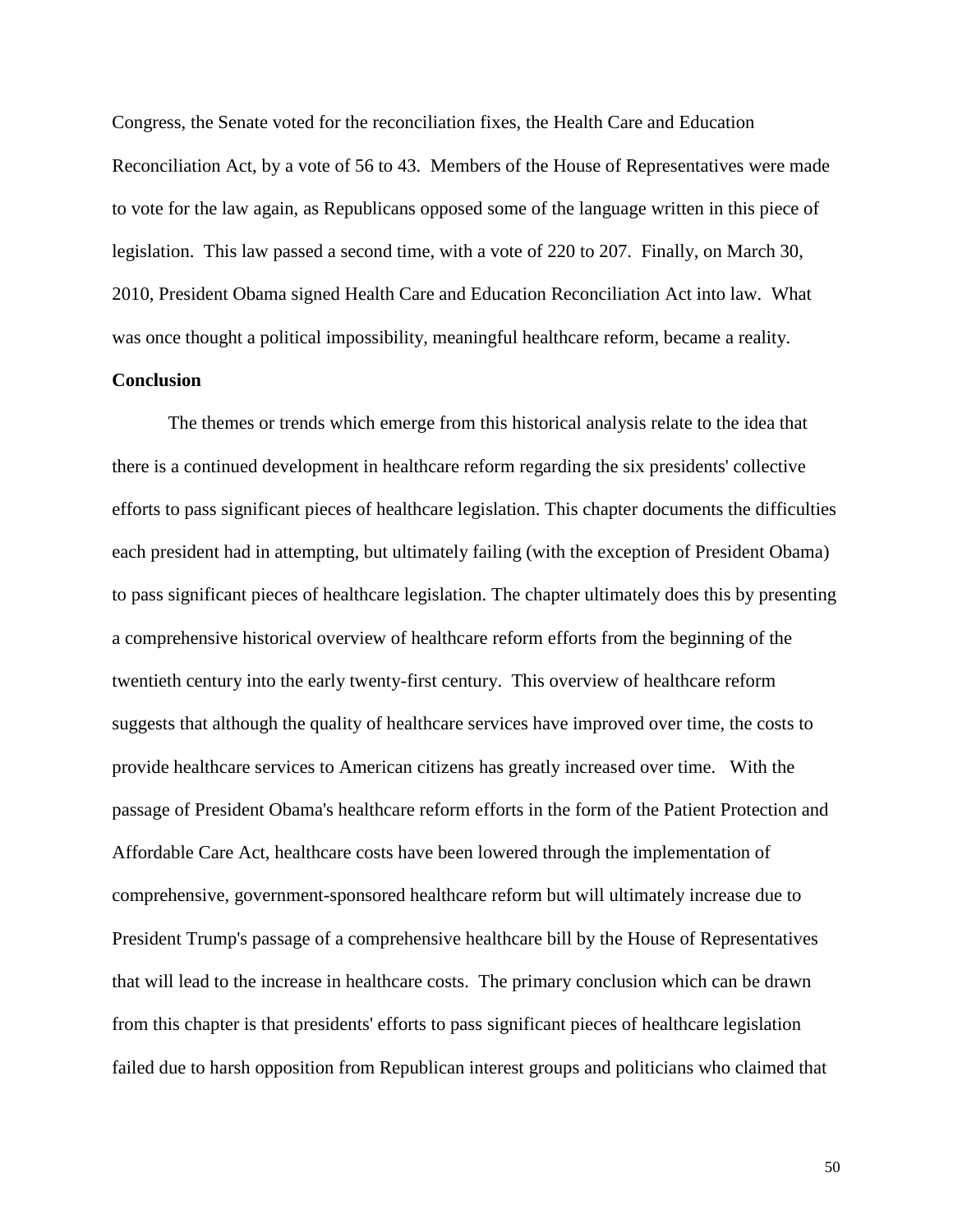Congress, the Senate voted for the reconciliation fixes, the Health Care and Education Reconciliation Act, by a vote of 56 to 43. Members of the House of Representatives were made to vote for the law again, as Republicans opposed some of the language written in this piece of legislation. This law passed a second time, with a vote of 220 to 207. Finally, on March 30, 2010, President Obama signed Health Care and Education Reconciliation Act into law. What was once thought a political impossibility, meaningful healthcare reform, became a reality.

**Conclusion**

The themes or trends which emerge from this historical analysis relate to the idea that there is a continued development in healthcare reform regarding the six presidents' collective efforts to pass significant pieces of healthcare legislation. This chapter documents the difficulties each president had in attempting, but ultimately failing (with the exception of President Obama) to pass significant pieces of healthcare legislation. The chapter ultimately does this by presenting a comprehensive historical overview of healthcare reform efforts from the beginning of the twentieth century into the early twenty-first century. This overview of healthcare reform suggests that although the quality of healthcare services have improved over time, the costs to provide healthcare services to American citizens has greatly increased over time. With the passage of President Obama's healthcare reform efforts in the form of the Patient Protection and Affordable Care Act, healthcare costs have been lowered through the implementation of comprehensive, government-sponsored healthcare reform but will ultimately increase due to President Trump's passage of a comprehensive healthcare bill by the House of Representatives that will lead to the increase in healthcare costs. The primary conclusion which can be drawn from this chapter is that presidents' efforts to pass significant pieces of healthcare legislation failed due to harsh opposition from Republican interest groups and politicians who claimed that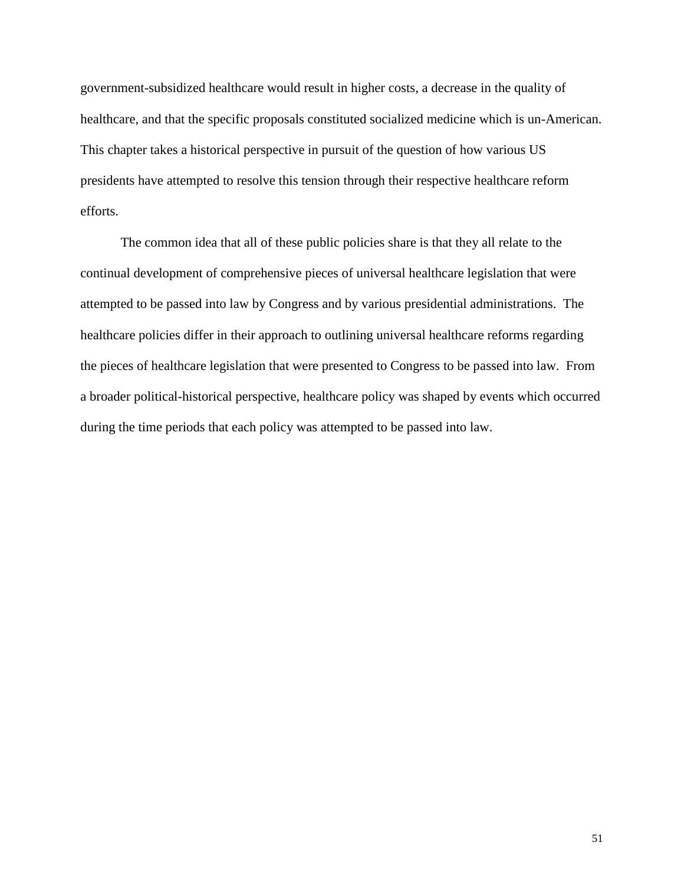government-subsidized healthcare would result in higher costs, a decrease in the quality of healthcare, and that the specific proposals constituted socialized medicine which is un-American. This chapter takes a historical perspective in pursuit of the question of how various US presidents have attempted to resolve this tension through their respective healthcare reform efforts.

The common idea that all of these public policies share is that they all relate to the continual development of comprehensive pieces of universal healthcare legislation that were attempted to be passed into law by Congress and by various presidential administrations. The healthcare policies differ in their approach to outlining universal healthcare reforms regarding the pieces of healthcare legislation that were presented to Congress to be passed into law. From a broader political-historical perspective, healthcare policy was shaped by events which occurred during the time periods that each policy was attempted to be passed into law.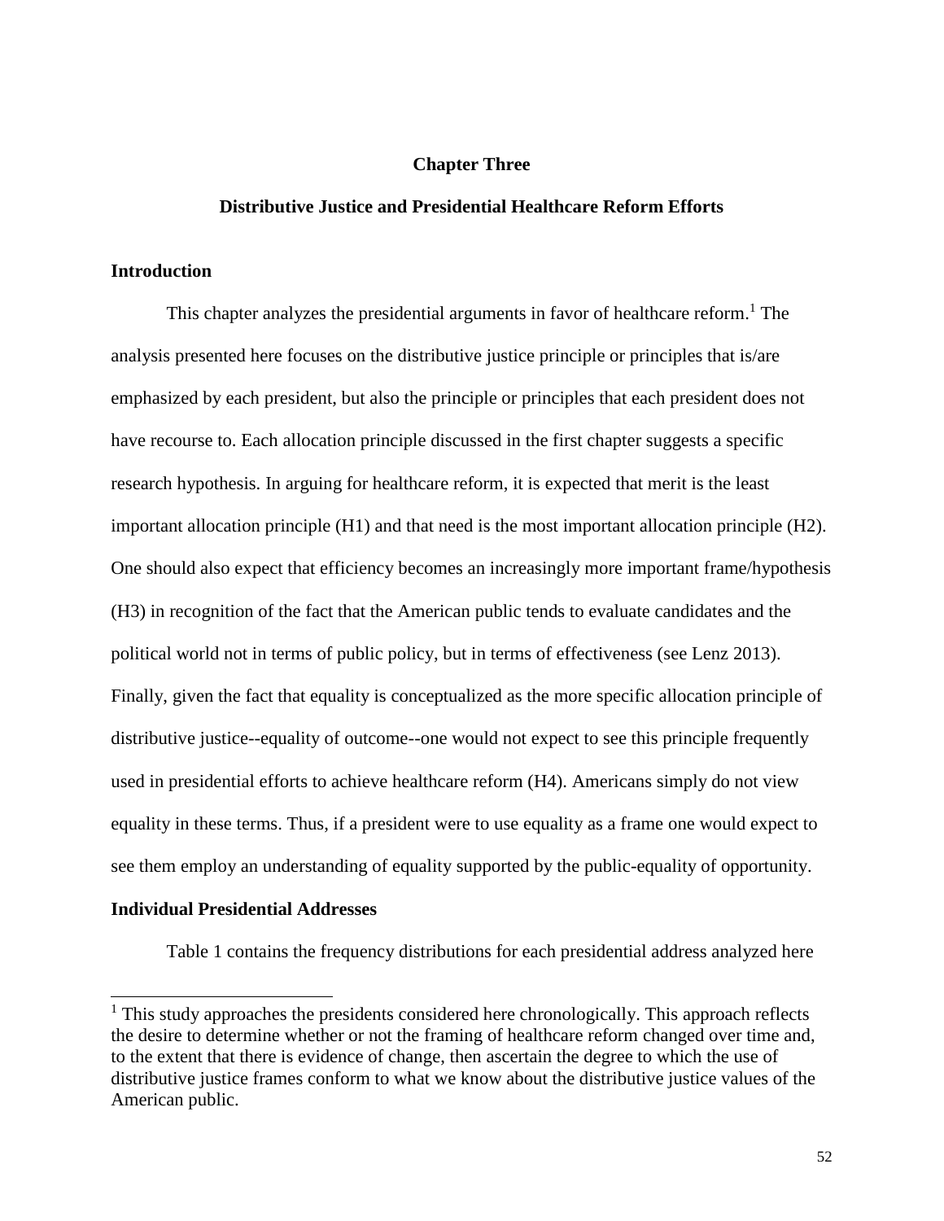# Chapter Three

## Distributive Justice and Presidential Healthcare Reform Efforts

### Introduction

This chapter analyzes the presidential arguments in favor of healthcare reform.[1] The analysis presented here focuses on the distributive justice principle or principles that is/are emphasized by each president, but also the principle or principles that each president does not have recourse to. Each allocation principle discussed in the first chapter suggests a specific research hypothesis. In arguing for healthcare reform, it is expected that merit is the least important allocation principle (H1) and that need is the most important allocation principle (H2). One should also expect that efficiency becomes an increasingly more important frame/hypothesis (H3) in recognition of the fact that the American public tends to evaluate candidates and the political world not in terms of public policy, but in terms of effectiveness (see Lenz 2013). Finally, given the fact that equality is conceptualized as the more specific allocation principle of distributive justice--equality of outcome--one would not expect to see this principle frequently used in presidential efforts to achieve healthcare reform (H4). Americans simply do not view equality in these terms. Thus, if a president were to use equality as a frame one would expect to see them employ an understanding of equality supported by the public-equality of opportunity.

### Individual Presidential Addresses

Table 1 contains the frequency distributions for each presidential address analyzed here

[1] This study approaches the presidents considered here chronologically. This approach reflects the desire to determine whether or not the framing of healthcare reform changed over time and, to the extent that there is evidence of change, then ascertain the degree to which the use of distributive justice frames conform to what we know about the distributive justice values of the American public.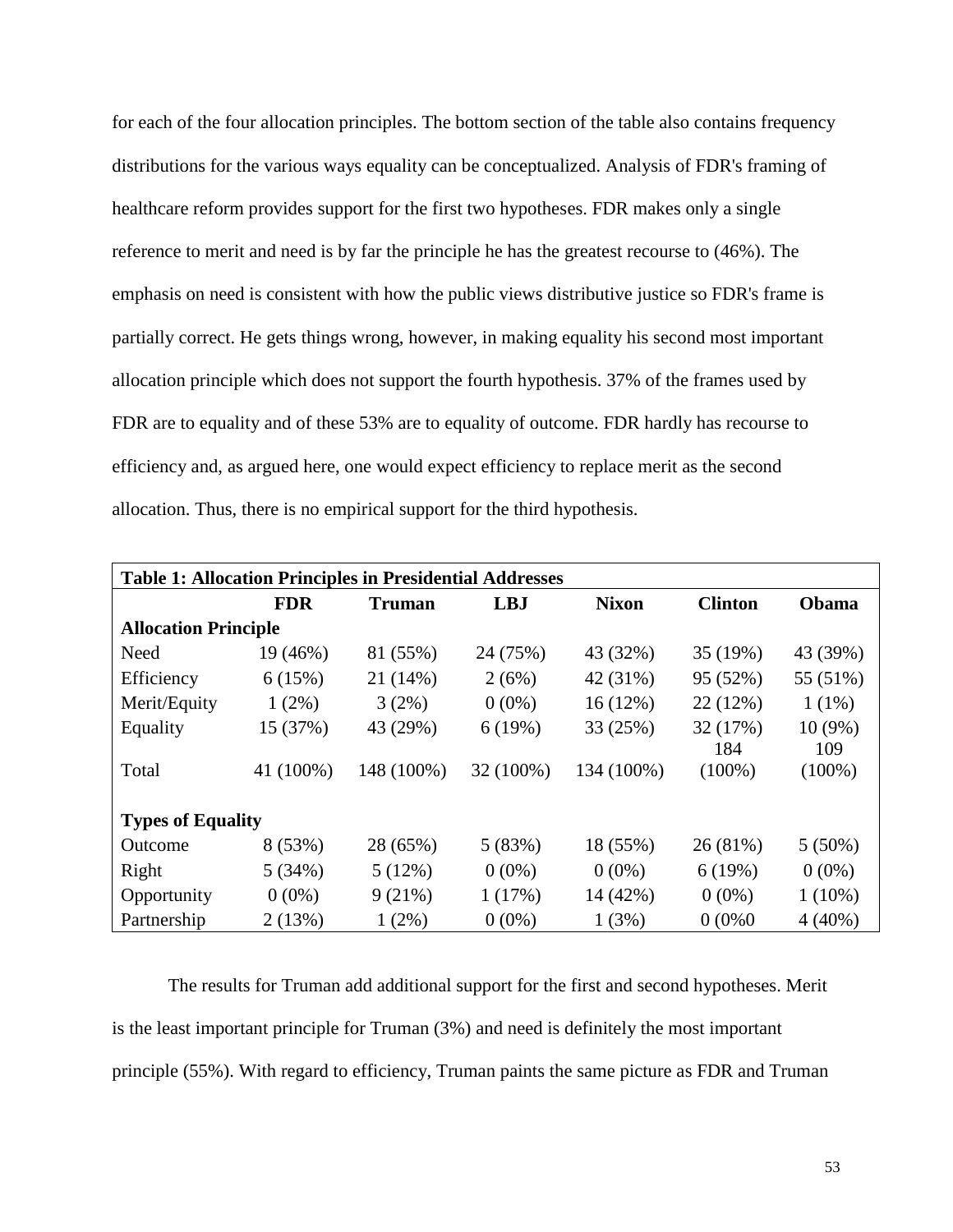for each of the four allocation principles. The bottom section of the table also contains frequency distributions for the various ways equality can be conceptualized. Analysis of FDR's framing of healthcare reform provides support for the first two hypotheses. FDR makes only a single reference to merit and need is by far the principle he has the greatest recourse to (46%). The emphasis on need is consistent with how the public views distributive justice so FDR's frame is partially correct. He gets things wrong, however, in making equality his second most important allocation principle which does not support the fourth hypothesis. 37% of the frames used by FDR are to equality and of these 53% are to equality of outcome. FDR hardly has recourse to efficiency and, as argued here, one would expect efficiency to replace merit as the second allocation. Thus, there is no empirical support for the third hypothesis.

**Table 1: Allocation Principles in Presidential Addresses**

| | FDR | Truman | LBJ | Nixon | Clinton | Obama |
|---|---|---|---|---|---|---|
| **Allocation Principle** | | | | | | |
| Need | 19 (46%) | 81 (55%) | 24 (75%) | 43 (32%) | 35 (19%) | 43 (39%) |
| Efficiency | 6 (15%) | 21 (14%) | 2 (6%) | 42 (31%) | 95 (52%) | 55 (51%) |
| Merit/Equity | 1 (2%) | 3 (2%) | 0 (0%) | 16 (12%) | 22 (12%) | 1 (1%) |
| Equality | 15 (37%) | 43 (29%) | 6 (19%) | 33 (25%) | 32 (17%) | 10 (9%) |
| Total | 41 (100%) | 148 (100%) | 32 (100%) | 134 (100%) | 184 (100%) | 109 (100%) |
| **Types of Equality** | | | | | | |
| Outcome | 8 (53%) | 28 (65%) | 5 (83%) | 18 (55%) | 26 (81%) | 5 (50%) |
| Right | 5 (34%) | 5 (12%) | 0 (0%) | 0 (0%) | 6 (19%) | 0 (0%) |
| Opportunity | 0 (0%) | 9 (21%) | 1 (17%) | 14 (42%) | 0 (0%) | 1 (10%) |
| Partnership | 2 (13%) | 1 (2%) | 0 (0%) | 1 (3%) | 0 (0%0 | 4 (40%) |

The results for Truman add additional support for the first and second hypotheses. Merit is the least important principle for Truman (3%) and need is definitely the most important principle (55%). With regard to efficiency, Truman paints the same picture as FDR and Truman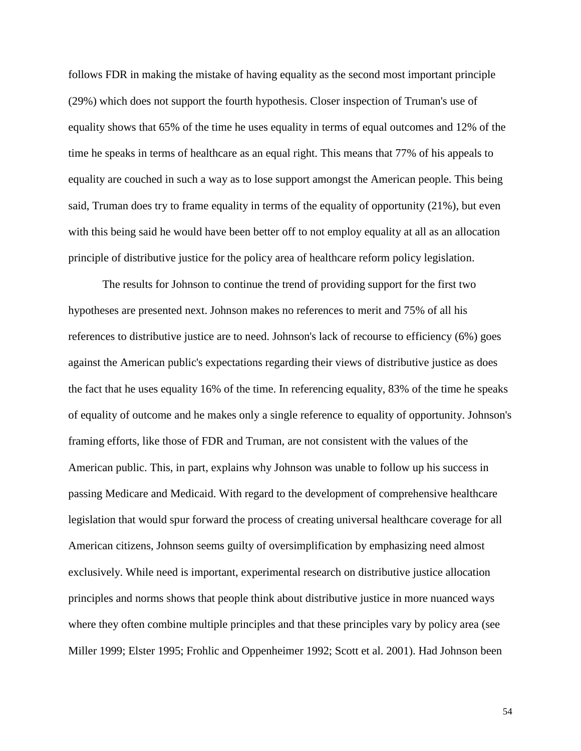follows FDR in making the mistake of having equality as the second most important principle (29%) which does not support the fourth hypothesis. Closer inspection of Truman's use of equality shows that 65% of the time he uses equality in terms of equal outcomes and 12% of the time he speaks in terms of healthcare as an equal right. This means that 77% of his appeals to equality are couched in such a way as to lose support amongst the American people. This being said, Truman does try to frame equality in terms of the equality of opportunity (21%), but even with this being said he would have been better off to not employ equality at all as an allocation principle of distributive justice for the policy area of healthcare reform policy legislation.

The results for Johnson to continue the trend of providing support for the first two hypotheses are presented next. Johnson makes no references to merit and 75% of all his references to distributive justice are to need. Johnson's lack of recourse to efficiency (6%) goes against the American public's expectations regarding their views of distributive justice as does the fact that he uses equality 16% of the time. In referencing equality, 83% of the time he speaks of equality of outcome and he makes only a single reference to equality of opportunity. Johnson's framing efforts, like those of FDR and Truman, are not consistent with the values of the American public. This, in part, explains why Johnson was unable to follow up his success in passing Medicare and Medicaid. With regard to the development of comprehensive healthcare legislation that would spur forward the process of creating universal healthcare coverage for all American citizens, Johnson seems guilty of oversimplification by emphasizing need almost exclusively. While need is important, experimental research on distributive justice allocation principles and norms shows that people think about distributive justice in more nuanced ways where they often combine multiple principles and that these principles vary by policy area (see Miller 1999; Elster 1995; Frohlic and Oppenheimer 1992; Scott et al. 2001). Had Johnson been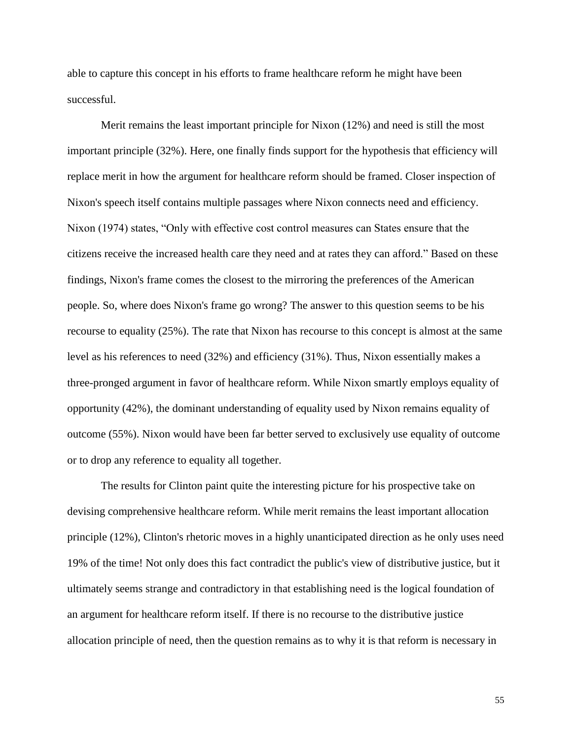able to capture this concept in his efforts to frame healthcare reform he might have been successful.

Merit remains the least important principle for Nixon (12%) and need is still the most important principle (32%). Here, one finally finds support for the hypothesis that efficiency will replace merit in how the argument for healthcare reform should be framed. Closer inspection of Nixon's speech itself contains multiple passages where Nixon connects need and efficiency. Nixon (1974) states, "Only with effective cost control measures can States ensure that the citizens receive the increased health care they need and at rates they can afford." Based on these findings, Nixon's frame comes the closest to the mirroring the preferences of the American people. So, where does Nixon's frame go wrong? The answer to this question seems to be his recourse to equality (25%). The rate that Nixon has recourse to this concept is almost at the same level as his references to need (32%) and efficiency (31%). Thus, Nixon essentially makes a three-pronged argument in favor of healthcare reform. While Nixon smartly employs equality of opportunity (42%), the dominant understanding of equality used by Nixon remains equality of outcome (55%). Nixon would have been far better served to exclusively use equality of outcome or to drop any reference to equality all together.

The results for Clinton paint quite the interesting picture for his prospective take on devising comprehensive healthcare reform. While merit remains the least important allocation principle (12%), Clinton's rhetoric moves in a highly unanticipated direction as he only uses need 19% of the time! Not only does this fact contradict the public's view of distributive justice, but it ultimately seems strange and contradictory in that establishing need is the logical foundation of an argument for healthcare reform itself. If there is no recourse to the distributive justice allocation principle of need, then the question remains as to why it is that reform is necessary in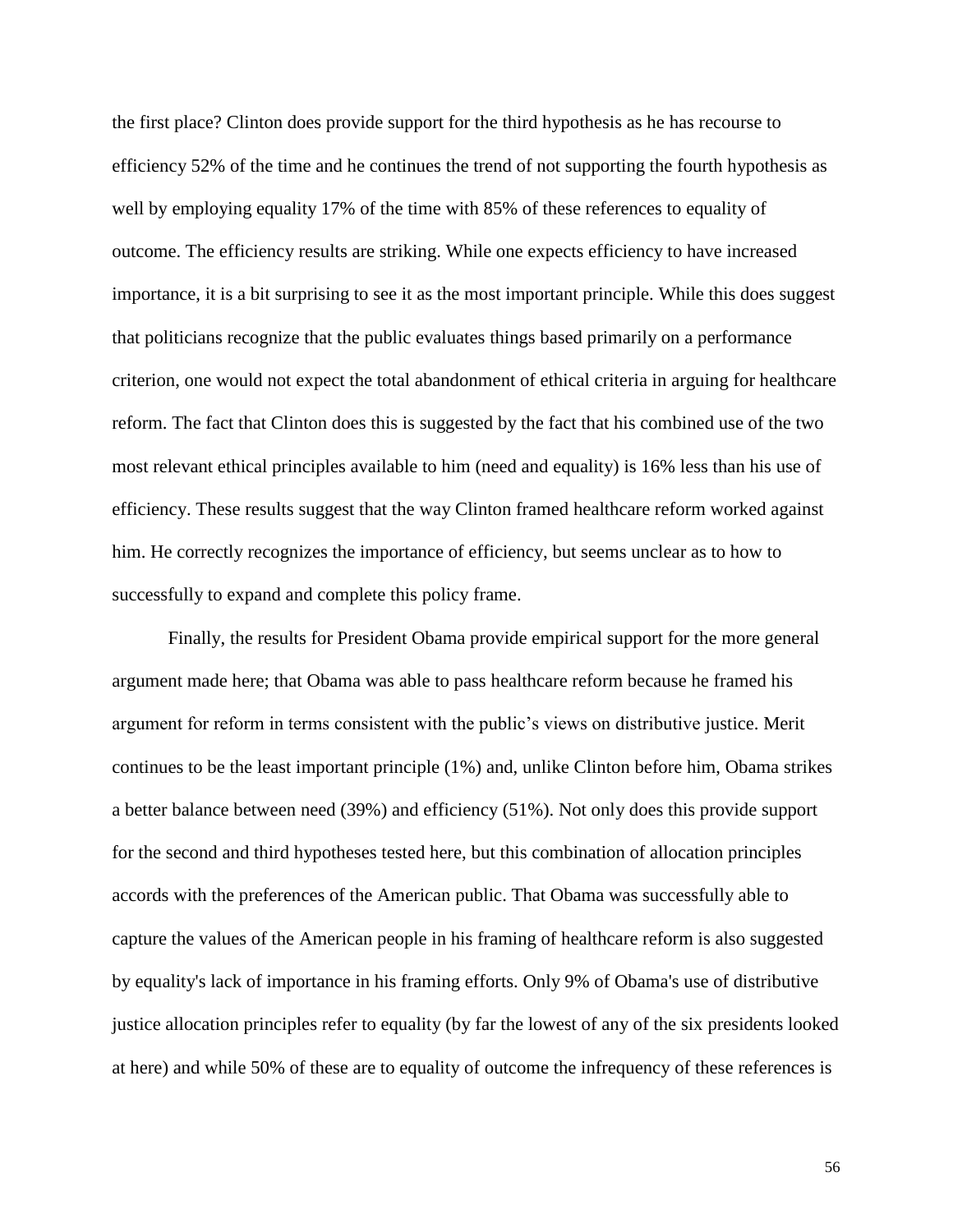the first place? Clinton does provide support for the third hypothesis as he has recourse to efficiency 52% of the time and he continues the trend of not supporting the fourth hypothesis as well by employing equality 17% of the time with 85% of these references to equality of outcome. The efficiency results are striking. While one expects efficiency to have increased importance, it is a bit surprising to see it as the most important principle. While this does suggest that politicians recognize that the public evaluates things based primarily on a performance criterion, one would not expect the total abandonment of ethical criteria in arguing for healthcare reform. The fact that Clinton does this is suggested by the fact that his combined use of the two most relevant ethical principles available to him (need and equality) is 16% less than his use of efficiency. These results suggest that the way Clinton framed healthcare reform worked against him. He correctly recognizes the importance of efficiency, but seems unclear as to how to successfully to expand and complete this policy frame.

Finally, the results for President Obama provide empirical support for the more general argument made here; that Obama was able to pass healthcare reform because he framed his argument for reform in terms consistent with the public's views on distributive justice. Merit continues to be the least important principle (1%) and, unlike Clinton before him, Obama strikes a better balance between need (39%) and efficiency (51%). Not only does this provide support for the second and third hypotheses tested here, but this combination of allocation principles accords with the preferences of the American public. That Obama was successfully able to capture the values of the American people in his framing of healthcare reform is also suggested by equality's lack of importance in his framing efforts. Only 9% of Obama's use of distributive justice allocation principles refer to equality (by far the lowest of any of the six presidents looked at here) and while 50% of these are to equality of outcome the infrequency of these references is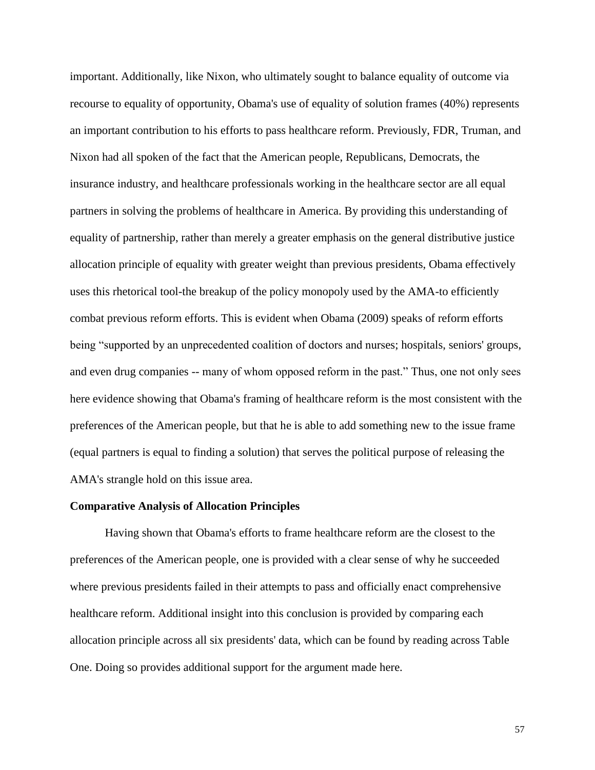important. Additionally, like Nixon, who ultimately sought to balance equality of outcome via recourse to equality of opportunity, Obama's use of equality of solution frames (40%) represents an important contribution to his efforts to pass healthcare reform. Previously, FDR, Truman, and Nixon had all spoken of the fact that the American people, Republicans, Democrats, the insurance industry, and healthcare professionals working in the healthcare sector are all equal partners in solving the problems of healthcare in America. By providing this understanding of equality of partnership, rather than merely a greater emphasis on the general distributive justice allocation principle of equality with greater weight than previous presidents, Obama effectively uses this rhetorical tool-the breakup of the policy monopoly used by the AMA-to efficiently combat previous reform efforts. This is evident when Obama (2009) speaks of reform efforts being "supported by an unprecedented coalition of doctors and nurses; hospitals, seniors' groups, and even drug companies -- many of whom opposed reform in the past." Thus, one not only sees here evidence showing that Obama's framing of healthcare reform is the most consistent with the preferences of the American people, but that he is able to add something new to the issue frame (equal partners is equal to finding a solution) that serves the political purpose of releasing the AMA's strangle hold on this issue area.

**Comparative Analysis of Allocation Principles**

Having shown that Obama's efforts to frame healthcare reform are the closest to the preferences of the American people, one is provided with a clear sense of why he succeeded where previous presidents failed in their attempts to pass and officially enact comprehensive healthcare reform. Additional insight into this conclusion is provided by comparing each allocation principle across all six presidents' data, which can be found by reading across Table One. Doing so provides additional support for the argument made here.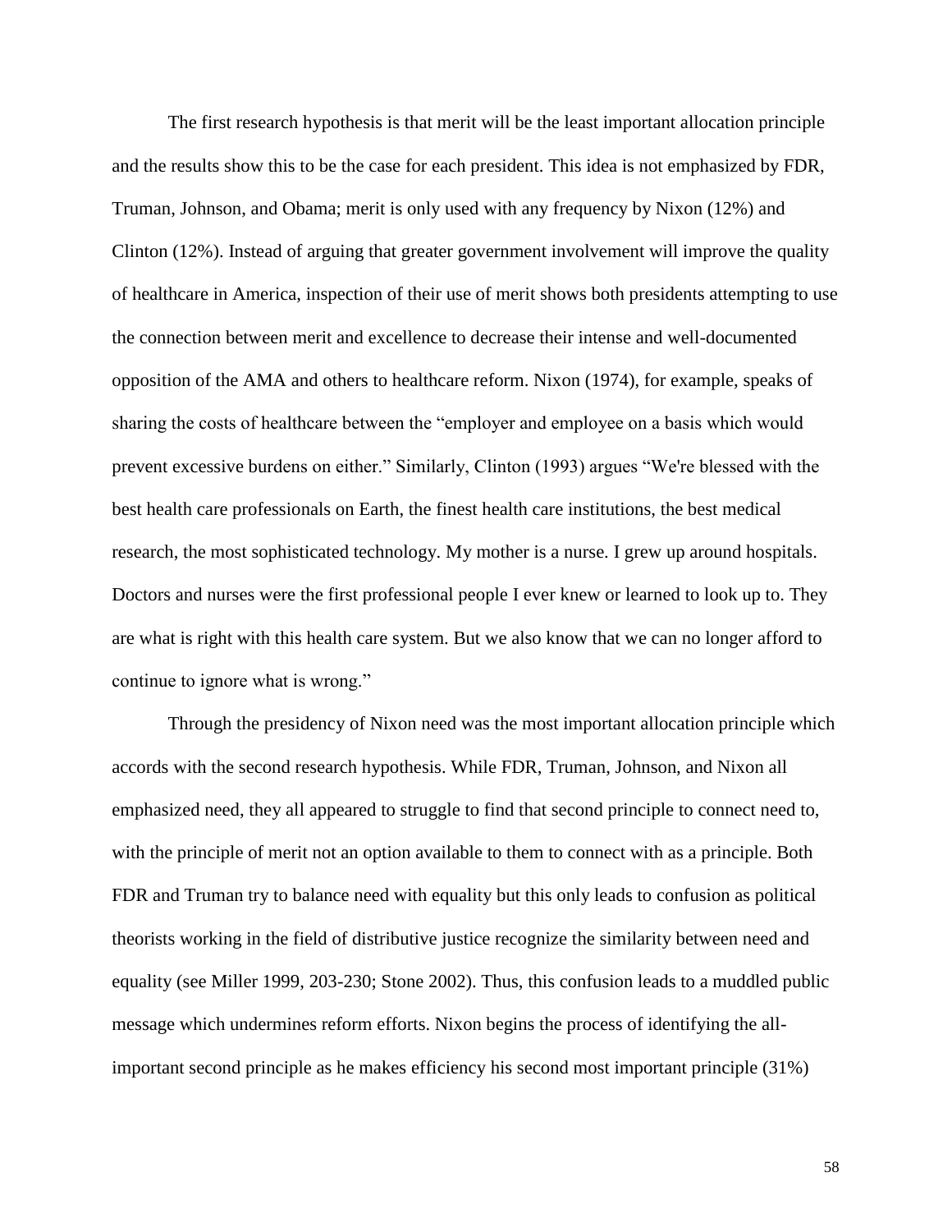The first research hypothesis is that merit will be the least important allocation principle and the results show this to be the case for each president. This idea is not emphasized by FDR, Truman, Johnson, and Obama; merit is only used with any frequency by Nixon (12%) and Clinton (12%). Instead of arguing that greater government involvement will improve the quality of healthcare in America, inspection of their use of merit shows both presidents attempting to use the connection between merit and excellence to decrease their intense and well-documented opposition of the AMA and others to healthcare reform. Nixon (1974), for example, speaks of sharing the costs of healthcare between the "employer and employee on a basis which would prevent excessive burdens on either." Similarly, Clinton (1993) argues "We're blessed with the best health care professionals on Earth, the finest health care institutions, the best medical research, the most sophisticated technology. My mother is a nurse. I grew up around hospitals. Doctors and nurses were the first professional people I ever knew or learned to look up to. They are what is right with this health care system. But we also know that we can no longer afford to continue to ignore what is wrong."

Through the presidency of Nixon need was the most important allocation principle which accords with the second research hypothesis. While FDR, Truman, Johnson, and Nixon all emphasized need, they all appeared to struggle to find that second principle to connect need to, with the principle of merit not an option available to them to connect with as a principle. Both FDR and Truman try to balance need with equality but this only leads to confusion as political theorists working in the field of distributive justice recognize the similarity between need and equality (see Miller 1999, 203-230; Stone 2002). Thus, this confusion leads to a muddled public message which undermines reform efforts. Nixon begins the process of identifying the all-important second principle as he makes efficiency his second most important principle (31%)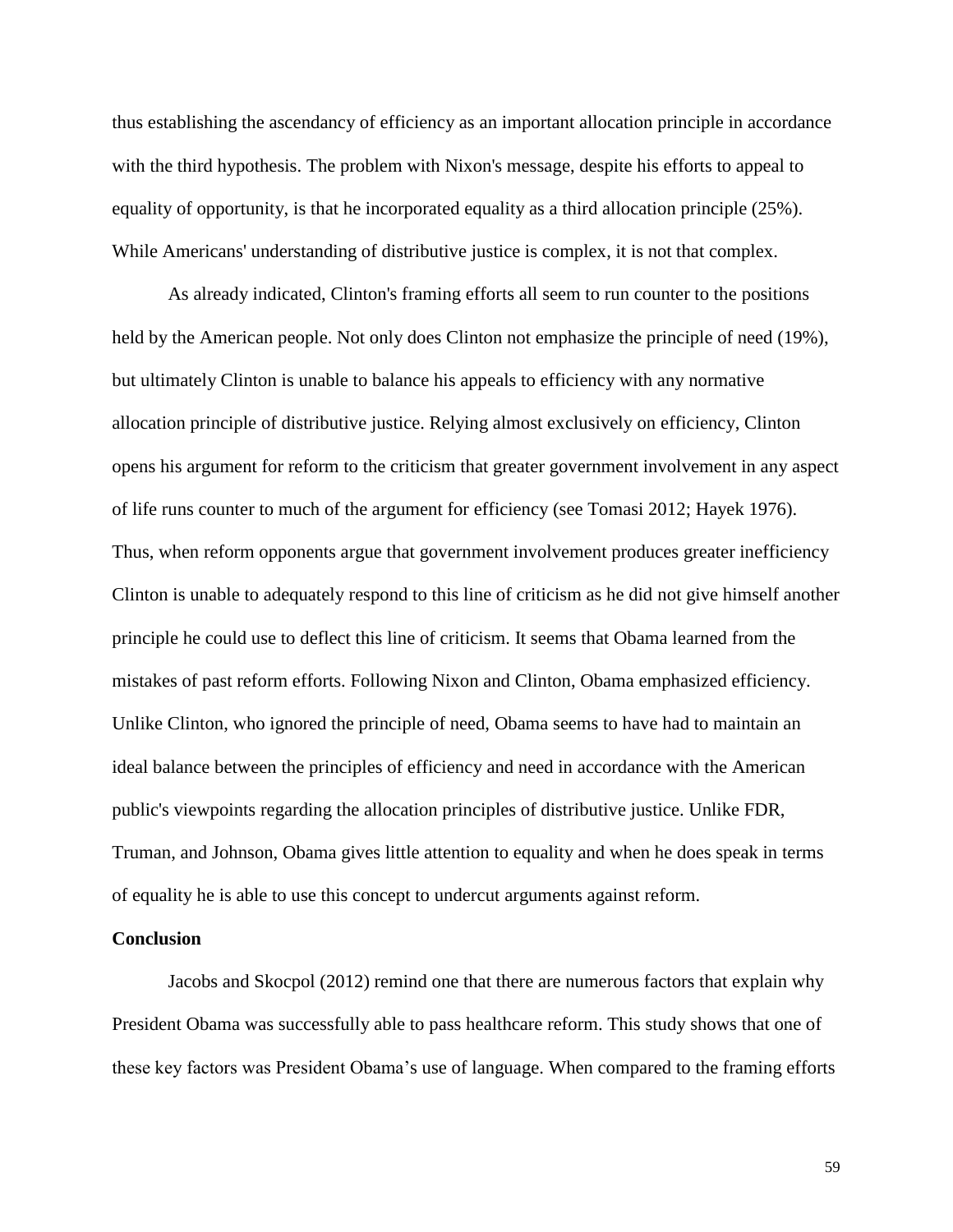thus establishing the ascendancy of efficiency as an important allocation principle in accordance with the third hypothesis. The problem with Nixon's message, despite his efforts to appeal to equality of opportunity, is that he incorporated equality as a third allocation principle (25%). While Americans' understanding of distributive justice is complex, it is not that complex.

As already indicated, Clinton's framing efforts all seem to run counter to the positions held by the American people. Not only does Clinton not emphasize the principle of need (19%), but ultimately Clinton is unable to balance his appeals to efficiency with any normative allocation principle of distributive justice. Relying almost exclusively on efficiency, Clinton opens his argument for reform to the criticism that greater government involvement in any aspect of life runs counter to much of the argument for efficiency (see Tomasi 2012; Hayek 1976). Thus, when reform opponents argue that government involvement produces greater inefficiency Clinton is unable to adequately respond to this line of criticism as he did not give himself another principle he could use to deflect this line of criticism. It seems that Obama learned from the mistakes of past reform efforts. Following Nixon and Clinton, Obama emphasized efficiency. Unlike Clinton, who ignored the principle of need, Obama seems to have had to maintain an ideal balance between the principles of efficiency and need in accordance with the American public's viewpoints regarding the allocation principles of distributive justice. Unlike FDR, Truman, and Johnson, Obama gives little attention to equality and when he does speak in terms of equality he is able to use this concept to undercut arguments against reform.

**Conclusion**

Jacobs and Skocpol (2012) remind one that there are numerous factors that explain why President Obama was successfully able to pass healthcare reform. This study shows that one of these key factors was President Obama's use of language. When compared to the framing efforts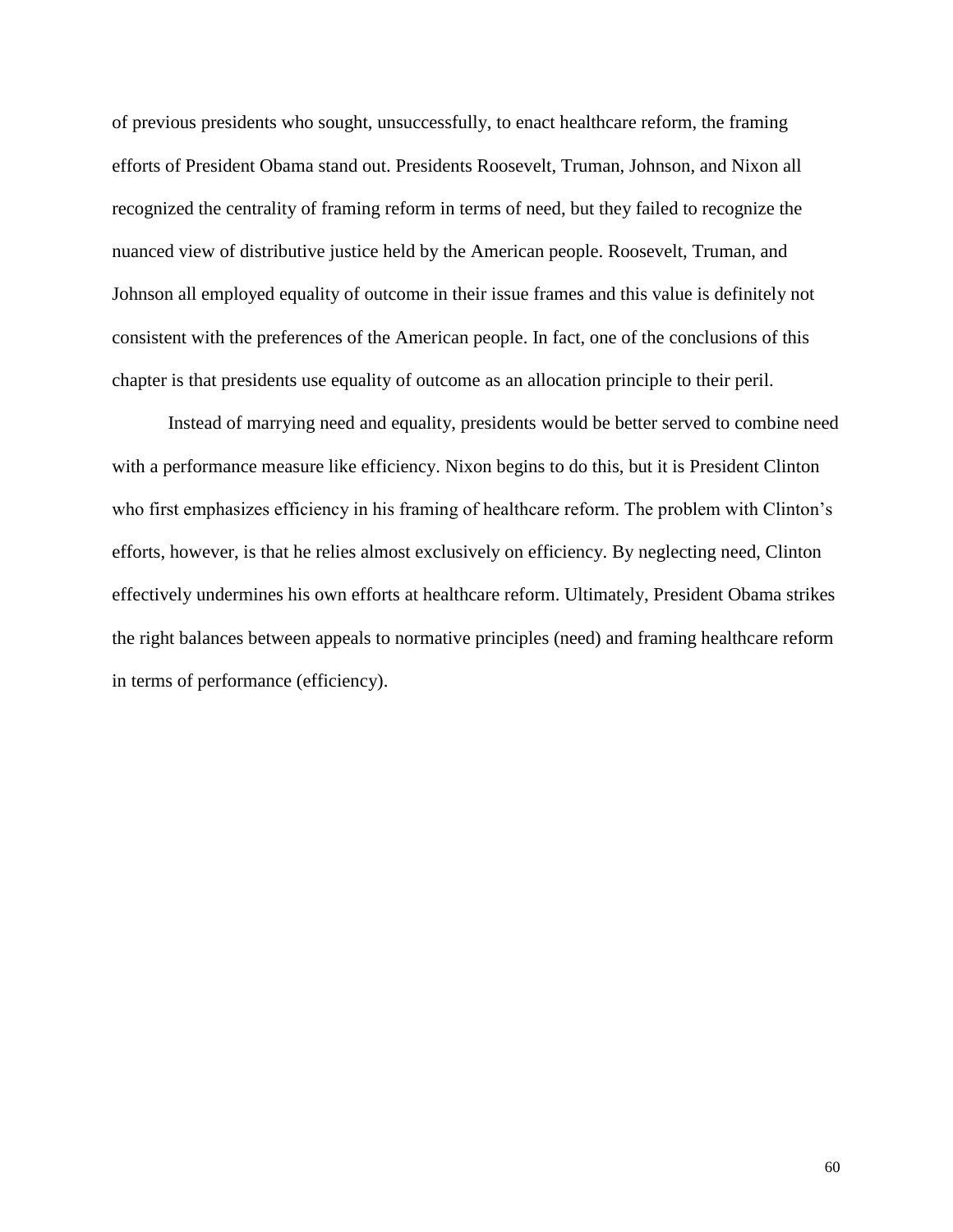of previous presidents who sought, unsuccessfully, to enact healthcare reform, the framing efforts of President Obama stand out. Presidents Roosevelt, Truman, Johnson, and Nixon all recognized the centrality of framing reform in terms of need, but they failed to recognize the nuanced view of distributive justice held by the American people. Roosevelt, Truman, and Johnson all employed equality of outcome in their issue frames and this value is definitely not consistent with the preferences of the American people. In fact, one of the conclusions of this chapter is that presidents use equality of outcome as an allocation principle to their peril.

Instead of marrying need and equality, presidents would be better served to combine need with a performance measure like efficiency. Nixon begins to do this, but it is President Clinton who first emphasizes efficiency in his framing of healthcare reform. The problem with Clinton's efforts, however, is that he relies almost exclusively on efficiency. By neglecting need, Clinton effectively undermines his own efforts at healthcare reform. Ultimately, President Obama strikes the right balances between appeals to normative principles (need) and framing healthcare reform in terms of performance (efficiency).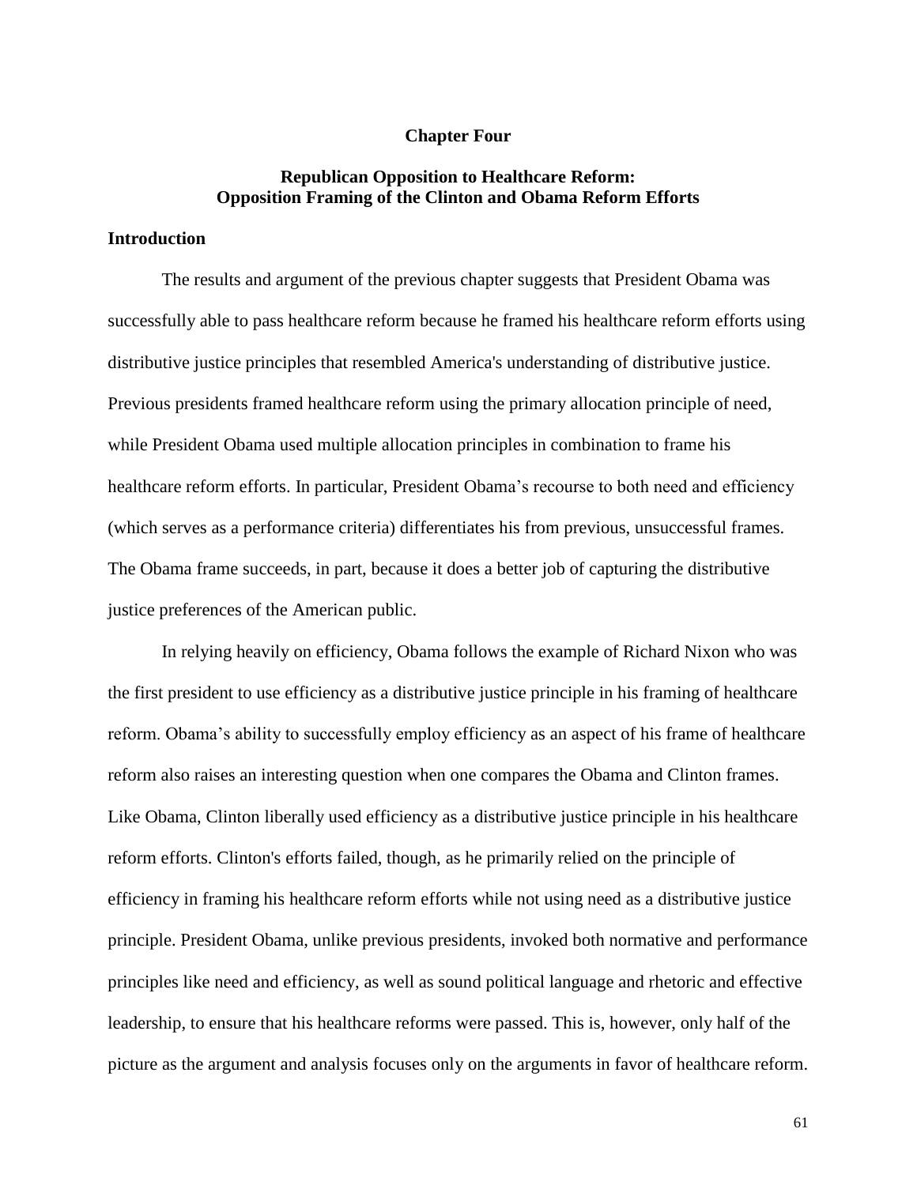# Chapter Four

## Republican Opposition to Healthcare Reform: Opposition Framing of the Clinton and Obama Reform Efforts

### Introduction

The results and argument of the previous chapter suggests that President Obama was successfully able to pass healthcare reform because he framed his healthcare reform efforts using distributive justice principles that resembled America's understanding of distributive justice. Previous presidents framed healthcare reform using the primary allocation principle of need, while President Obama used multiple allocation principles in combination to frame his healthcare reform efforts. In particular, President Obama's recourse to both need and efficiency (which serves as a performance criteria) differentiates his from previous, unsuccessful frames. The Obama frame succeeds, in part, because it does a better job of capturing the distributive justice preferences of the American public.

In relying heavily on efficiency, Obama follows the example of Richard Nixon who was the first president to use efficiency as a distributive justice principle in his framing of healthcare reform. Obama's ability to successfully employ efficiency as an aspect of his frame of healthcare reform also raises an interesting question when one compares the Obama and Clinton frames. Like Obama, Clinton liberally used efficiency as a distributive justice principle in his healthcare reform efforts. Clinton's efforts failed, though, as he primarily relied on the principle of efficiency in framing his healthcare reform efforts while not using need as a distributive justice principle. President Obama, unlike previous presidents, invoked both normative and performance principles like need and efficiency, as well as sound political language and rhetoric and effective leadership, to ensure that his healthcare reforms were passed. This is, however, only half of the picture as the argument and analysis focuses only on the arguments in favor of healthcare reform.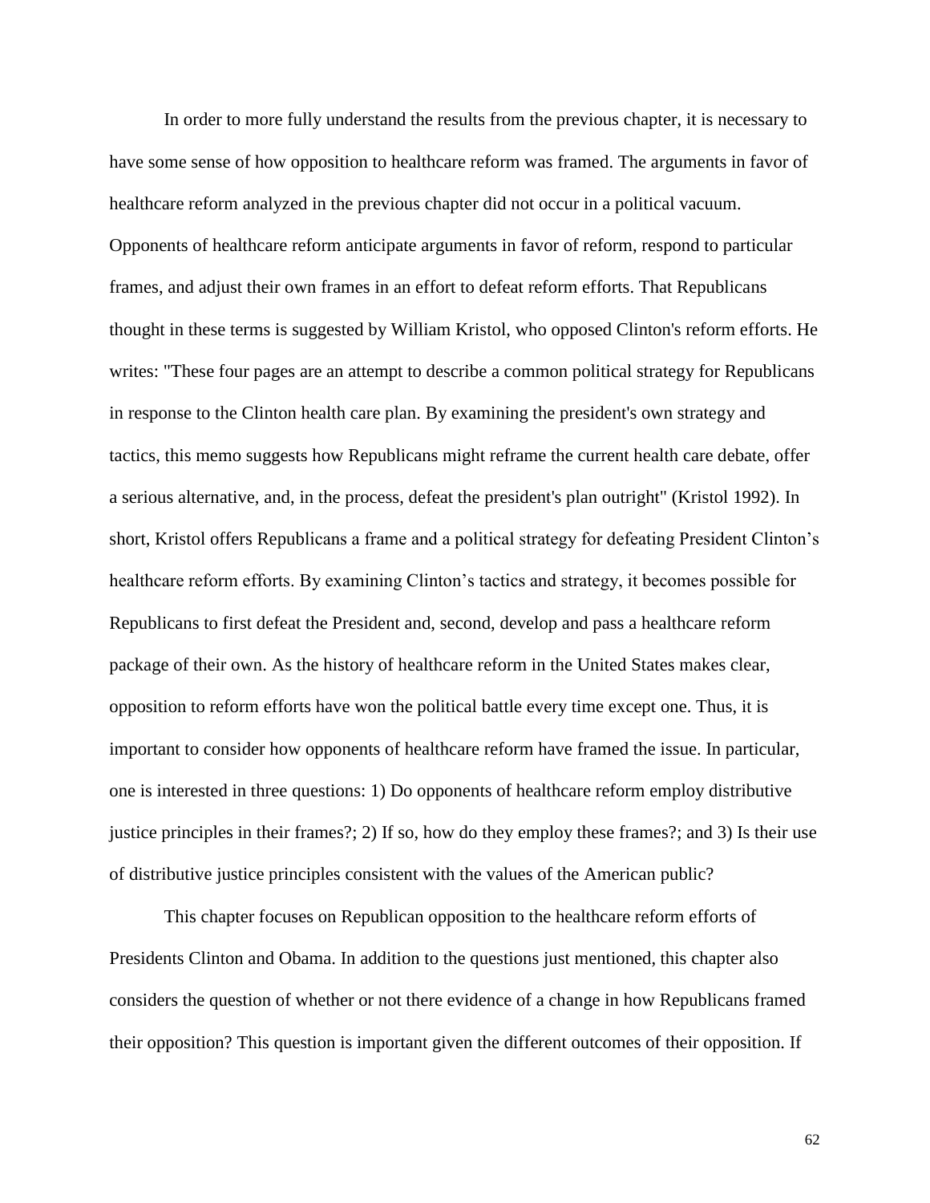In order to more fully understand the results from the previous chapter, it is necessary to have some sense of how opposition to healthcare reform was framed. The arguments in favor of healthcare reform analyzed in the previous chapter did not occur in a political vacuum. Opponents of healthcare reform anticipate arguments in favor of reform, respond to particular frames, and adjust their own frames in an effort to defeat reform efforts. That Republicans thought in these terms is suggested by William Kristol, who opposed Clinton's reform efforts. He writes: "These four pages are an attempt to describe a common political strategy for Republicans in response to the Clinton health care plan. By examining the president's own strategy and tactics, this memo suggests how Republicans might reframe the current health care debate, offer a serious alternative, and, in the process, defeat the president's plan outright" (Kristol 1992). In short, Kristol offers Republicans a frame and a political strategy for defeating President Clinton's healthcare reform efforts. By examining Clinton's tactics and strategy, it becomes possible for Republicans to first defeat the President and, second, develop and pass a healthcare reform package of their own. As the history of healthcare reform in the United States makes clear, opposition to reform efforts have won the political battle every time except one. Thus, it is important to consider how opponents of healthcare reform have framed the issue. In particular, one is interested in three questions: 1) Do opponents of healthcare reform employ distributive justice principles in their frames?; 2) If so, how do they employ these frames?; and 3) Is their use of distributive justice principles consistent with the values of the American public?

This chapter focuses on Republican opposition to the healthcare reform efforts of Presidents Clinton and Obama. In addition to the questions just mentioned, this chapter also considers the question of whether or not there evidence of a change in how Republicans framed their opposition? This question is important given the different outcomes of their opposition. If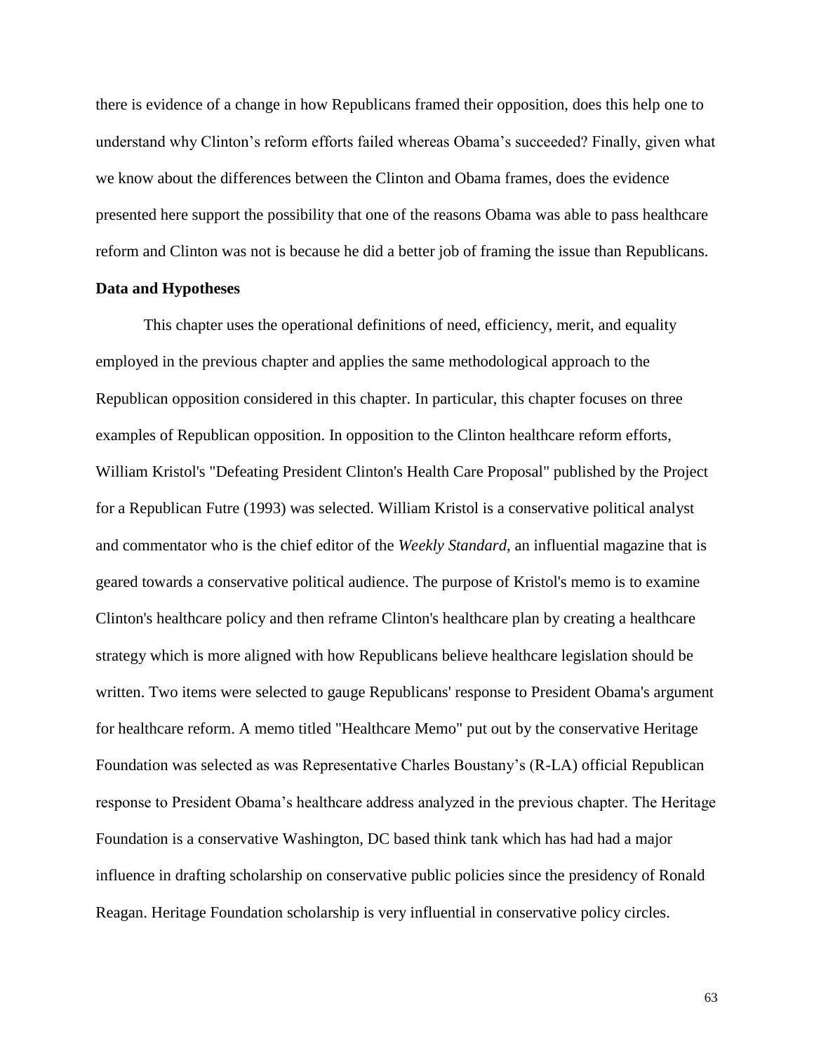there is evidence of a change in how Republicans framed their opposition, does this help one to understand why Clinton's reform efforts failed whereas Obama's succeeded? Finally, given what we know about the differences between the Clinton and Obama frames, does the evidence presented here support the possibility that one of the reasons Obama was able to pass healthcare reform and Clinton was not is because he did a better job of framing the issue than Republicans.

**Data and Hypotheses**

This chapter uses the operational definitions of need, efficiency, merit, and equality employed in the previous chapter and applies the same methodological approach to the Republican opposition considered in this chapter. In particular, this chapter focuses on three examples of Republican opposition. In opposition to the Clinton healthcare reform efforts, William Kristol's "Defeating President Clinton's Health Care Proposal" published by the Project for a Republican Futre (1993) was selected. William Kristol is a conservative political analyst and commentator who is the chief editor of the *Weekly Standard*, an influential magazine that is geared towards a conservative political audience. The purpose of Kristol's memo is to examine Clinton's healthcare policy and then reframe Clinton's healthcare plan by creating a healthcare strategy which is more aligned with how Republicans believe healthcare legislation should be written. Two items were selected to gauge Republicans' response to President Obama's argument for healthcare reform. A memo titled "Healthcare Memo" put out by the conservative Heritage Foundation was selected as was Representative Charles Boustany's (R-LA) official Republican response to President Obama's healthcare address analyzed in the previous chapter. The Heritage Foundation is a conservative Washington, DC based think tank which has had had a major influence in drafting scholarship on conservative public policies since the presidency of Ronald Reagan. Heritage Foundation scholarship is very influential in conservative policy circles.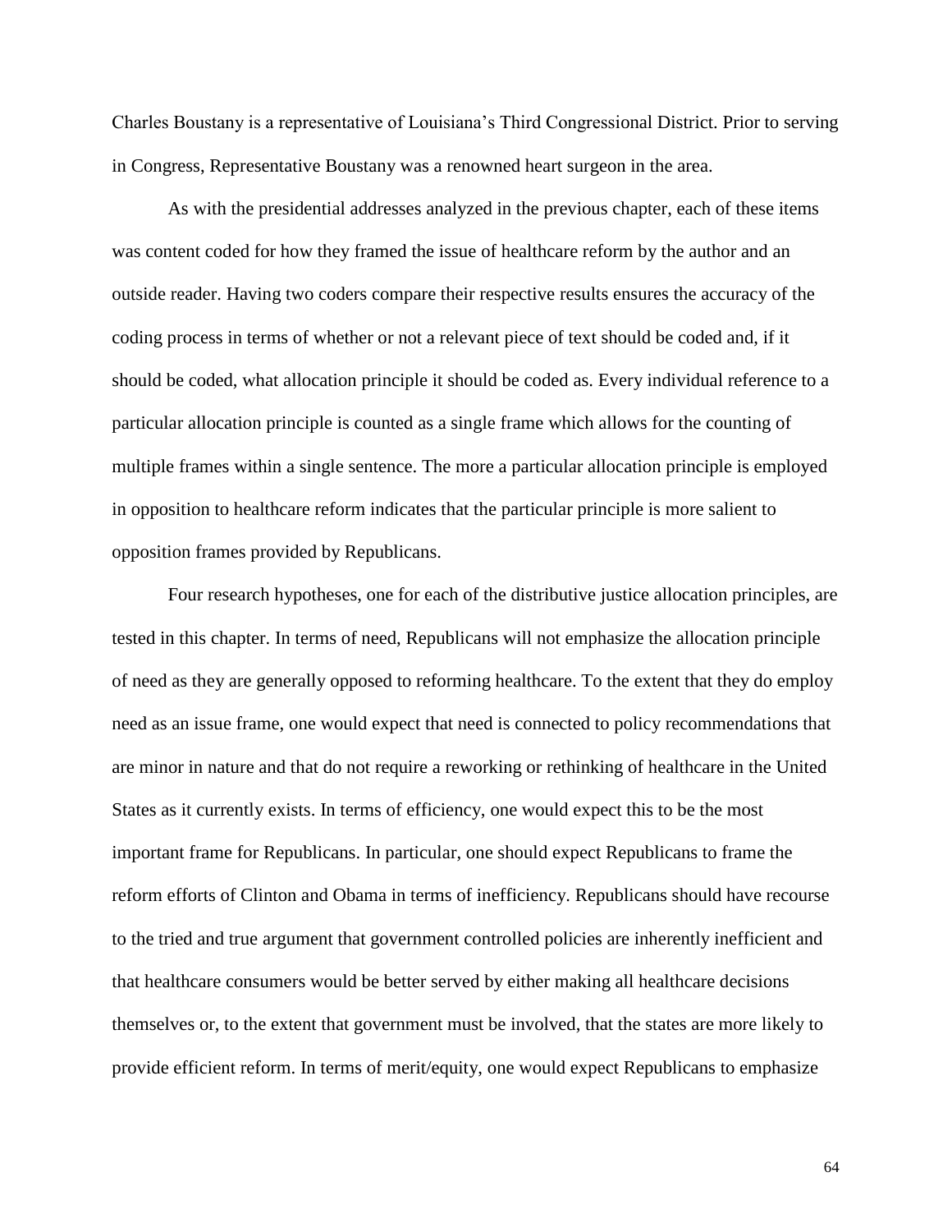Charles Boustany is a representative of Louisiana's Third Congressional District. Prior to serving in Congress, Representative Boustany was a renowned heart surgeon in the area.

As with the presidential addresses analyzed in the previous chapter, each of these items was content coded for how they framed the issue of healthcare reform by the author and an outside reader. Having two coders compare their respective results ensures the accuracy of the coding process in terms of whether or not a relevant piece of text should be coded and, if it should be coded, what allocation principle it should be coded as. Every individual reference to a particular allocation principle is counted as a single frame which allows for the counting of multiple frames within a single sentence. The more a particular allocation principle is employed in opposition to healthcare reform indicates that the particular principle is more salient to opposition frames provided by Republicans.

Four research hypotheses, one for each of the distributive justice allocation principles, are tested in this chapter. In terms of need, Republicans will not emphasize the allocation principle of need as they are generally opposed to reforming healthcare. To the extent that they do employ need as an issue frame, one would expect that need is connected to policy recommendations that are minor in nature and that do not require a reworking or rethinking of healthcare in the United States as it currently exists. In terms of efficiency, one would expect this to be the most important frame for Republicans. In particular, one should expect Republicans to frame the reform efforts of Clinton and Obama in terms of inefficiency. Republicans should have recourse to the tried and true argument that government controlled policies are inherently inefficient and that healthcare consumers would be better served by either making all healthcare decisions themselves or, to the extent that government must be involved, that the states are more likely to provide efficient reform. In terms of merit/equity, one would expect Republicans to emphasize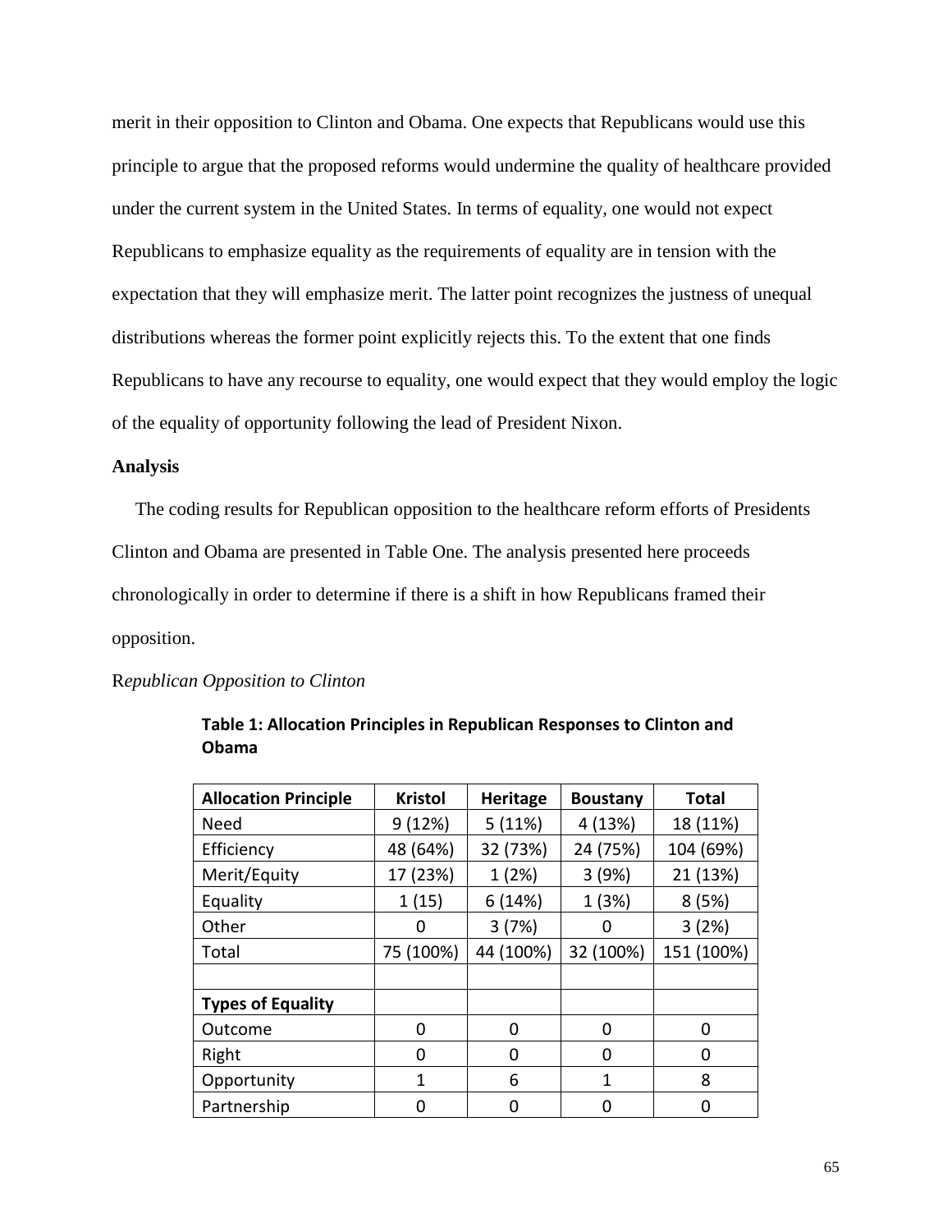merit in their opposition to Clinton and Obama. One expects that Republicans would use this principle to argue that the proposed reforms would undermine the quality of healthcare provided under the current system in the United States. In terms of equality, one would not expect Republicans to emphasize equality as the requirements of equality are in tension with the expectation that they will emphasize merit. The latter point recognizes the justness of unequal distributions whereas the former point explicitly rejects this. To the extent that one finds Republicans to have any recourse to equality, one would expect that they would employ the logic of the equality of opportunity following the lead of President Nixon.

**Analysis**

The coding results for Republican opposition to the healthcare reform efforts of Presidents Clinton and Obama are presented in Table One. The analysis presented here proceeds chronologically in order to determine if there is a shift in how Republicans framed their opposition.

*Republican Opposition to Clinton*

**Table 1: Allocation Principles in Republican Responses to Clinton and Obama**

| Allocation Principle | Kristol | Heritage | Boustany | Total |
|---|---|---|---|---|
| Need | 9 (12%) | 5 (11%) | 4 (13%) | 18 (11%) |
| Efficiency | 48 (64%) | 32 (73%) | 24 (75%) | 104 (69%) |
| Merit/Equity | 17 (23%) | 1 (2%) | 3 (9%) | 21 (13%) |
| Equality | 1 (15) | 6 (14%) | 1 (3%) | 8 (5%) |
| Other | 0 | 3 (7%) | 0 | 3 (2%) |
| Total | 75 (100%) | 44 (100%) | 32 (100%) | 151 (100%) |
| | | | | |
| **Types of Equality** | | | | |
| Outcome | 0 | 0 | 0 | 0 |
| Right | 0 | 0 | 0 | 0 |
| Opportunity | 1 | 6 | 1 | 8 |
| Partnership | 0 | 0 | 0 | 0 |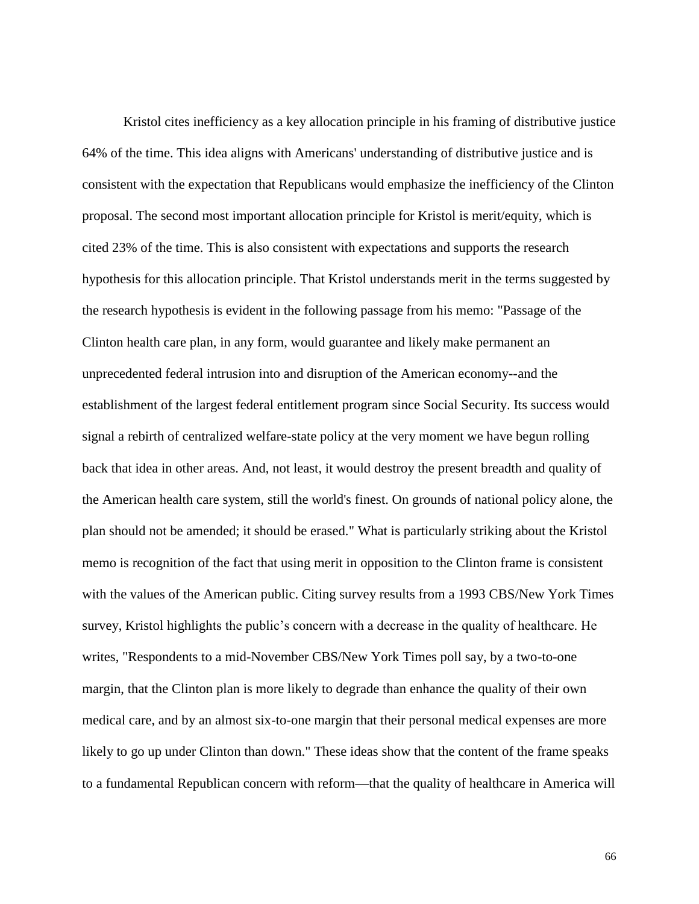Kristol cites inefficiency as a key allocation principle in his framing of distributive justice 64% of the time. This idea aligns with Americans' understanding of distributive justice and is consistent with the expectation that Republicans would emphasize the inefficiency of the Clinton proposal. The second most important allocation principle for Kristol is merit/equity, which is cited 23% of the time. This is also consistent with expectations and supports the research hypothesis for this allocation principle. That Kristol understands merit in the terms suggested by the research hypothesis is evident in the following passage from his memo: "Passage of the Clinton health care plan, in any form, would guarantee and likely make permanent an unprecedented federal intrusion into and disruption of the American economy--and the establishment of the largest federal entitlement program since Social Security. Its success would signal a rebirth of centralized welfare-state policy at the very moment we have begun rolling back that idea in other areas. And, not least, it would destroy the present breadth and quality of the American health care system, still the world's finest. On grounds of national policy alone, the plan should not be amended; it should be erased." What is particularly striking about the Kristol memo is recognition of the fact that using merit in opposition to the Clinton frame is consistent with the values of the American public. Citing survey results from a 1993 CBS/New York Times survey, Kristol highlights the public's concern with a decrease in the quality of healthcare. He writes, "Respondents to a mid-November CBS/New York Times poll say, by a two-to-one margin, that the Clinton plan is more likely to degrade than enhance the quality of their own medical care, and by an almost six-to-one margin that their personal medical expenses are more likely to go up under Clinton than down." These ideas show that the content of the frame speaks to a fundamental Republican concern with reform—that the quality of healthcare in America will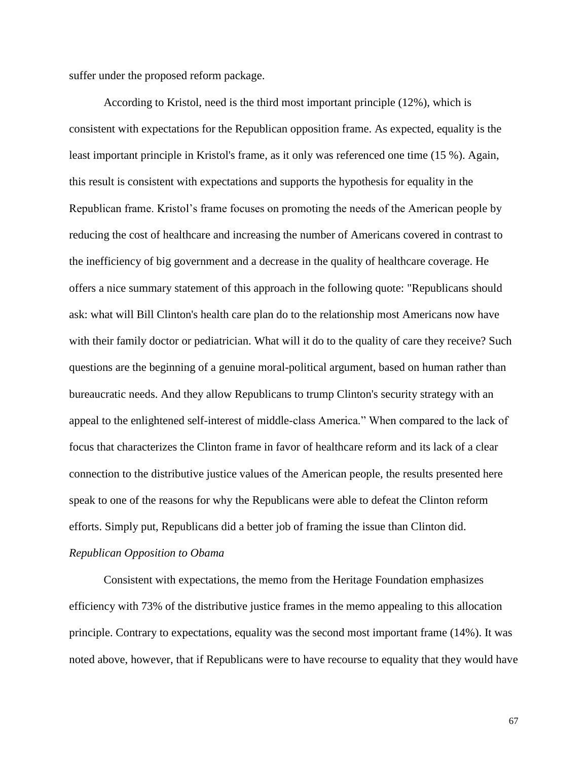suffer under the proposed reform package.

According to Kristol, need is the third most important principle (12%), which is consistent with expectations for the Republican opposition frame. As expected, equality is the least important principle in Kristol's frame, as it only was referenced one time (15 %). Again, this result is consistent with expectations and supports the hypothesis for equality in the Republican frame. Kristol's frame focuses on promoting the needs of the American people by reducing the cost of healthcare and increasing the number of Americans covered in contrast to the inefficiency of big government and a decrease in the quality of healthcare coverage. He offers a nice summary statement of this approach in the following quote: "Republicans should ask: what will Bill Clinton's health care plan do to the relationship most Americans now have with their family doctor or pediatrician. What will it do to the quality of care they receive? Such questions are the beginning of a genuine moral-political argument, based on human rather than bureaucratic needs. And they allow Republicans to trump Clinton's security strategy with an appeal to the enlightened self-interest of middle-class America." When compared to the lack of focus that characterizes the Clinton frame in favor of healthcare reform and its lack of a clear connection to the distributive justice values of the American people, the results presented here speak to one of the reasons for why the Republicans were able to defeat the Clinton reform efforts. Simply put, Republicans did a better job of framing the issue than Clinton did.

*Republican Opposition to Obama*

Consistent with expectations, the memo from the Heritage Foundation emphasizes efficiency with 73% of the distributive justice frames in the memo appealing to this allocation principle. Contrary to expectations, equality was the second most important frame (14%). It was noted above, however, that if Republicans were to have recourse to equality that they would have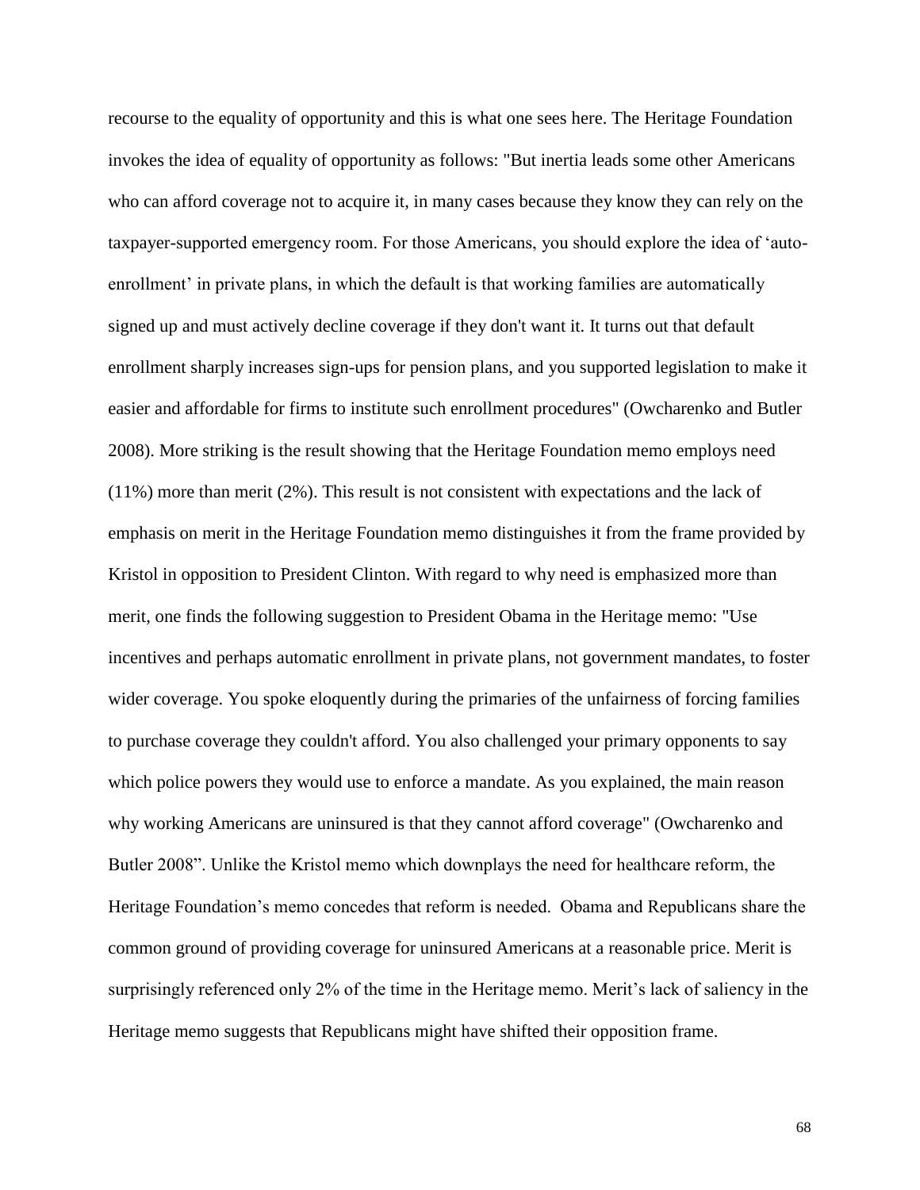recourse to the equality of opportunity and this is what one sees here. The Heritage Foundation invokes the idea of equality of opportunity as follows: "But inertia leads some other Americans who can afford coverage not to acquire it, in many cases because they know they can rely on the taxpayer-supported emergency room. For those Americans, you should explore the idea of 'auto-enrollment' in private plans, in which the default is that working families are automatically signed up and must actively decline coverage if they don't want it. It turns out that default enrollment sharply increases sign-ups for pension plans, and you supported legislation to make it easier and affordable for firms to institute such enrollment procedures" (Owcharenko and Butler 2008). More striking is the result showing that the Heritage Foundation memo employs need (11%) more than merit (2%). This result is not consistent with expectations and the lack of emphasis on merit in the Heritage Foundation memo distinguishes it from the frame provided by Kristol in opposition to President Clinton. With regard to why need is emphasized more than merit, one finds the following suggestion to President Obama in the Heritage memo: "Use incentives and perhaps automatic enrollment in private plans, not government mandates, to foster wider coverage. You spoke eloquently during the primaries of the unfairness of forcing families to purchase coverage they couldn't afford. You also challenged your primary opponents to say which police powers they would use to enforce a mandate. As you explained, the main reason why working Americans are uninsured is that they cannot afford coverage" (Owcharenko and Butler 2008". Unlike the Kristol memo which downplays the need for healthcare reform, the Heritage Foundation's memo concedes that reform is needed. Obama and Republicans share the common ground of providing coverage for uninsured Americans at a reasonable price. Merit is surprisingly referenced only 2% of the time in the Heritage memo. Merit's lack of saliency in the Heritage memo suggests that Republicans might have shifted their opposition frame.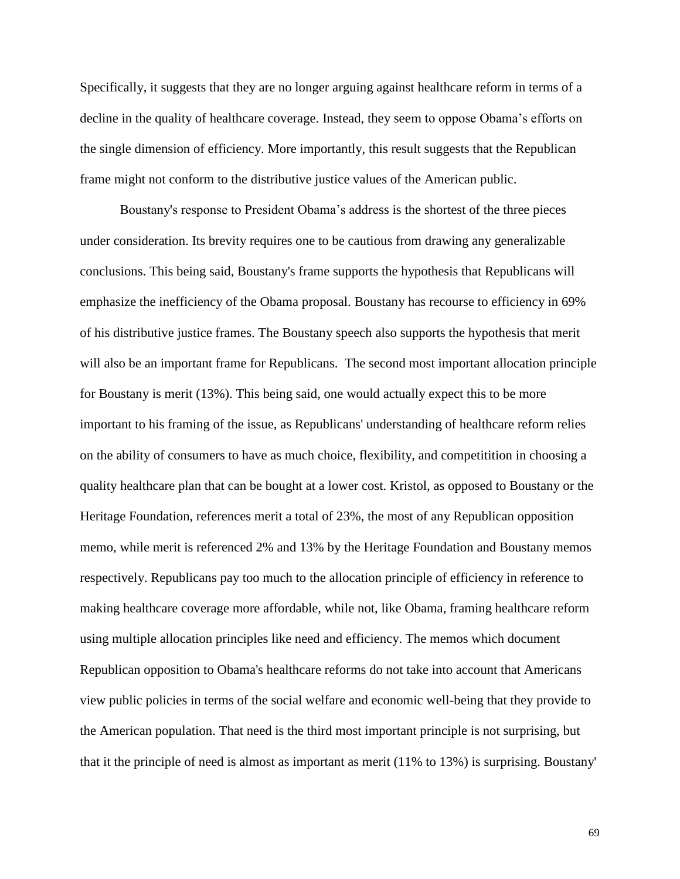Specifically, it suggests that they are no longer arguing against healthcare reform in terms of a decline in the quality of healthcare coverage. Instead, they seem to oppose Obama's efforts on the single dimension of efficiency. More importantly, this result suggests that the Republican frame might not conform to the distributive justice values of the American public.

Boustany's response to President Obama's address is the shortest of the three pieces under consideration. Its brevity requires one to be cautious from drawing any generalizable conclusions. This being said, Boustany's frame supports the hypothesis that Republicans will emphasize the inefficiency of the Obama proposal. Boustany has recourse to efficiency in 69% of his distributive justice frames. The Boustany speech also supports the hypothesis that merit will also be an important frame for Republicans. The second most important allocation principle for Boustany is merit (13%). This being said, one would actually expect this to be more important to his framing of the issue, as Republicans' understanding of healthcare reform relies on the ability of consumers to have as much choice, flexibility, and competitition in choosing a quality healthcare plan that can be bought at a lower cost. Kristol, as opposed to Boustany or the Heritage Foundation, references merit a total of 23%, the most of any Republican opposition memo, while merit is referenced 2% and 13% by the Heritage Foundation and Boustany memos respectively. Republicans pay too much to the allocation principle of efficiency in reference to making healthcare coverage more affordable, while not, like Obama, framing healthcare reform using multiple allocation principles like need and efficiency. The memos which document Republican opposition to Obama's healthcare reforms do not take into account that Americans view public policies in terms of the social welfare and economic well-being that they provide to the American population. That need is the third most important principle is not surprising, but that it the principle of need is almost as important as merit (11% to 13%) is surprising. Boustany'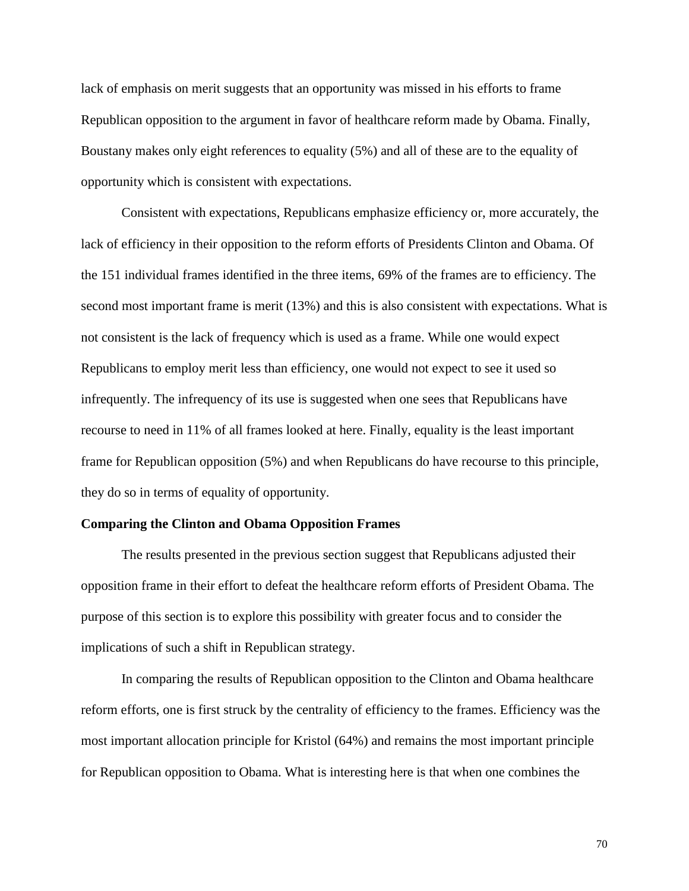lack of emphasis on merit suggests that an opportunity was missed in his efforts to frame Republican opposition to the argument in favor of healthcare reform made by Obama. Finally, Boustany makes only eight references to equality (5%) and all of these are to the equality of opportunity which is consistent with expectations.

Consistent with expectations, Republicans emphasize efficiency or, more accurately, the lack of efficiency in their opposition to the reform efforts of Presidents Clinton and Obama. Of the 151 individual frames identified in the three items, 69% of the frames are to efficiency. The second most important frame is merit (13%) and this is also consistent with expectations. What is not consistent is the lack of frequency which is used as a frame. While one would expect Republicans to employ merit less than efficiency, one would not expect to see it used so infrequently. The infrequency of its use is suggested when one sees that Republicans have recourse to need in 11% of all frames looked at here. Finally, equality is the least important frame for Republican opposition (5%) and when Republicans do have recourse to this principle, they do so in terms of equality of opportunity.

**Comparing the Clinton and Obama Opposition Frames**

The results presented in the previous section suggest that Republicans adjusted their opposition frame in their effort to defeat the healthcare reform efforts of President Obama. The purpose of this section is to explore this possibility with greater focus and to consider the implications of such a shift in Republican strategy.

In comparing the results of Republican opposition to the Clinton and Obama healthcare reform efforts, one is first struck by the centrality of efficiency to the frames. Efficiency was the most important allocation principle for Kristol (64%) and remains the most important principle for Republican opposition to Obama. What is interesting here is that when one combines the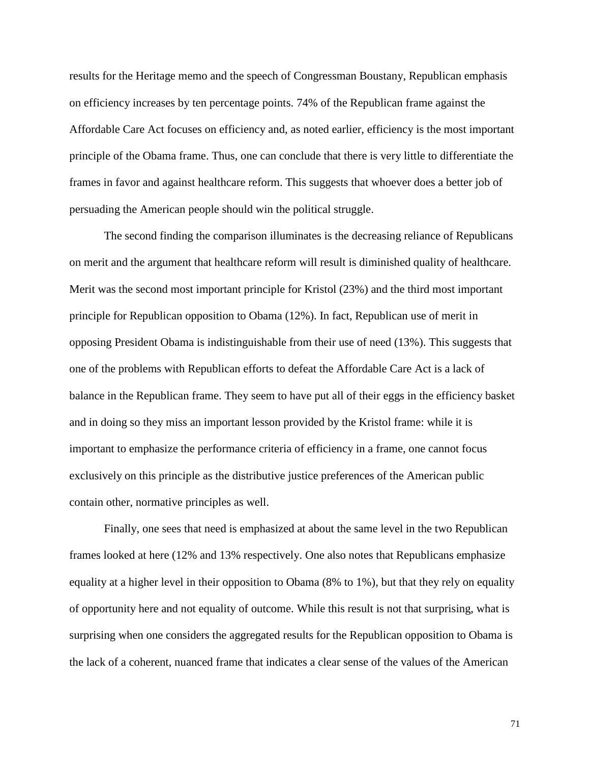results for the Heritage memo and the speech of Congressman Boustany, Republican emphasis on efficiency increases by ten percentage points. 74% of the Republican frame against the Affordable Care Act focuses on efficiency and, as noted earlier, efficiency is the most important principle of the Obama frame. Thus, one can conclude that there is very little to differentiate the frames in favor and against healthcare reform. This suggests that whoever does a better job of persuading the American people should win the political struggle.

The second finding the comparison illuminates is the decreasing reliance of Republicans on merit and the argument that healthcare reform will result is diminished quality of healthcare. Merit was the second most important principle for Kristol (23%) and the third most important principle for Republican opposition to Obama (12%). In fact, Republican use of merit in opposing President Obama is indistinguishable from their use of need (13%). This suggests that one of the problems with Republican efforts to defeat the Affordable Care Act is a lack of balance in the Republican frame. They seem to have put all of their eggs in the efficiency basket and in doing so they miss an important lesson provided by the Kristol frame: while it is important to emphasize the performance criteria of efficiency in a frame, one cannot focus exclusively on this principle as the distributive justice preferences of the American public contain other, normative principles as well.

Finally, one sees that need is emphasized at about the same level in the two Republican frames looked at here (12% and 13% respectively. One also notes that Republicans emphasize equality at a higher level in their opposition to Obama (8% to 1%), but that they rely on equality of opportunity here and not equality of outcome. While this result is not that surprising, what is surprising when one considers the aggregated results for the Republican opposition to Obama is the lack of a coherent, nuanced frame that indicates a clear sense of the values of the American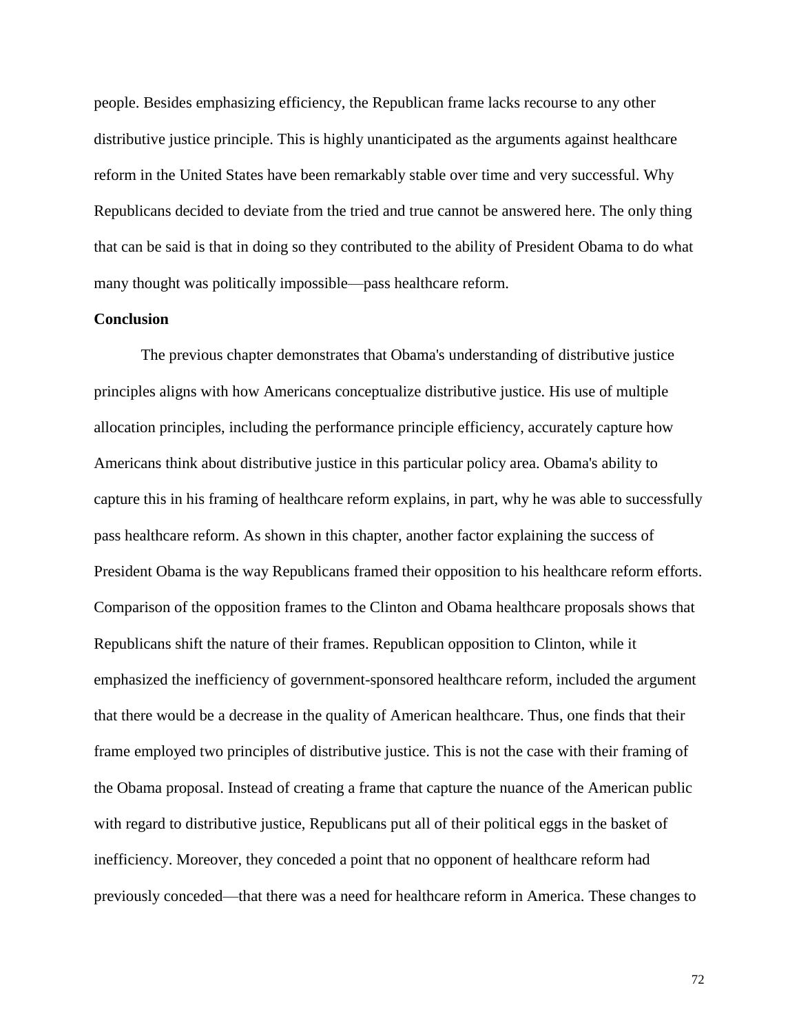people. Besides emphasizing efficiency, the Republican frame lacks recourse to any other distributive justice principle. This is highly unanticipated as the arguments against healthcare reform in the United States have been remarkably stable over time and very successful. Why Republicans decided to deviate from the tried and true cannot be answered here. The only thing that can be said is that in doing so they contributed to the ability of President Obama to do what many thought was politically impossible—pass healthcare reform.

**Conclusion**

The previous chapter demonstrates that Obama's understanding of distributive justice principles aligns with how Americans conceptualize distributive justice. His use of multiple allocation principles, including the performance principle efficiency, accurately capture how Americans think about distributive justice in this particular policy area. Obama's ability to capture this in his framing of healthcare reform explains, in part, why he was able to successfully pass healthcare reform. As shown in this chapter, another factor explaining the success of President Obama is the way Republicans framed their opposition to his healthcare reform efforts. Comparison of the opposition frames to the Clinton and Obama healthcare proposals shows that Republicans shift the nature of their frames. Republican opposition to Clinton, while it emphasized the inefficiency of government-sponsored healthcare reform, included the argument that there would be a decrease in the quality of American healthcare. Thus, one finds that their frame employed two principles of distributive justice. This is not the case with their framing of the Obama proposal. Instead of creating a frame that capture the nuance of the American public with regard to distributive justice, Republicans put all of their political eggs in the basket of inefficiency. Moreover, they conceded a point that no opponent of healthcare reform had previously conceded—that there was a need for healthcare reform in America. These changes to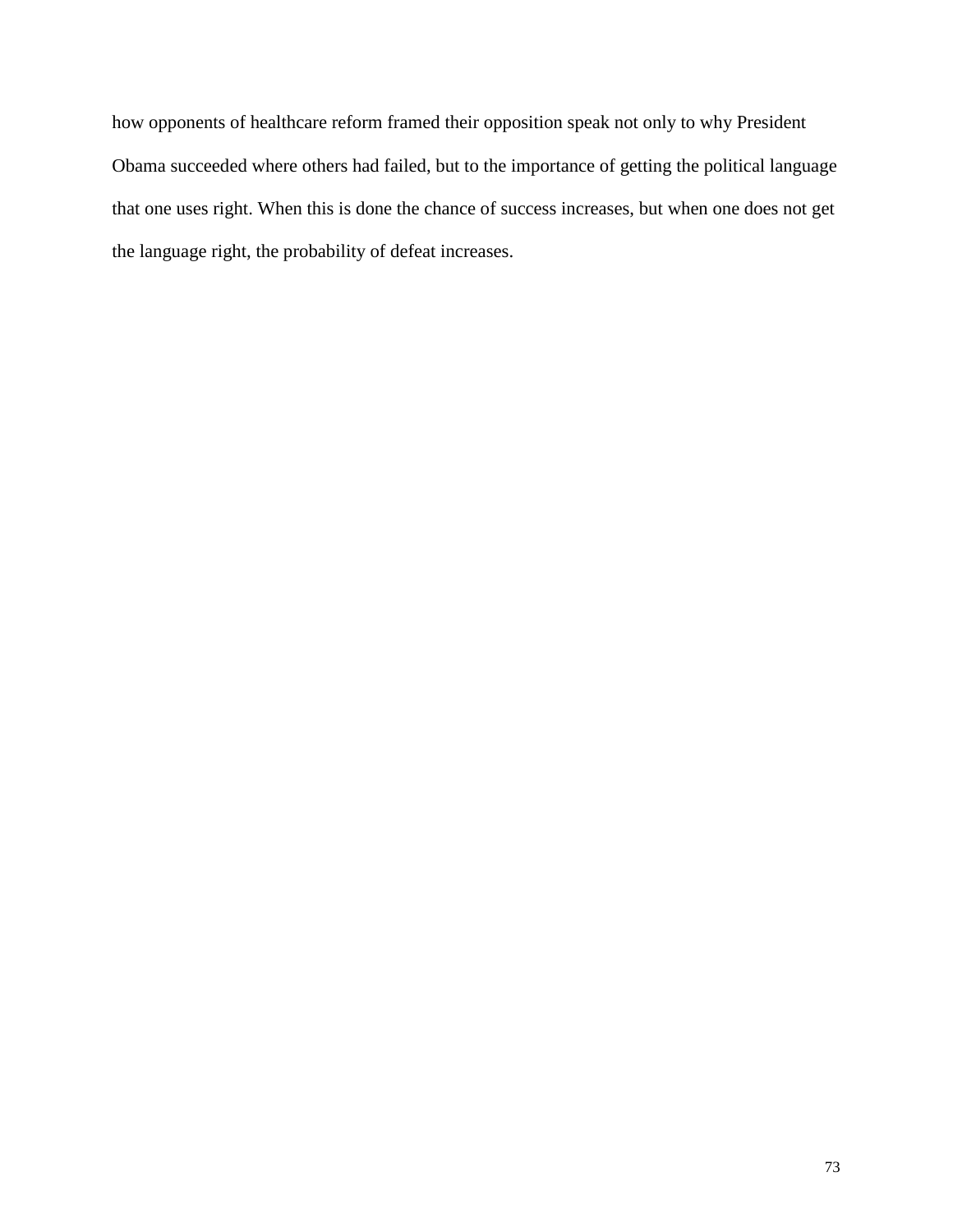how opponents of healthcare reform framed their opposition speak not only to why President Obama succeeded where others had failed, but to the importance of getting the political language that one uses right. When this is done the chance of success increases, but when one does not get the language right, the probability of defeat increases.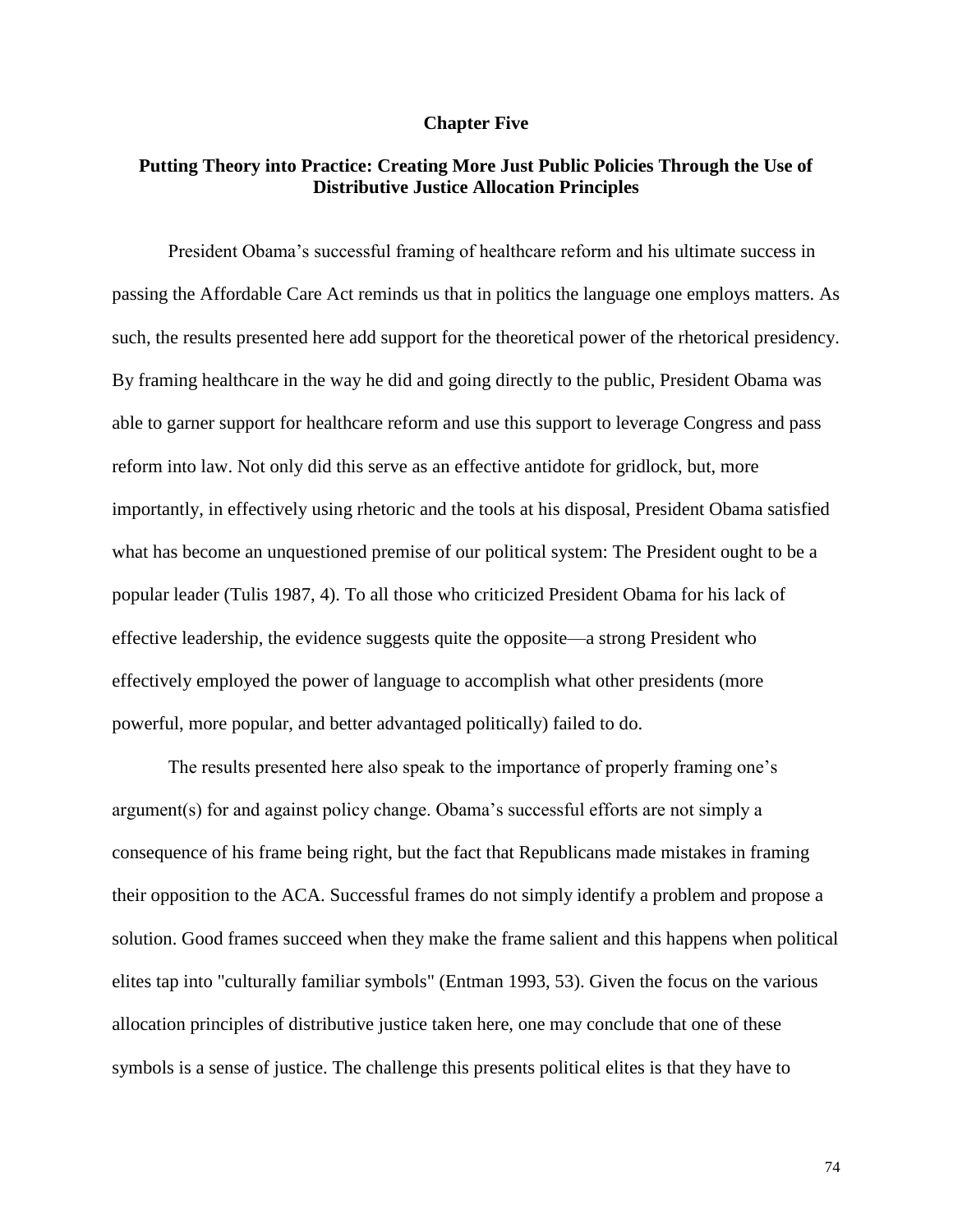# Chapter Five

## Putting Theory into Practice: Creating More Just Public Policies Through the Use of Distributive Justice Allocation Principles

President Obama's successful framing of healthcare reform and his ultimate success in passing the Affordable Care Act reminds us that in politics the language one employs matters. As such, the results presented here add support for the theoretical power of the rhetorical presidency. By framing healthcare in the way he did and going directly to the public, President Obama was able to garner support for healthcare reform and use this support to leverage Congress and pass reform into law. Not only did this serve as an effective antidote for gridlock, but, more importantly, in effectively using rhetoric and the tools at his disposal, President Obama satisfied what has become an unquestioned premise of our political system: The President ought to be a popular leader (Tulis 1987, 4). To all those who criticized President Obama for his lack of effective leadership, the evidence suggests quite the opposite—a strong President who effectively employed the power of language to accomplish what other presidents (more powerful, more popular, and better advantaged politically) failed to do.

The results presented here also speak to the importance of properly framing one's argument(s) for and against policy change. Obama's successful efforts are not simply a consequence of his frame being right, but the fact that Republicans made mistakes in framing their opposition to the ACA. Successful frames do not simply identify a problem and propose a solution. Good frames succeed when they make the frame salient and this happens when political elites tap into "culturally familiar symbols" (Entman 1993, 53). Given the focus on the various allocation principles of distributive justice taken here, one may conclude that one of these symbols is a sense of justice. The challenge this presents political elites is that they have to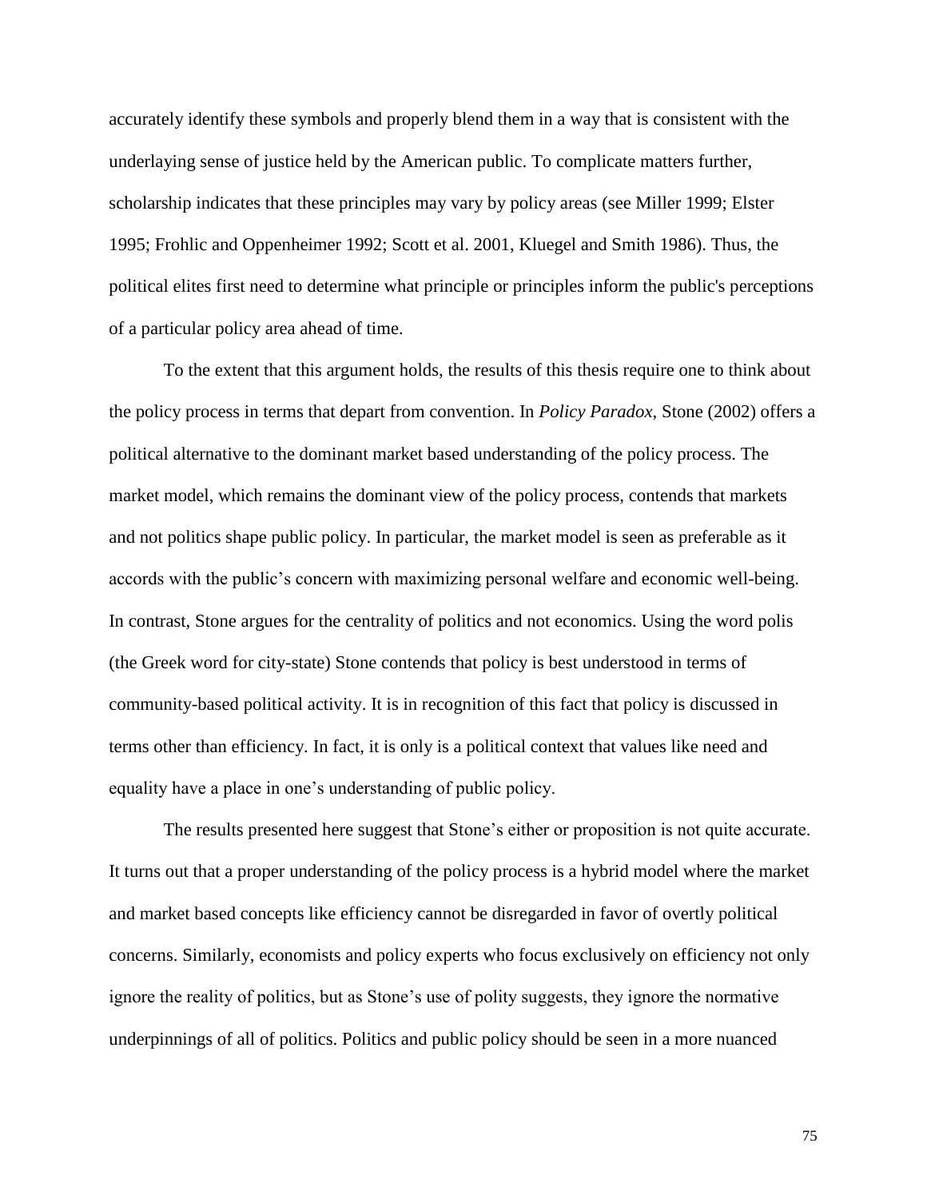accurately identify these symbols and properly blend them in a way that is consistent with the underlaying sense of justice held by the American public. To complicate matters further, scholarship indicates that these principles may vary by policy areas (see Miller 1999; Elster 1995; Frohlic and Oppenheimer 1992; Scott et al. 2001, Kluegel and Smith 1986). Thus, the political elites first need to determine what principle or principles inform the public's perceptions of a particular policy area ahead of time.

To the extent that this argument holds, the results of this thesis require one to think about the policy process in terms that depart from convention. In *Policy Paradox*, Stone (2002) offers a political alternative to the dominant market based understanding of the policy process. The market model, which remains the dominant view of the policy process, contends that markets and not politics shape public policy. In particular, the market model is seen as preferable as it accords with the public's concern with maximizing personal welfare and economic well-being. In contrast, Stone argues for the centrality of politics and not economics. Using the word polis (the Greek word for city-state) Stone contends that policy is best understood in terms of community-based political activity. It is in recognition of this fact that policy is discussed in terms other than efficiency. In fact, it is only is a political context that values like need and equality have a place in one's understanding of public policy.

The results presented here suggest that Stone's either or proposition is not quite accurate. It turns out that a proper understanding of the policy process is a hybrid model where the market and market based concepts like efficiency cannot be disregarded in favor of overtly political concerns. Similarly, economists and policy experts who focus exclusively on efficiency not only ignore the reality of politics, but as Stone's use of polity suggests, they ignore the normative underpinnings of all of politics. Politics and public policy should be seen in a more nuanced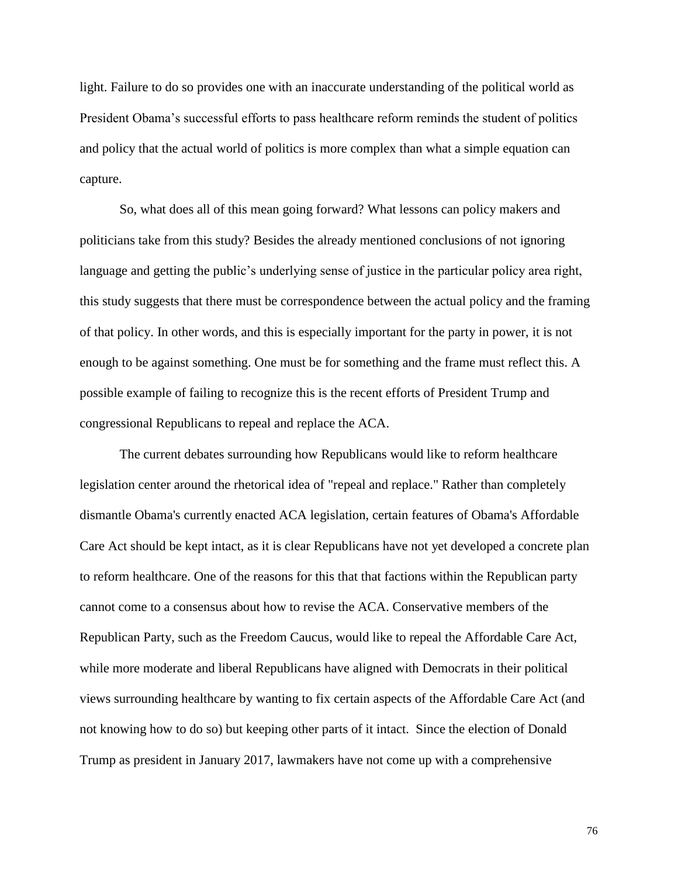light. Failure to do so provides one with an inaccurate understanding of the political world as President Obama's successful efforts to pass healthcare reform reminds the student of politics and policy that the actual world of politics is more complex than what a simple equation can capture.

So, what does all of this mean going forward? What lessons can policy makers and politicians take from this study? Besides the already mentioned conclusions of not ignoring language and getting the public's underlying sense of justice in the particular policy area right, this study suggests that there must be correspondence between the actual policy and the framing of that policy. In other words, and this is especially important for the party in power, it is not enough to be against something. One must be for something and the frame must reflect this. A possible example of failing to recognize this is the recent efforts of President Trump and congressional Republicans to repeal and replace the ACA.

The current debates surrounding how Republicans would like to reform healthcare legislation center around the rhetorical idea of "repeal and replace." Rather than completely dismantle Obama's currently enacted ACA legislation, certain features of Obama's Affordable Care Act should be kept intact, as it is clear Republicans have not yet developed a concrete plan to reform healthcare. One of the reasons for this that that factions within the Republican party cannot come to a consensus about how to revise the ACA. Conservative members of the Republican Party, such as the Freedom Caucus, would like to repeal the Affordable Care Act, while more moderate and liberal Republicans have aligned with Democrats in their political views surrounding healthcare by wanting to fix certain aspects of the Affordable Care Act (and not knowing how to do so) but keeping other parts of it intact. Since the election of Donald Trump as president in January 2017, lawmakers have not come up with a comprehensive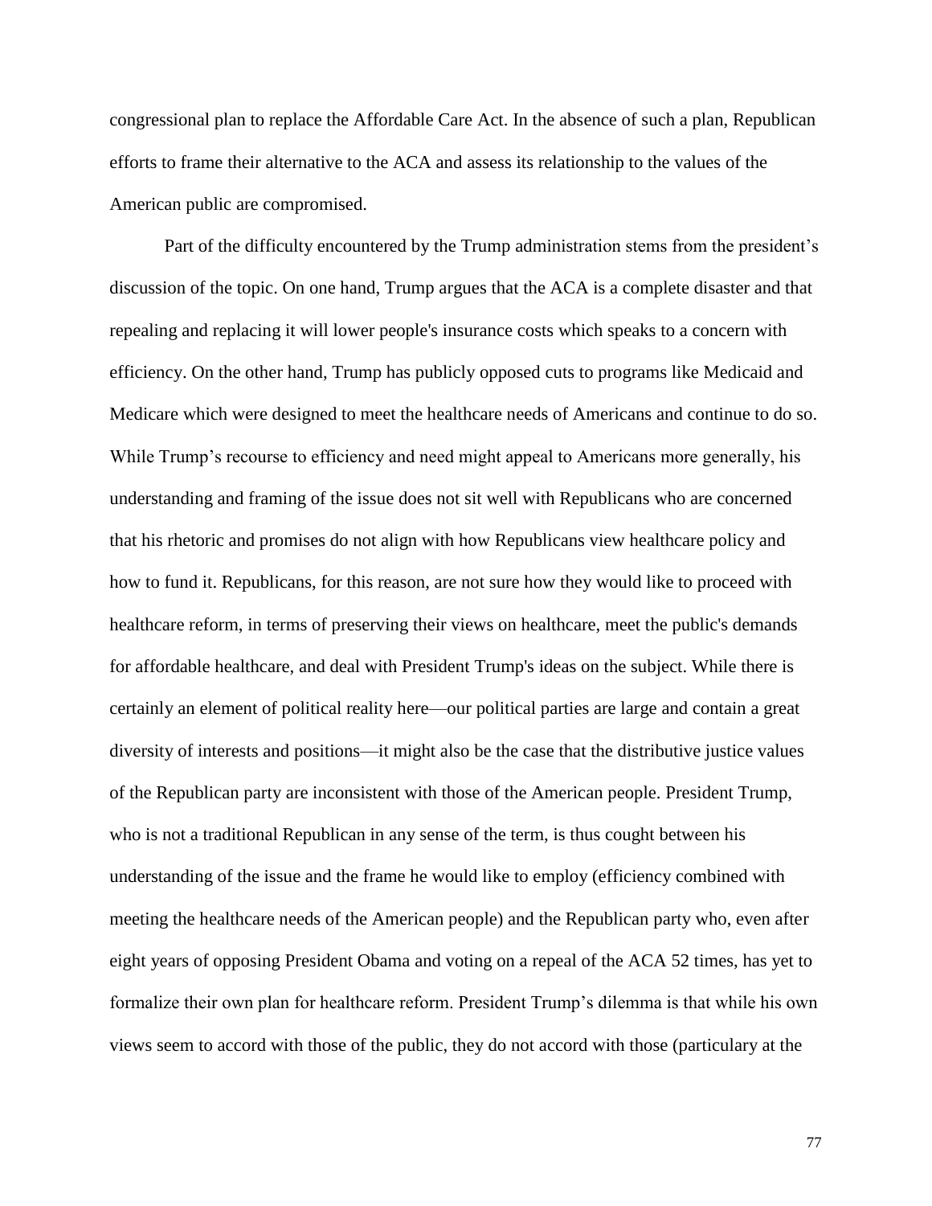congressional plan to replace the Affordable Care Act. In the absence of such a plan, Republican efforts to frame their alternative to the ACA and assess its relationship to the values of the American public are compromised.

Part of the difficulty encountered by the Trump administration stems from the president's discussion of the topic. On one hand, Trump argues that the ACA is a complete disaster and that repealing and replacing it will lower people's insurance costs which speaks to a concern with efficiency. On the other hand, Trump has publicly opposed cuts to programs like Medicaid and Medicare which were designed to meet the healthcare needs of Americans and continue to do so. While Trump's recourse to efficiency and need might appeal to Americans more generally, his understanding and framing of the issue does not sit well with Republicans who are concerned that his rhetoric and promises do not align with how Republicans view healthcare policy and how to fund it. Republicans, for this reason, are not sure how they would like to proceed with healthcare reform, in terms of preserving their views on healthcare, meet the public's demands for affordable healthcare, and deal with President Trump's ideas on the subject. While there is certainly an element of political reality here—our political parties are large and contain a great diversity of interests and positions—it might also be the case that the distributive justice values of the Republican party are inconsistent with those of the American people. President Trump, who is not a traditional Republican in any sense of the term, is thus caught between his understanding of the issue and the frame he would like to employ (efficiency combined with meeting the healthcare needs of the American people) and the Republican party who, even after eight years of opposing President Obama and voting on a repeal of the ACA 52 times, has yet to formalize their own plan for healthcare reform. President Trump's dilemma is that while his own views seem to accord with those of the public, they do not accord with those (particulary at the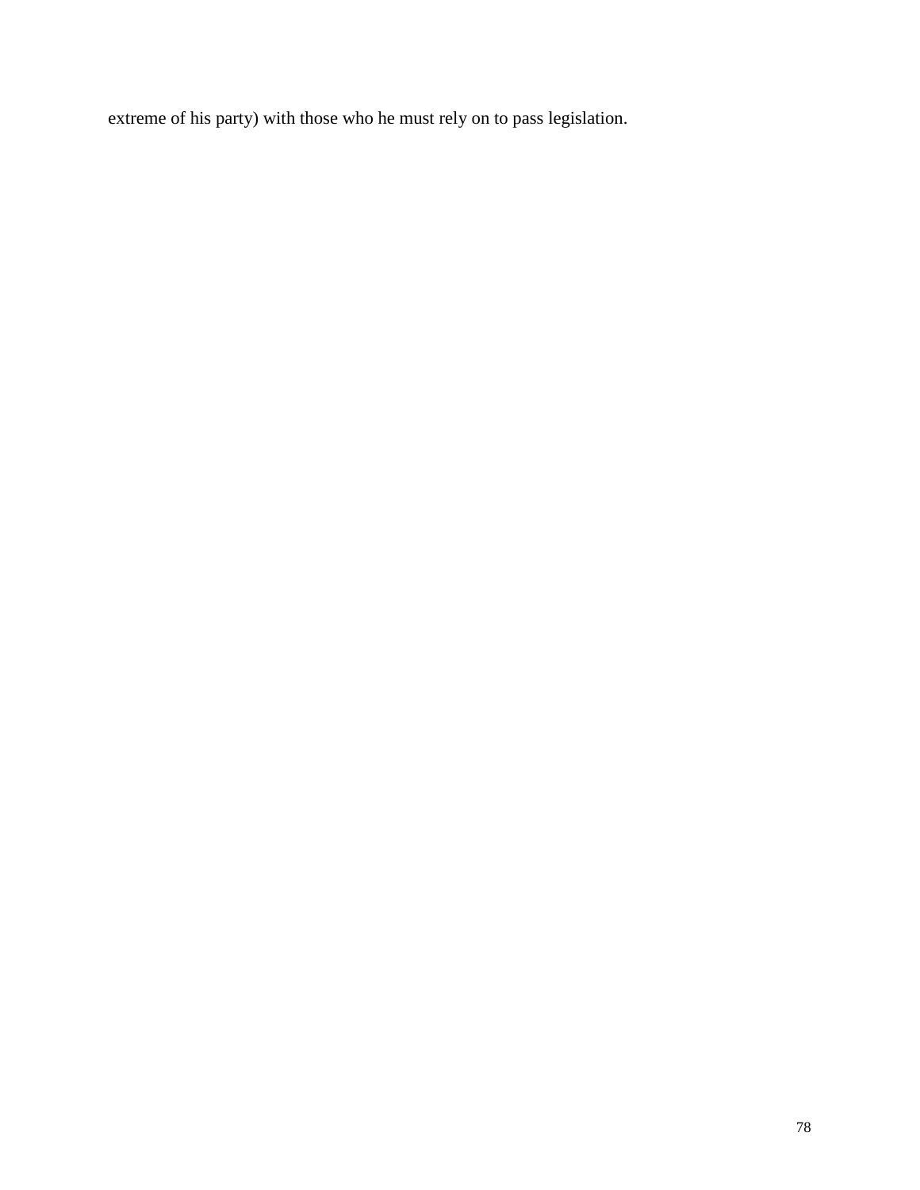extreme of his party) with those who he must rely on to pass legislation.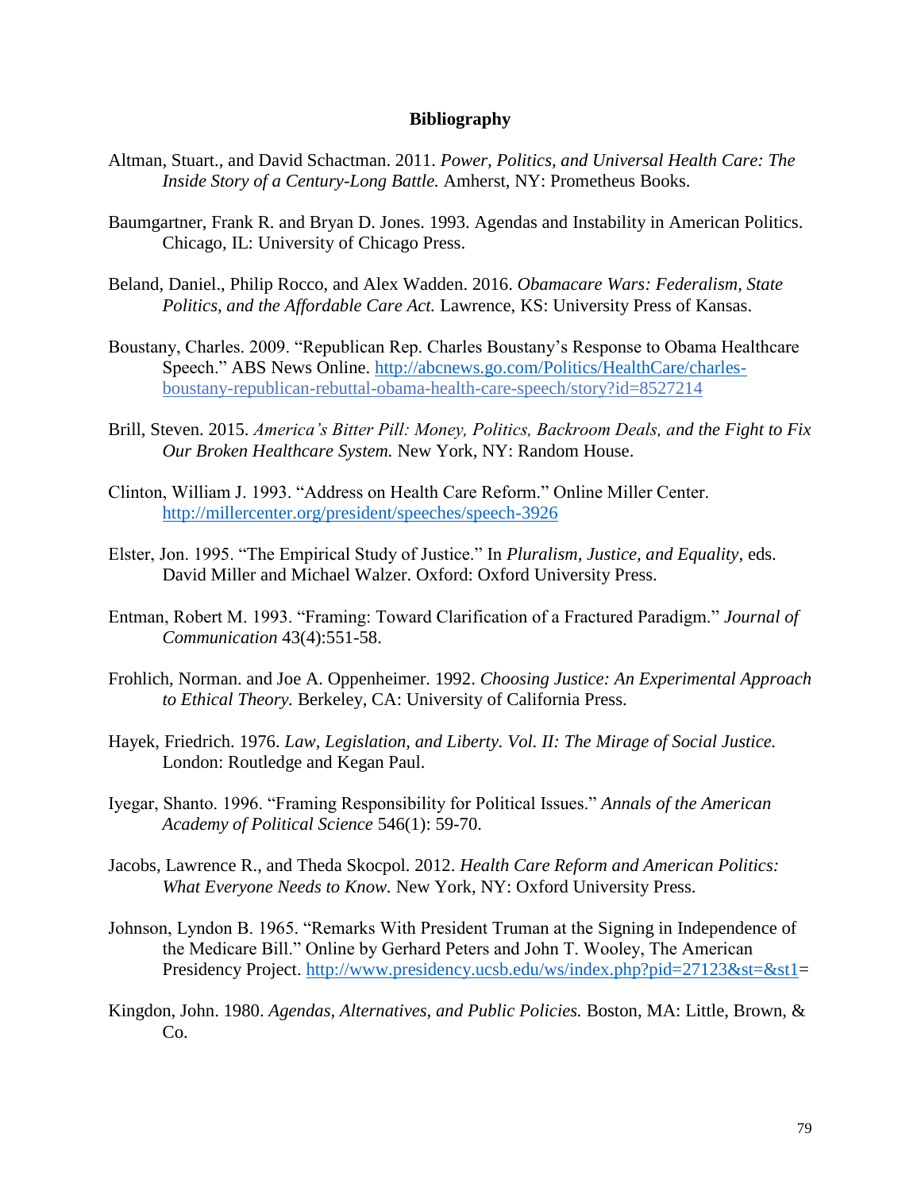# Bibliography

Altman, Stuart., and David Schactman. 2011. *Power, Politics, and Universal Health Care: The Inside Story of a Century-Long Battle.* Amherst, NY: Prometheus Books.

Baumgartner, Frank R. and Bryan D. Jones. 1993. Agendas and Instability in American Politics. Chicago, IL: University of Chicago Press.

Beland, Daniel., Philip Rocco, and Alex Wadden. 2016. *Obamacare Wars: Federalism, State Politics, and the Affordable Care Act.* Lawrence, KS: University Press of Kansas.

Boustany, Charles. 2009. "Republican Rep. Charles Boustany's Response to Obama Healthcare Speech." ABS News Online. http://abcnews.go.com/Politics/HealthCare/charles-boustany-republican-rebuttal-obama-health-care-speech/story?id=8527214

Brill, Steven. 2015. *America's Bitter Pill: Money, Politics, Backroom Deals, and the Fight to Fix Our Broken Healthcare System.* New York, NY: Random House.

Clinton, William J. 1993. "Address on Health Care Reform." Online Miller Center. http://millercenter.org/president/speeches/speech-3926

Elster, Jon. 1995. "The Empirical Study of Justice." In *Pluralism, Justice, and Equality*, eds. David Miller and Michael Walzer. Oxford: Oxford University Press.

Entman, Robert M. 1993. "Framing: Toward Clarification of a Fractured Paradigm." *Journal of Communication* 43(4):551-58.

Frohlich, Norman. and Joe A. Oppenheimer. 1992. *Choosing Justice: An Experimental Approach to Ethical Theory.* Berkeley, CA: University of California Press.

Hayek, Friedrich. 1976. *Law, Legislation, and Liberty. Vol. II: The Mirage of Social Justice.* London: Routledge and Kegan Paul.

Iyegar, Shanto. 1996. "Framing Responsibility for Political Issues." *Annals of the American Academy of Political Science* 546(1): 59-70.

Jacobs, Lawrence R., and Theda Skocpol. 2012. *Health Care Reform and American Politics: What Everyone Needs to Know.* New York, NY: Oxford University Press.

Johnson, Lyndon B. 1965. "Remarks With President Truman at the Signing in Independence of the Medicare Bill." Online by Gerhard Peters and John T. Wooley, The American Presidency Project. http://www.presidency.ucsb.edu/ws/index.php?pid=27123&st=&st1=

Kingdon, John. 1980. *Agendas, Alternatives, and Public Policies.* Boston, MA: Little, Brown, & Co.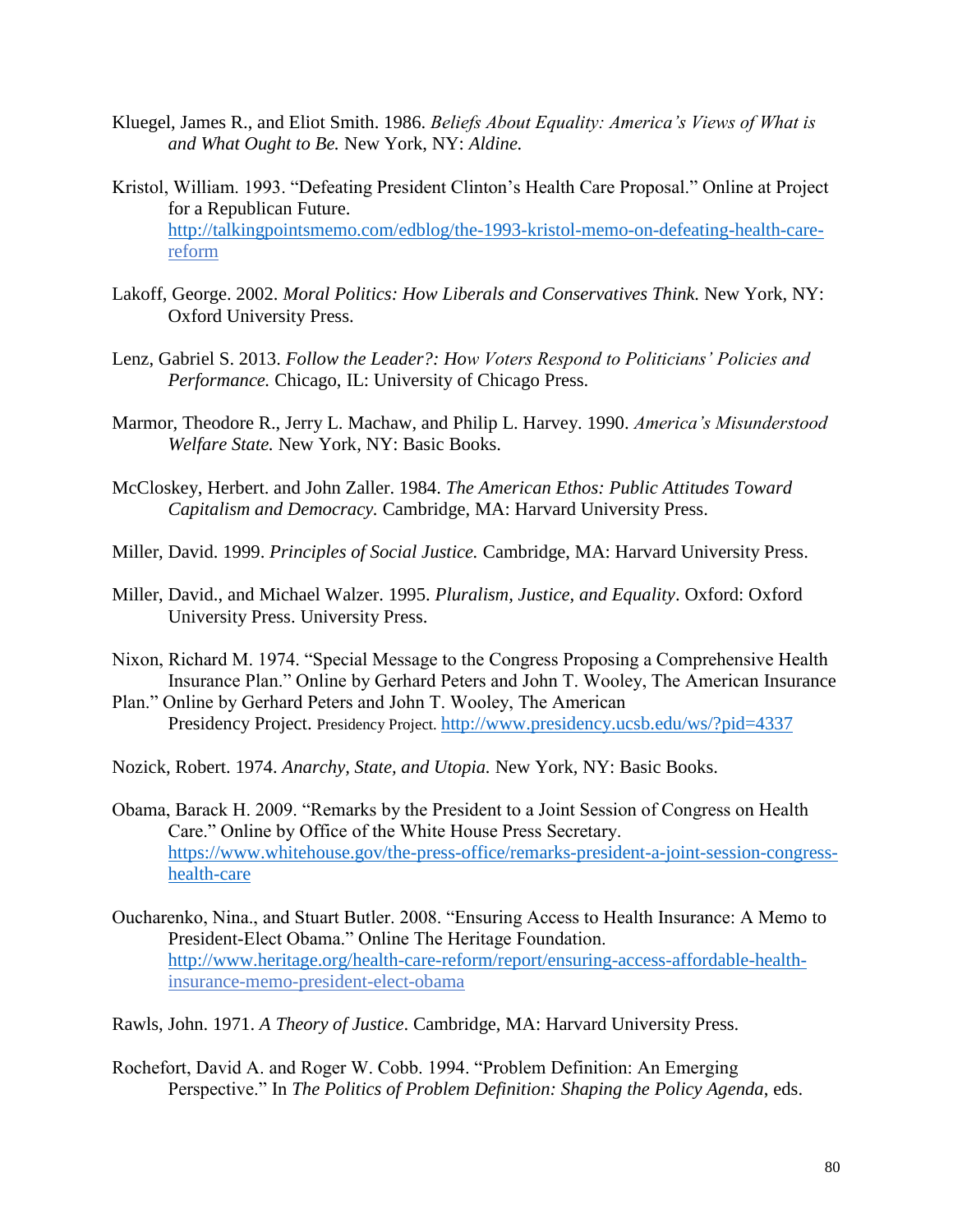Kluegel, James R., and Eliot Smith. 1986. *Beliefs About Equality: America's Views of What is and What Ought to Be.* New York, NY: *Aldine.*

Kristol, William. 1993. "Defeating President Clinton's Health Care Proposal." Online at Project for a Republican Future. http://talkingpointsmemo.com/edblog/the-1993-kristol-memo-on-defeating-health-care-reform

Lakoff, George. 2002. *Moral Politics: How Liberals and Conservatives Think.* New York, NY: Oxford University Press.

Lenz, Gabriel S. 2013. *Follow the Leader?: How Voters Respond to Politicians' Policies and Performance.* Chicago, IL: University of Chicago Press.

Marmor, Theodore R., Jerry L. Machaw, and Philip L. Harvey. 1990. *America's Misunderstood Welfare State.* New York, NY: Basic Books.

McCloskey, Herbert. and John Zaller. 1984. *The American Ethos: Public Attitudes Toward Capitalism and Democracy.* Cambridge, MA: Harvard University Press.

Miller, David. 1999. *Principles of Social Justice.* Cambridge, MA: Harvard University Press.

Miller, David., and Michael Walzer. 1995. *Pluralism, Justice, and Equality*. Oxford: Oxford University Press. University Press.

Nixon, Richard M. 1974. "Special Message to the Congress Proposing a Comprehensive Health Insurance Plan." Online by Gerhard Peters and John T. Wooley, The American Insurance Plan." Online by Gerhard Peters and John T. Wooley, The American Presidency Project. Presidency Project. http://www.presidency.ucsb.edu/ws/?pid=4337

Nozick, Robert. 1974. *Anarchy, State, and Utopia.* New York, NY: Basic Books.

Obama, Barack H. 2009. "Remarks by the President to a Joint Session of Congress on Health Care." Online by Office of the White House Press Secretary. https://www.whitehouse.gov/the-press-office/remarks-president-a-joint-session-congress-health-care

Oucharenko, Nina., and Stuart Butler. 2008. "Ensuring Access to Health Insurance: A Memo to President-Elect Obama." Online The Heritage Foundation. http://www.heritage.org/health-care-reform/report/ensuring-access-affordable-health-insurance-memo-president-elect-obama

Rawls, John. 1971. *A Theory of Justice*. Cambridge, MA: Harvard University Press.

Rochefort, David A. and Roger W. Cobb. 1994. "Problem Definition: An Emerging Perspective." In *The Politics of Problem Definition: Shaping the Policy Agenda*, eds.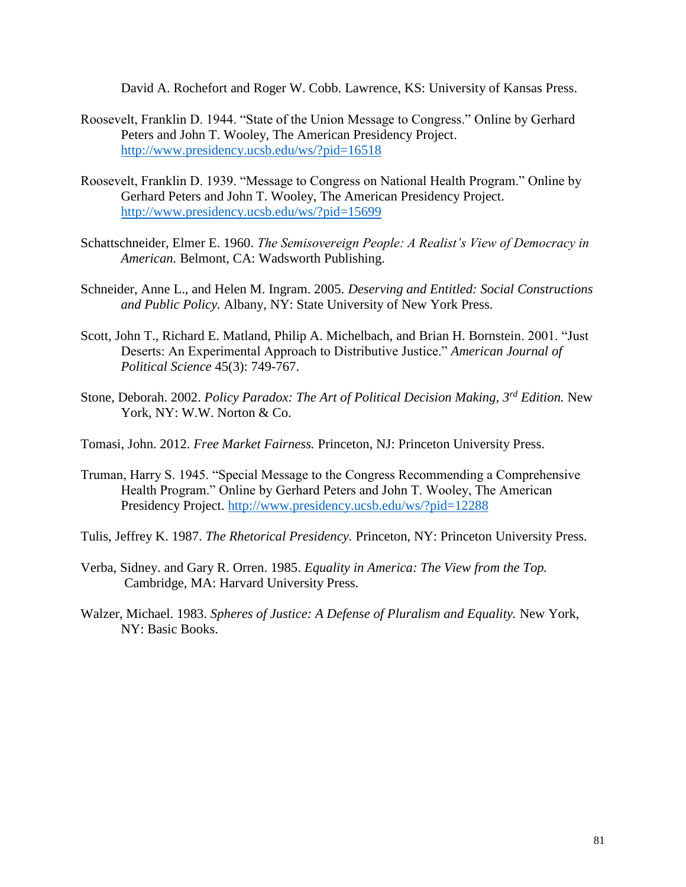David A. Rochefort and Roger W. Cobb. Lawrence, KS: University of Kansas Press.

Roosevelt, Franklin D. 1944. "State of the Union Message to Congress." Online by Gerhard Peters and John T. Wooley, The American Presidency Project. http://www.presidency.ucsb.edu/ws/?pid=16518

Roosevelt, Franklin D. 1939. "Message to Congress on National Health Program." Online by Gerhard Peters and John T. Wooley, The American Presidency Project. http://www.presidency.ucsb.edu/ws/?pid=15699

Schattschneider, Elmer E. 1960. *The Semisovereign People: A Realist's View of Democracy in American.* Belmont, CA: Wadsworth Publishing.

Schneider, Anne L., and Helen M. Ingram. 2005. *Deserving and Entitled: Social Constructions and Public Policy.* Albany, NY: State University of New York Press.

Scott, John T., Richard E. Matland, Philip A. Michelbach, and Brian H. Bornstein. 2001. "Just Deserts: An Experimental Approach to Distributive Justice." *American Journal of Political Science* 45(3): 749-767.

Stone, Deborah. 2002. *Policy Paradox: The Art of Political Decision Making, 3rd Edition.* New York, NY: W.W. Norton & Co.

Tomasi, John. 2012. *Free Market Fairness.* Princeton, NJ: Princeton University Press.

Truman, Harry S. 1945. "Special Message to the Congress Recommending a Comprehensive Health Program." Online by Gerhard Peters and John T. Wooley, The American Presidency Project. http://www.presidency.ucsb.edu/ws/?pid=12288

Tulis, Jeffrey K. 1987. *The Rhetorical Presidency.* Princeton, NY: Princeton University Press.

Verba, Sidney. and Gary R. Orren. 1985. *Equality in America: The View from the Top.* Cambridge, MA: Harvard University Press.

Walzer, Michael. 1983. *Spheres of Justice: A Defense of Pluralism and Equality.* New York, NY: Basic Books.